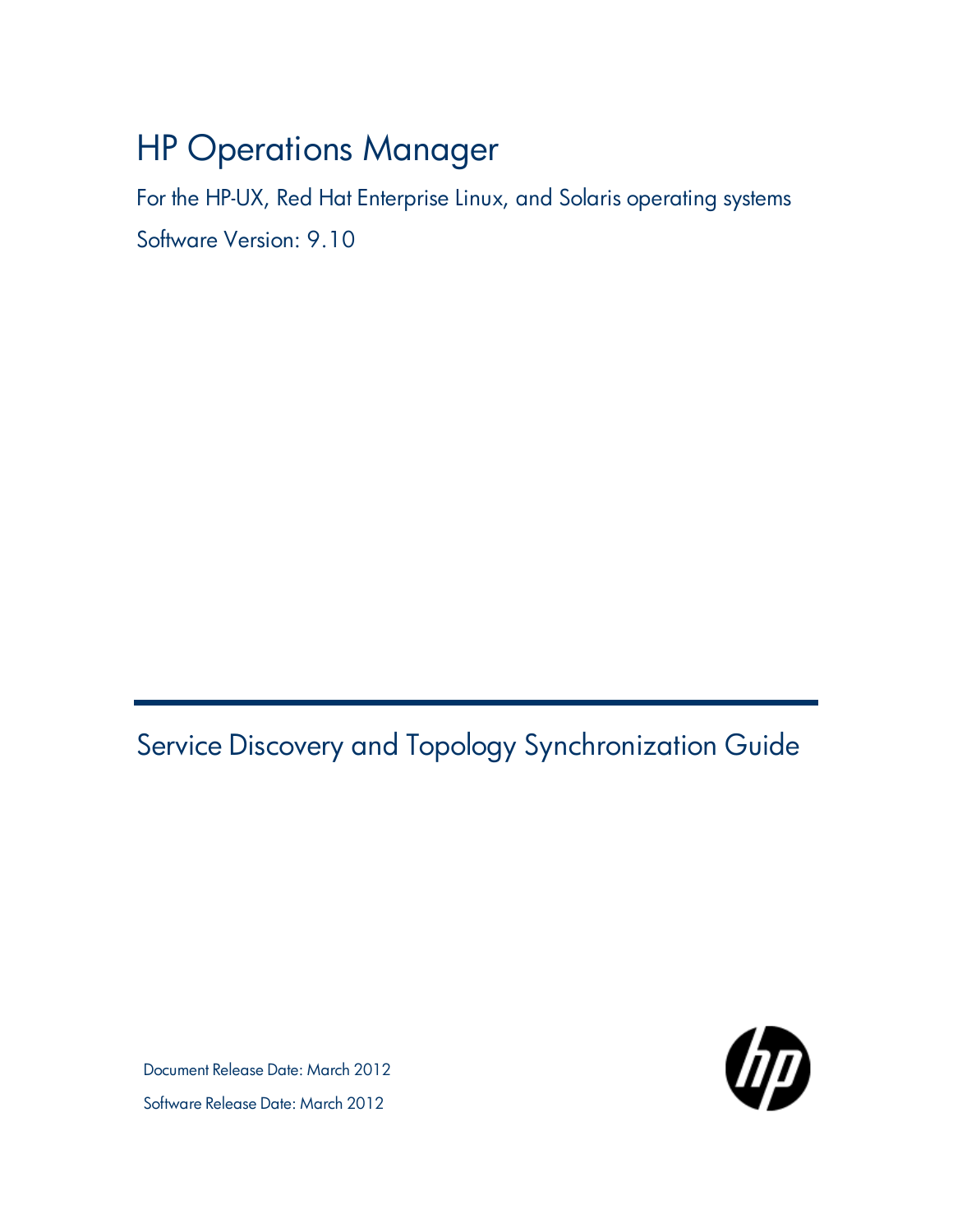# HP Operations Manager

For the HP-UX, Red Hat Enterprise Linux, and Solaris operating systems

Software Version: 9.10

## Service Discovery and Topology Synchronization Guide

Document Release Date: March 2012

Software Release Date: March 2012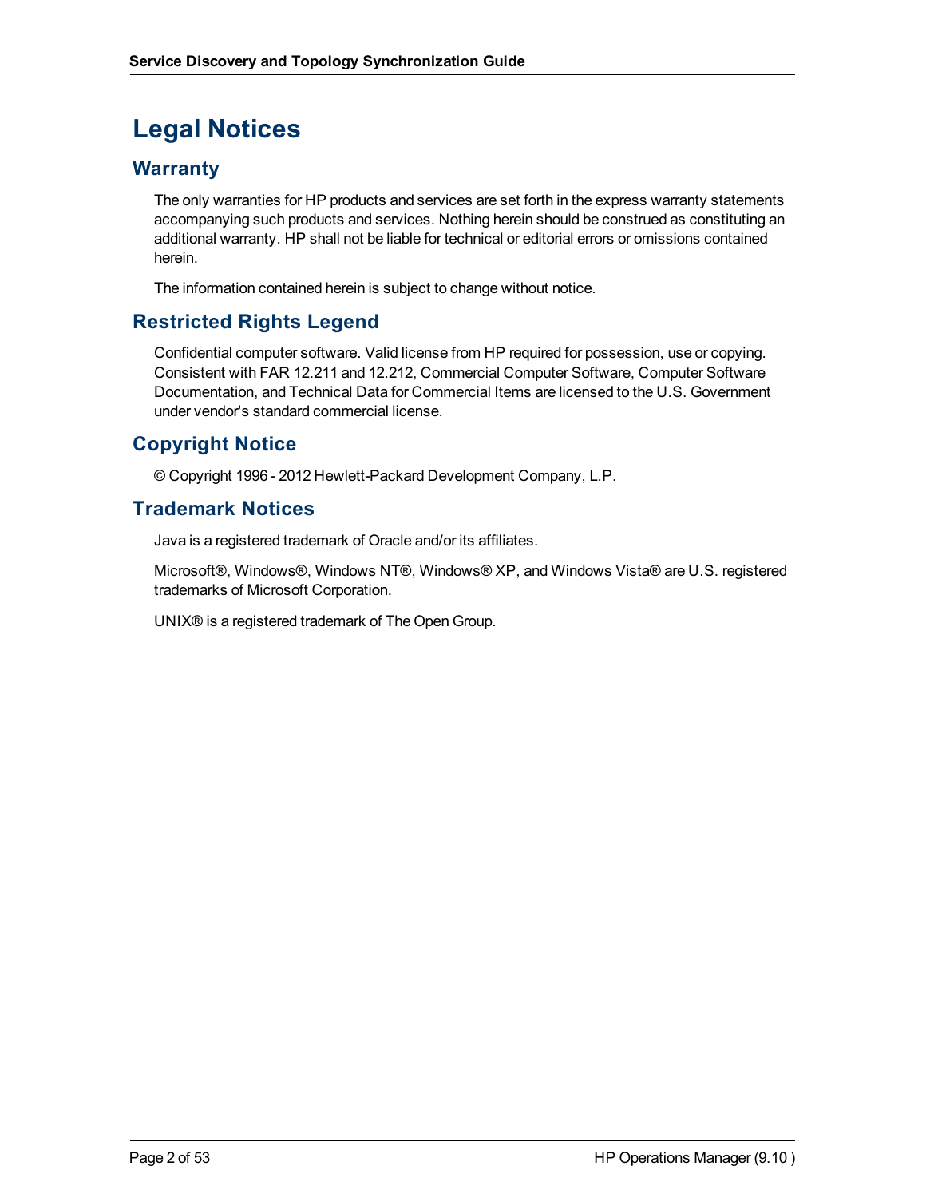# Legal Notices

## Warranty

The only warranties for HP products and services are set forth in the express warranty statements accompanying such products and services. Nothing herein should be construed as constituting an additional warranty. HP shall not be liable for technical or editorial errors or omissions contained herein.

The information contained herein is subject to change without notice.

## Restricted Rights Legend

Confidential computer software. Valid license from HP required for possession, use or copying. Consistent with FAR 12.211 and 12.212, Commercial Computer Software, Computer Software Documentation, and Technical Data for Commercial Items are licensed to the U.S. Government under vendor's standard commercial license.

## Copyright Notice

© Copyright 1996 - 2012 Hewlett-Packard Development Company, L.P.

## Trademark Notices

Java is a registered trademark of Oracle and/or its affiliates.

Microsoft®, Windows®, Windows NT®, Windows® XP, and Windows Vista® are U.S. registered trademarks of Microsoft Corporation.

UNIX® is a registered trademark of The Open Group.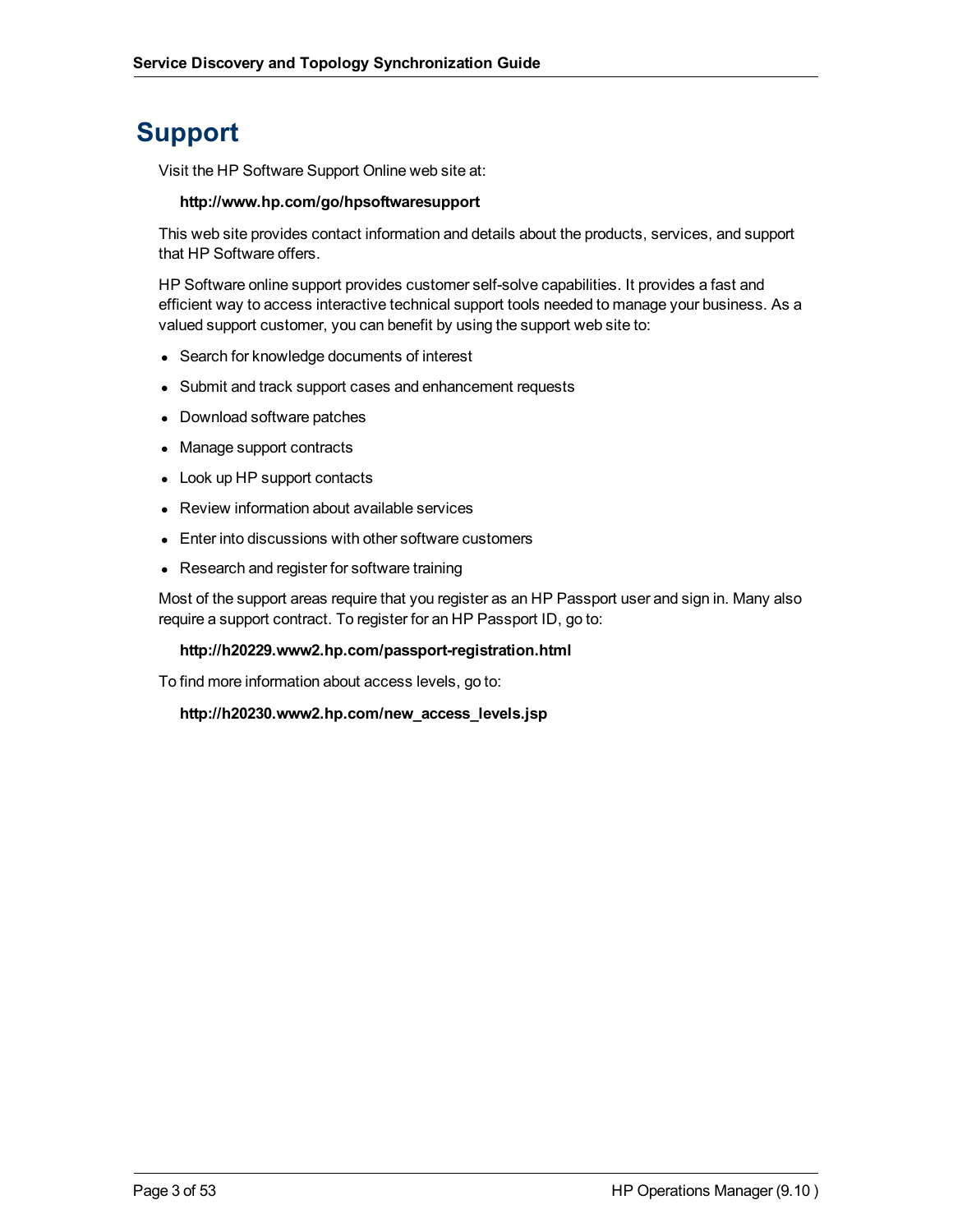# Support

Visit the HP Software Support Online web site at:

**http://www.hp.com/go/hpsoftwaresupport**

This web site provides contact information and details about the products, services, and support that HP Software offers.

HP Software online support provides customer self-solve capabilities. It provides a fast and efficient way to access interactive technical support tools needed to manage your business. As a valued support customer, you can benefit by using the support web site to:

- Search for knowledge documents of interest
- Submit and track support cases and enhancement requests
- Download software patches
- Manage support contracts
- Look up HP support contacts
- Review information about available services
- Enter into discussions with other software customers
- Research and register for software training

Most of the support areas require that you register as an HP Passport user and sign in. Many also require a support contract. To register for an HP Passport ID, go to:

**http://h20229.www2.hp.com/passport-registration.html**

To find more information about access levels, go to:

**http://h20230.www2.hp.com/new_access_levels.jsp**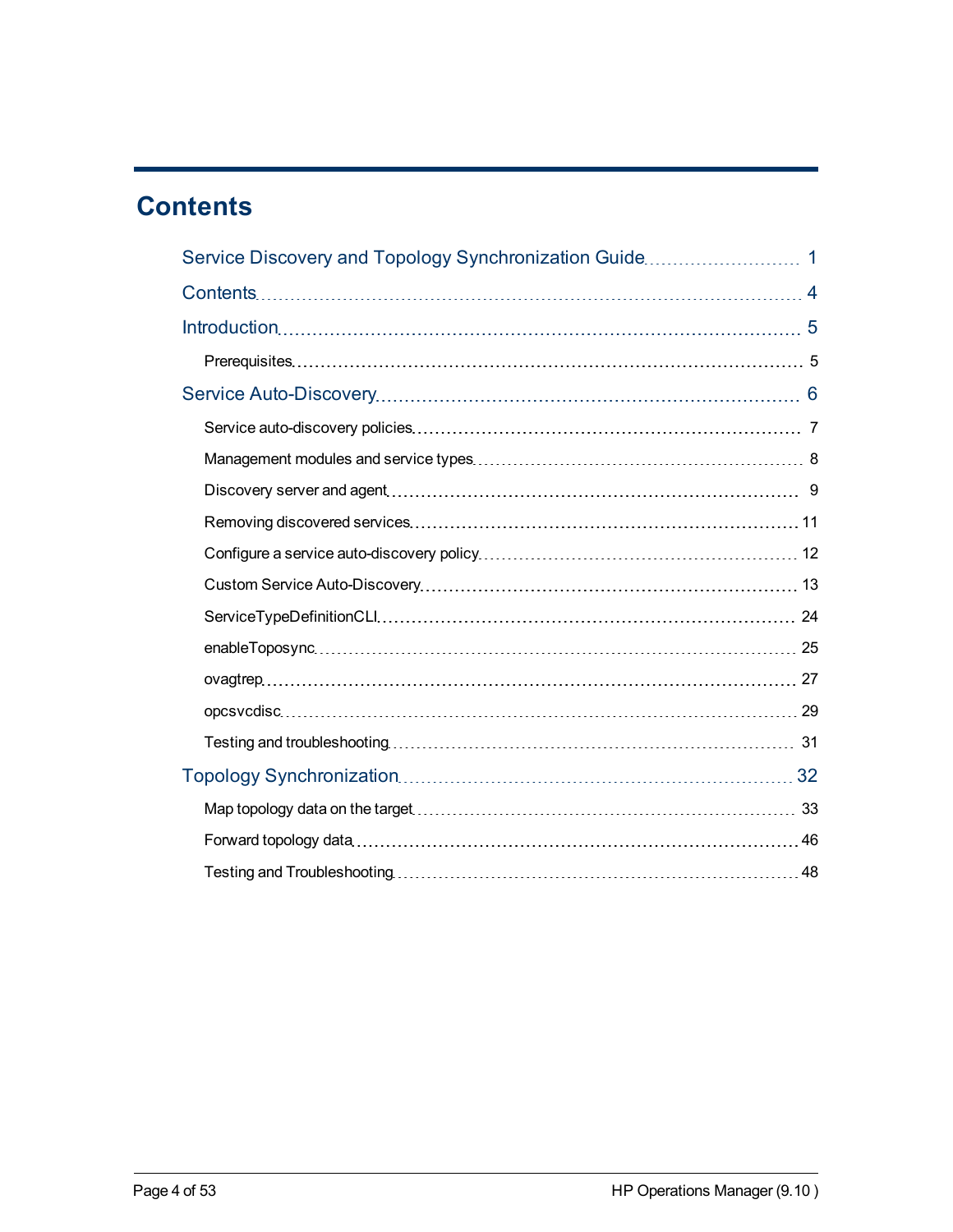# Contents

- Service Discovery and Topology Synchronization Guide ..... 1
- Contents ..... 4
- Introduction ..... 5
  - Prerequisites ..... 5
- Service Auto-Discovery ..... 6
  - Service auto-discovery policies ..... 7
  - Management modules and service types ..... 8
  - Discovery server and agent ..... 9
  - Removing discovered services ..... 11
  - Configure a service auto-discovery policy ..... 12
  - Custom Service Auto-Discovery ..... 13
  - ServiceTypeDefinitionCLI ..... 24
  - enableToposync ..... 25
  - ovagtrep ..... 27
  - opcsvcdisc ..... 29
  - Testing and troubleshooting ..... 31
- Topology Synchronization ..... 32
  - Map topology data on the target ..... 33
  - Forward topology data ..... 46
  - Testing and Troubleshooting ..... 48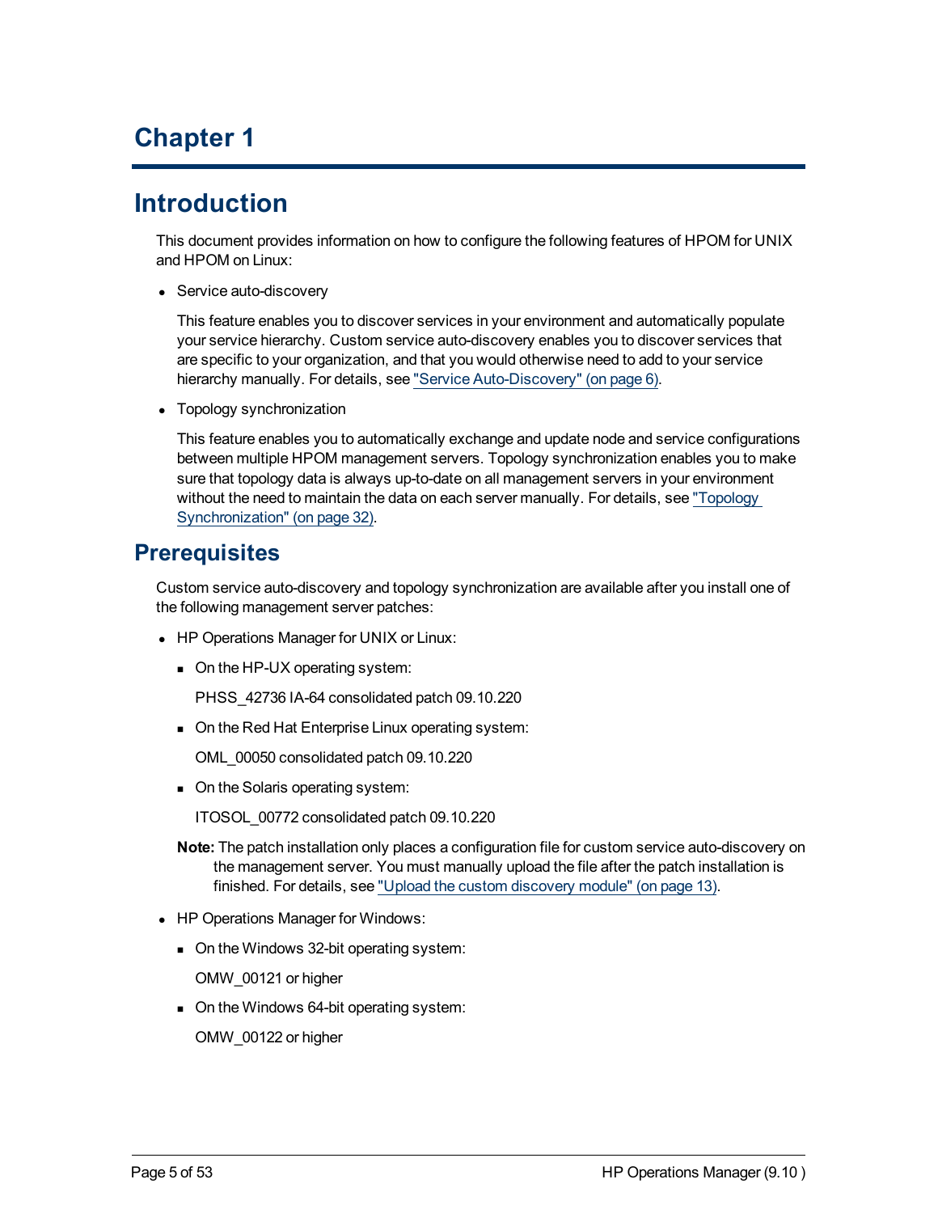# Chapter 1

## Introduction

This document provides information on how to configure the following features of HPOM for UNIX and HPOM on Linux:

- Service auto-discovery

  This feature enables you to discover services in your environment and automatically populate your service hierarchy. Custom service auto-discovery enables you to discover services that are specific to your organization, and that you would otherwise need to add to your service hierarchy manually. For details, see "Service Auto-Discovery" (on page 6).

- Topology synchronization

  This feature enables you to automatically exchange and update node and service configurations between multiple HPOM management servers. Topology synchronization enables you to make sure that topology data is always up-to-date on all management servers in your environment without the need to maintain the data on each server manually. For details, see "Topology Synchronization" (on page 32).

## Prerequisites

Custom service auto-discovery and topology synchronization are available after you install one of the following management server patches:

- HP Operations Manager for UNIX or Linux:
  - On the HP-UX operating system:

    PHSS_42736 IA-64 consolidated patch 09.10.220
  - On the Red Hat Enterprise Linux operating system:

    OML_00050 consolidated patch 09.10.220
  - On the Solaris operating system:

    ITOSOL_00772 consolidated patch 09.10.220

  **Note:** The patch installation only places a configuration file for custom service auto-discovery on the management server. You must manually upload the file after the patch installation is finished. For details, see "Upload the custom discovery module" (on page 13).

- HP Operations Manager for Windows:
  - On the Windows 32-bit operating system:

    OMW_00121 or higher
  - On the Windows 64-bit operating system:

    OMW_00122 or higher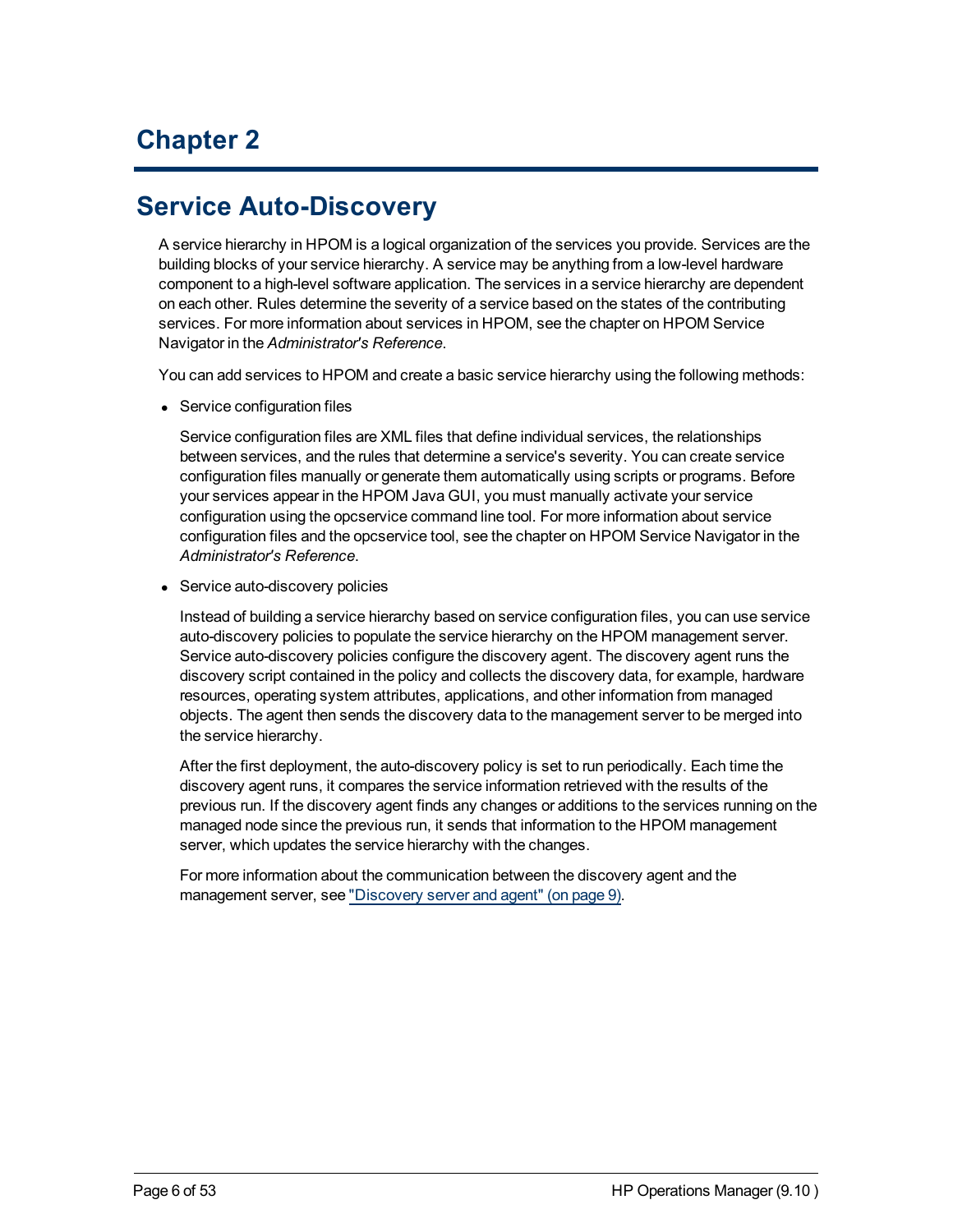# Chapter 2

## Service Auto-Discovery

A service hierarchy in HPOM is a logical organization of the services you provide. Services are the building blocks of your service hierarchy. A service may be anything from a low-level hardware component to a high-level software application. The services in a service hierarchy are dependent on each other. Rules determine the severity of a service based on the states of the contributing services. For more information about services in HPOM, see the chapter on HPOM Service Navigator in the *Administrator's Reference*.

You can add services to HPOM and create a basic service hierarchy using the following methods:

- Service configuration files

  Service configuration files are XML files that define individual services, the relationships between services, and the rules that determine a service's severity. You can create service configuration files manually or generate them automatically using scripts or programs. Before your services appear in the HPOM Java GUI, you must manually activate your service configuration using the opcservice command line tool. For more information about service configuration files and the opcservice tool, see the chapter on HPOM Service Navigator in the *Administrator's Reference*.

- Service auto-discovery policies

  Instead of building a service hierarchy based on service configuration files, you can use service auto-discovery policies to populate the service hierarchy on the HPOM management server. Service auto-discovery policies configure the discovery agent. The discovery agent runs the discovery script contained in the policy and collects the discovery data, for example, hardware resources, operating system attributes, applications, and other information from managed objects. The agent then sends the discovery data to the management server to be merged into the service hierarchy.

  After the first deployment, the auto-discovery policy is set to run periodically. Each time the discovery agent runs, it compares the service information retrieved with the results of the previous run. If the discovery agent finds any changes or additions to the services running on the managed node since the previous run, it sends that information to the HPOM management server, which updates the service hierarchy with the changes.

  For more information about the communication between the discovery agent and the management server, see "Discovery server and agent" (on page 9).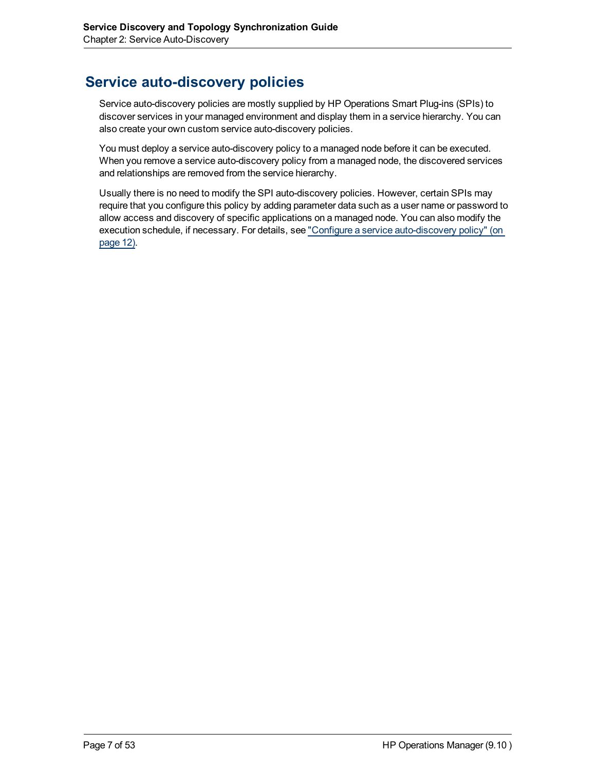# Service auto-discovery policies

Service auto-discovery policies are mostly supplied by HP Operations Smart Plug-ins (SPIs) to discover services in your managed environment and display them in a service hierarchy. You can also create your own custom service auto-discovery policies.

You must deploy a service auto-discovery policy to a managed node before it can be executed. When you remove a service auto-discovery policy from a managed node, the discovered services and relationships are removed from the service hierarchy.

Usually there is no need to modify the SPI auto-discovery policies. However, certain SPIs may require that you configure this policy by adding parameter data such as a user name or password to allow access and discovery of specific applications on a managed node. You can also modify the execution schedule, if necessary. For details, see "Configure a service auto-discovery policy" (on page 12).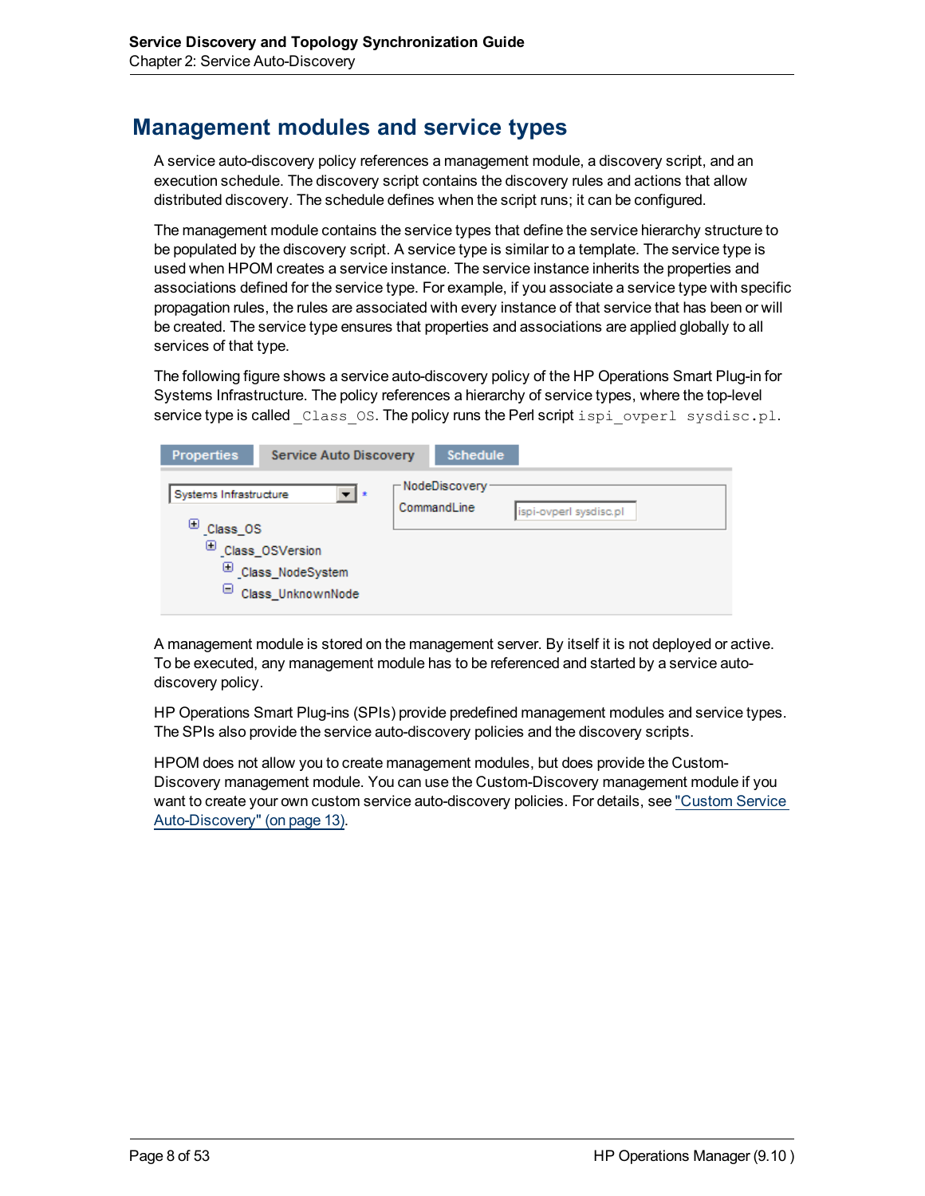## Management modules and service types

A service auto-discovery policy references a management module, a discovery script, and an execution schedule. The discovery script contains the discovery rules and actions that allow distributed discovery. The schedule defines when the script runs; it can be configured.

The management module contains the service types that define the service hierarchy structure to be populated by the discovery script. A service type is similar to a template. The service type is used when HPOM creates a service instance. The service instance inherits the properties and associations defined for the service type. For example, if you associate a service type with specific propagation rules, the rules are associated with every instance of that service that has been or will be created. The service type ensures that properties and associations are applied globally to all services of that type.

The following figure shows a service auto-discovery policy of the HP Operations Smart Plug-in for Systems Infrastructure. The policy references a hierarchy of service types, where the top-level service type is called `_Class_OS`. The policy runs the Perl script `ispi_ovperl sysdisc.pl`.

A management module is stored on the management server. By itself it is not deployed or active. To be executed, any management module has to be referenced and started by a service auto-discovery policy.

HP Operations Smart Plug-ins (SPIs) provide predefined management modules and service types. The SPIs also provide the service auto-discovery policies and the discovery scripts.

HPOM does not allow you to create management modules, but does provide the Custom-Discovery management module. You can use the Custom-Discovery management module if you want to create your own custom service auto-discovery policies. For details, see "Custom Service Auto-Discovery" (on page 13).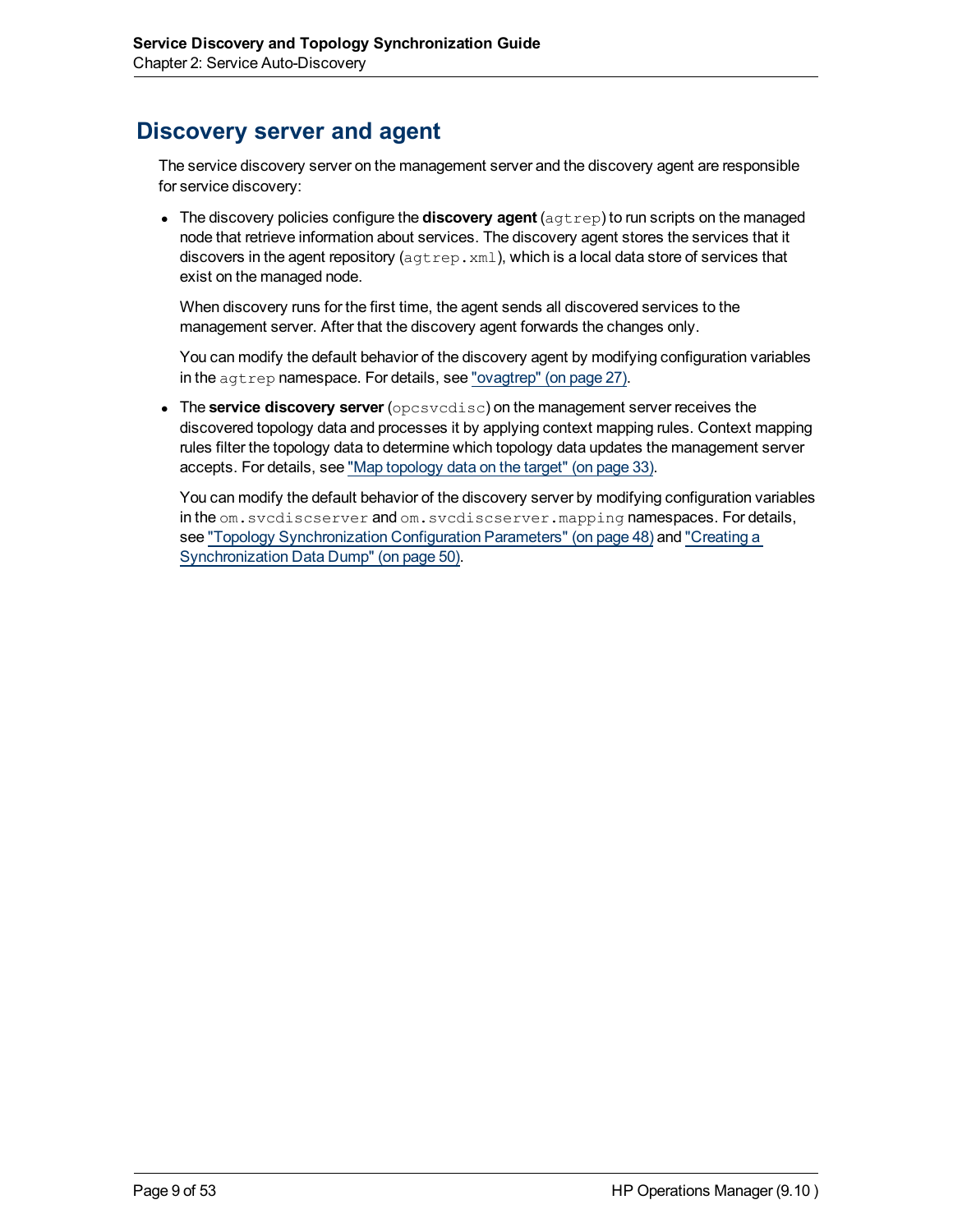## Discovery server and agent

The service discovery server on the management server and the discovery agent are responsible for service discovery:

- The discovery policies configure the **discovery agent** (`agtrep`) to run scripts on the managed node that retrieve information about services. The discovery agent stores the services that it discovers in the agent repository (`agtrep.xml`), which is a local data store of services that exist on the managed node.

  When discovery runs for the first time, the agent sends all discovered services to the management server. After that the discovery agent forwards the changes only.

  You can modify the default behavior of the discovery agent by modifying configuration variables in the `agtrep` namespace. For details, see "ovagtrep" (on page 27).

- The **service discovery server** (`opcsvcdisc`) on the management server receives the discovered topology data and processes it by applying context mapping rules. Context mapping rules filter the topology data to determine which topology data updates the management server accepts. For details, see "Map topology data on the target" (on page 33).

  You can modify the default behavior of the discovery server by modifying configuration variables in the `om.svcdiscserver` and `om.svcdiscserver.mapping` namespaces. For details, see "Topology Synchronization Configuration Parameters" (on page 48) and "Creating a Synchronization Data Dump" (on page 50).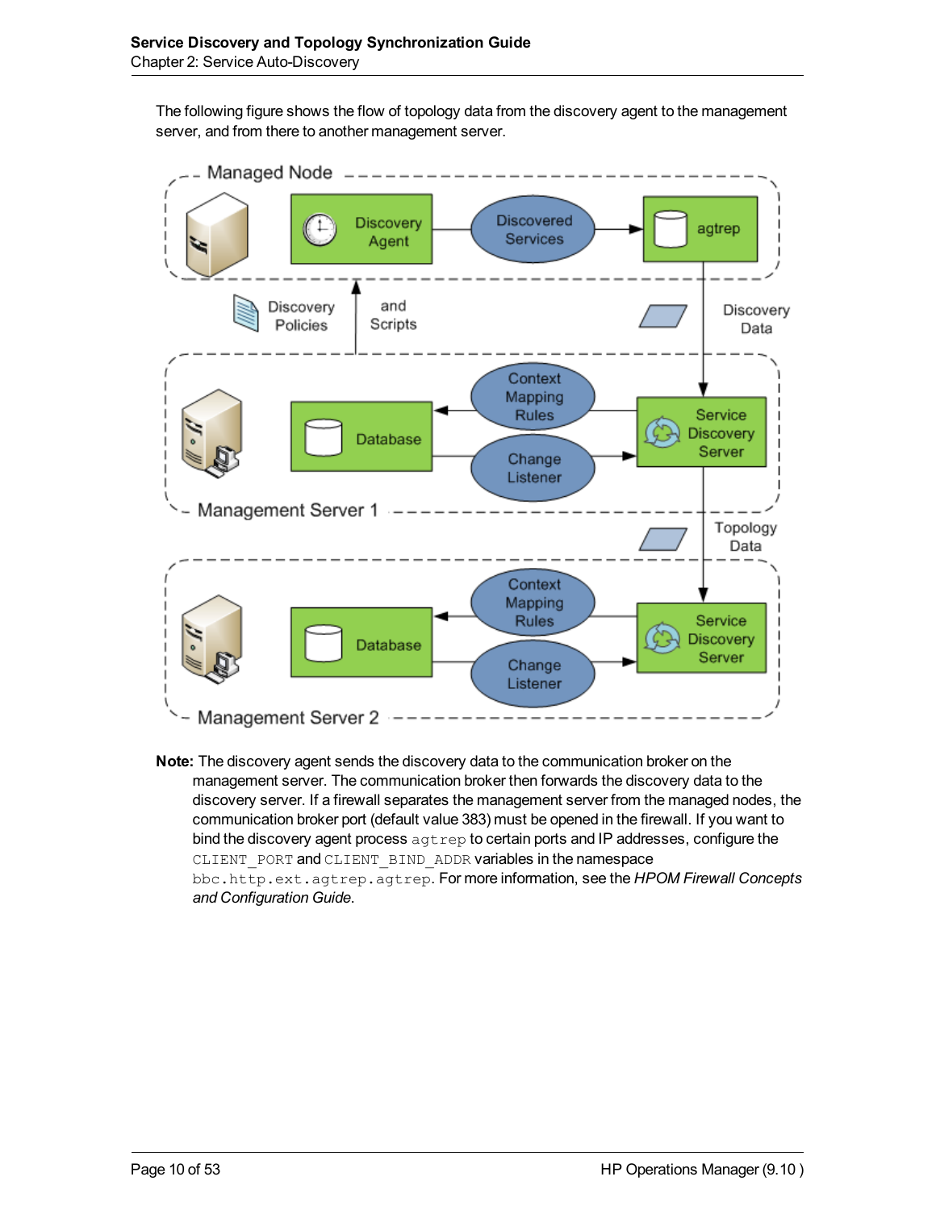The following figure shows the flow of topology data from the discovery agent to the management server, and from there to another management server.

**Note:** The discovery agent sends the discovery data to the communication broker on the management server. The communication broker then forwards the discovery data to the discovery server. If a firewall separates the management server from the managed nodes, the communication broker port (default value 383) must be opened in the firewall. If you want to bind the discovery agent process `agtrep` to certain ports and IP addresses, configure the `CLIENT_PORT` and `CLIENT_BIND_ADDR` variables in the namespace `bbc.http.ext.agtrep.agtrep`. For more information, see the *HPOM Firewall Concepts and Configuration Guide*.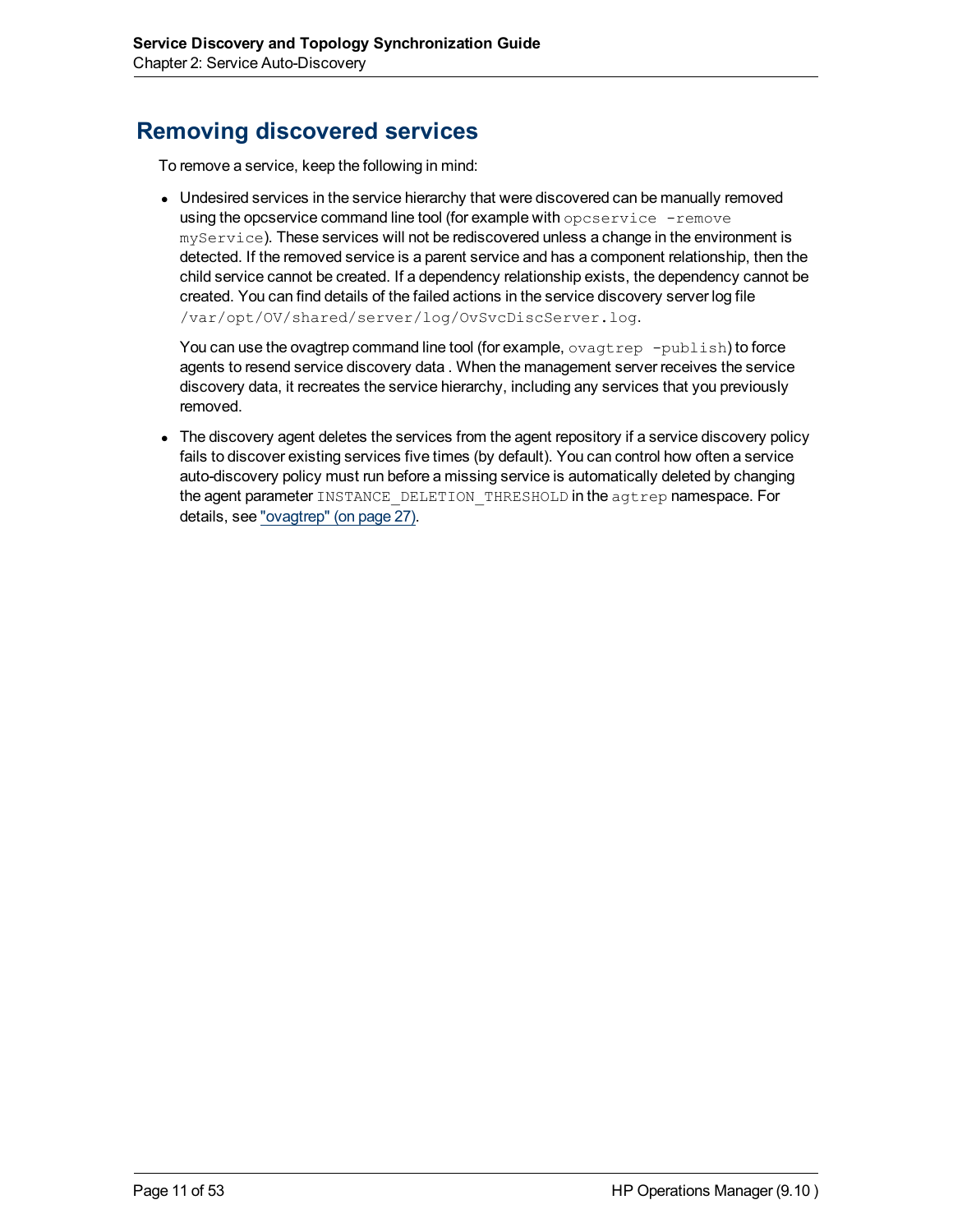## Removing discovered services

To remove a service, keep the following in mind:

- Undesired services in the service hierarchy that were discovered can be manually removed using the opcservice command line tool (for example with `opcservice -remove myService`). These services will not be rediscovered unless a change in the environment is detected. If the removed service is a parent service and has a component relationship, then the child service cannot be created. If a dependency relationship exists, the dependency cannot be created. You can find details of the failed actions in the service discovery server log file `/var/opt/OV/shared/server/log/OvSvcDiscServer.log`.

  You can use the ovagtrep command line tool (for example, `ovagtrep -publish`) to force agents to resend service discovery data . When the management server receives the service discovery data, it recreates the service hierarchy, including any services that you previously removed.

- The discovery agent deletes the services from the agent repository if a service discovery policy fails to discover existing services five times (by default). You can control how often a service auto-discovery policy must run before a missing service is automatically deleted by changing the agent parameter `INSTANCE_DELETION_THRESHOLD` in the `agtrep` namespace. For details, see "ovagtrep" (on page 27).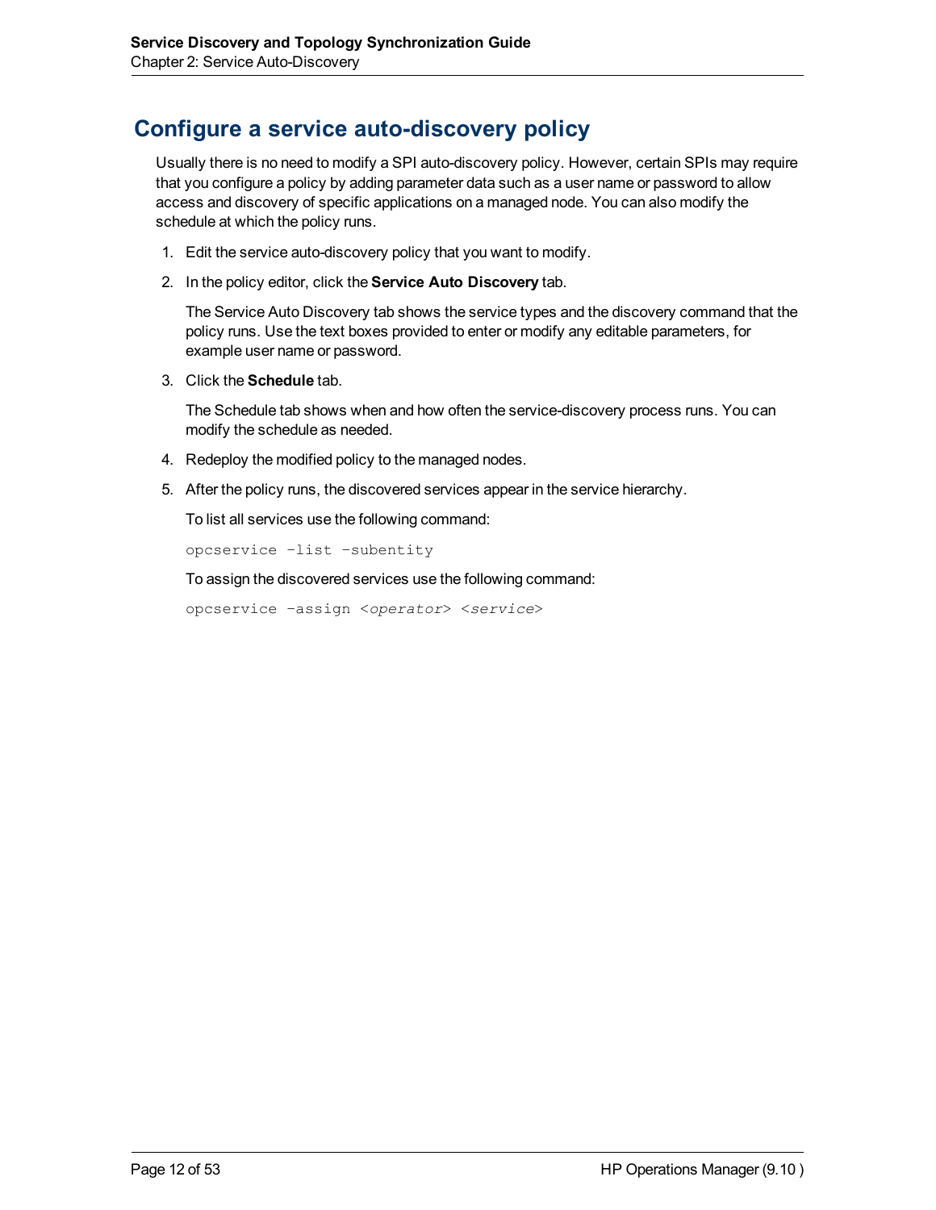# Configure a service auto-discovery policy

Usually there is no need to modify a SPI auto-discovery policy. However, certain SPIs may require that you configure a policy by adding parameter data such as a user name or password to allow access and discovery of specific applications on a managed node. You can also modify the schedule at which the policy runs.

1. Edit the service auto-discovery policy that you want to modify.
2. In the policy editor, click the **Service Auto Discovery** tab.

   The Service Auto Discovery tab shows the service types and the discovery command that the policy runs. Use the text boxes provided to enter or modify any editable parameters, for example user name or password.
3. Click the **Schedule** tab.

   The Schedule tab shows when and how often the service-discovery process runs. You can modify the schedule as needed.
4. Redeploy the modified policy to the managed nodes.
5. After the policy runs, the discovered services appear in the service hierarchy.

   To list all services use the following command:

   ```
   opcservice –list –subentity
   ```

   To assign the discovered services use the following command:

   ```
   opcservice –assign <operator> <service>
   ```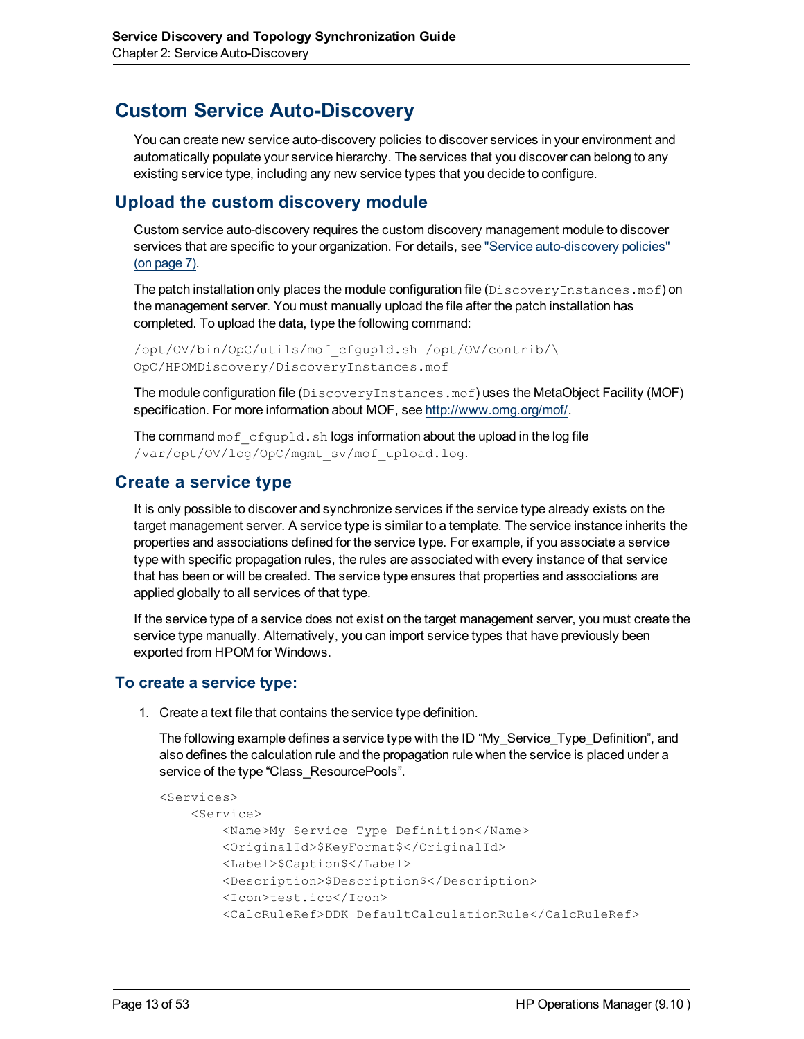# Custom Service Auto-Discovery

You can create new service auto-discovery policies to discover services in your environment and automatically populate your service hierarchy. The services that you discover can belong to any existing service type, including any new service types that you decide to configure.

## Upload the custom discovery module

Custom service auto-discovery requires the custom discovery management module to discover services that are specific to your organization. For details, see "Service auto-discovery policies" (on page 7).

The patch installation only places the module configuration file (`DiscoveryInstances.mof`) on the management server. You must manually upload the file after the patch installation has completed. To upload the data, type the following command:

```
/opt/OV/bin/OpC/utils/mof_cfgupld.sh /opt/OV/contrib/\
OpC/HPOMDiscovery/DiscoveryInstances.mof
```

The module configuration file (`DiscoveryInstances.mof`) uses the MetaObject Facility (MOF) specification. For more information about MOF, see http://www.omg.org/mof/.

The command `mof_cfgupld.sh` logs information about the upload in the log file `/var/opt/OV/log/OpC/mgmt_sv/mof_upload.log`.

## Create a service type

It is only possible to discover and synchronize services if the service type already exists on the target management server. A service type is similar to a template. The service instance inherits the properties and associations defined for the service type. For example, if you associate a service type with specific propagation rules, the rules are associated with every instance of that service that has been or will be created. The service type ensures that properties and associations are applied globally to all services of that type.

If the service type of a service does not exist on the target management server, you must create the service type manually. Alternatively, you can import service types that have previously been exported from HPOM for Windows.

### To create a service type:

1. Create a text file that contains the service type definition.

   The following example defines a service type with the ID “My_Service_Type_Definition”, and also defines the calculation rule and the propagation rule when the service is placed under a service of the type “Class_ResourcePools”.

   ```
   <Services>
       <Service>
           <Name>My_Service_Type_Definition</Name>
           <OriginalId>$KeyFormat$</OriginalId>
           <Label>$Caption$</Label>
           <Description>$Description$</Description>
           <Icon>test.ico</Icon>
           <CalcRuleRef>DDK_DefaultCalculationRule</CalcRuleRef>
   ```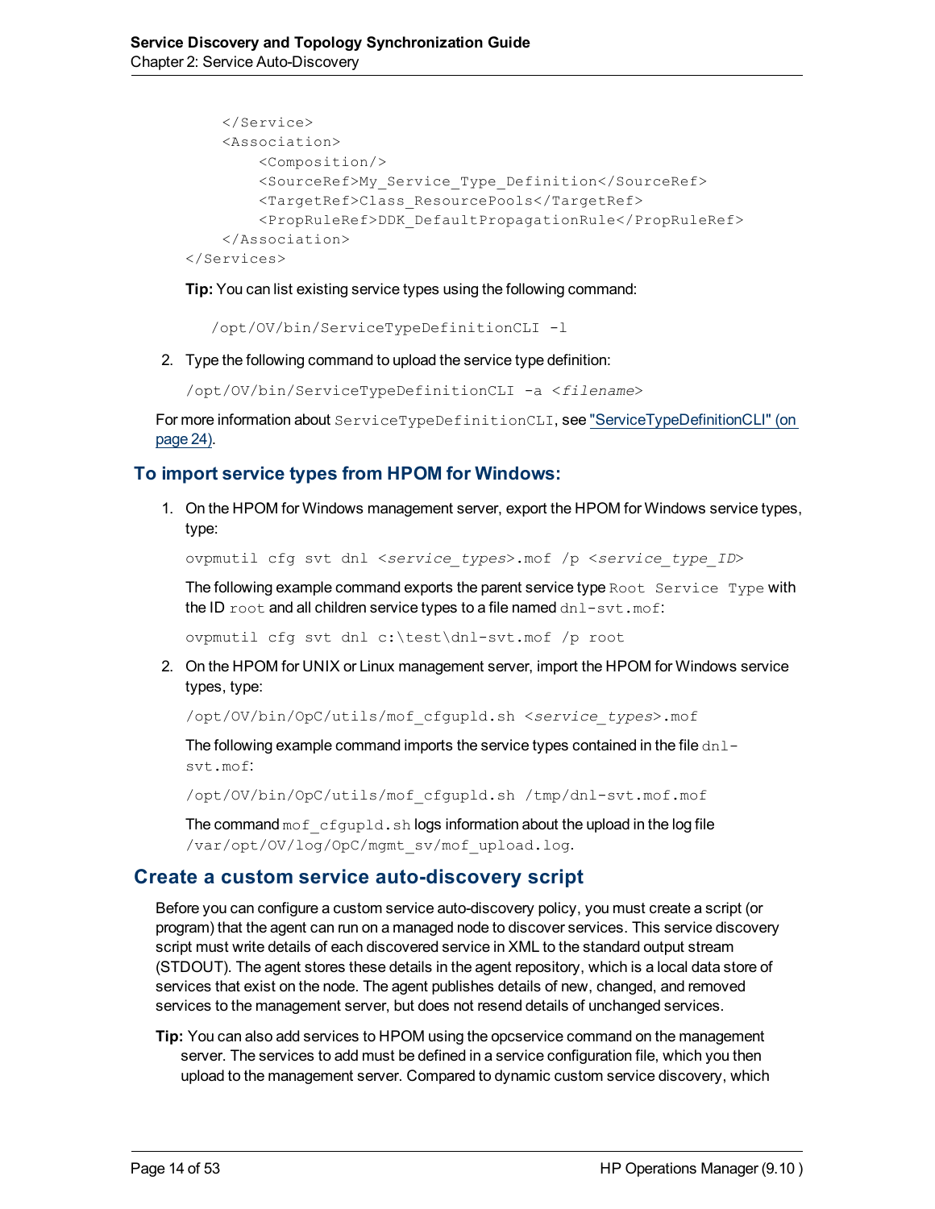```
    </Service>
    <Association>
        <Composition/>
        <SourceRef>My_Service_Type_Definition</SourceRef>
        <TargetRef>Class_ResourcePools</TargetRef>
        <PropRuleRef>DDK_DefaultPropagationRule</PropRuleRef>
    </Association>
</Services>
```

**Tip:** You can list existing service types using the following command:

```
/opt/OV/bin/ServiceTypeDefinitionCLI -l
```

2. Type the following command to upload the service type definition:

   ```
   /opt/OV/bin/ServiceTypeDefinitionCLI -a <filename>
   ```

For more information about `ServiceTypeDefinitionCLI`, see "ServiceTypeDefinitionCLI" (on page 24).

### To import service types from HPOM for Windows:

1. On the HPOM for Windows management server, export the HPOM for Windows service types, type:

   ```
   ovpmutil cfg svt dnl <service_types>.mof /p <service_type_ID>
   ```

   The following example command exports the parent service type `Root Service Type` with the ID `root` and all children service types to a file named `dnl-svt.mof`:

   ```
   ovpmutil cfg svt dnl c:\test\dnl-svt.mof /p root
   ```

2. On the HPOM for UNIX or Linux management server, import the HPOM for Windows service types, type:

   ```
   /opt/OV/bin/OpC/utils/mof_cfgupld.sh <service_types>.mof
   ```

   The following example command imports the service types contained in the file `dnl-svt.mof`:

   ```
   /opt/OV/bin/OpC/utils/mof_cfgupld.sh /tmp/dnl-svt.mof.mof
   ```

   The command `mof_cfgupld.sh` logs information about the upload in the log file `/var/opt/OV/log/OpC/mgmt_sv/mof_upload.log`.

## Create a custom service auto-discovery script

Before you can configure a custom service auto-discovery policy, you must create a script (or program) that the agent can run on a managed node to discover services. This service discovery script must write details of each discovered service in XML to the standard output stream (STDOUT). The agent stores these details in the agent repository, which is a local data store of services that exist on the node. The agent publishes details of new, changed, and removed services to the management server, but does not resend details of unchanged services.

**Tip:** You can also add services to HPOM using the opcservice command on the management server. The services to add must be defined in a service configuration file, which you then upload to the management server. Compared to dynamic custom service discovery, which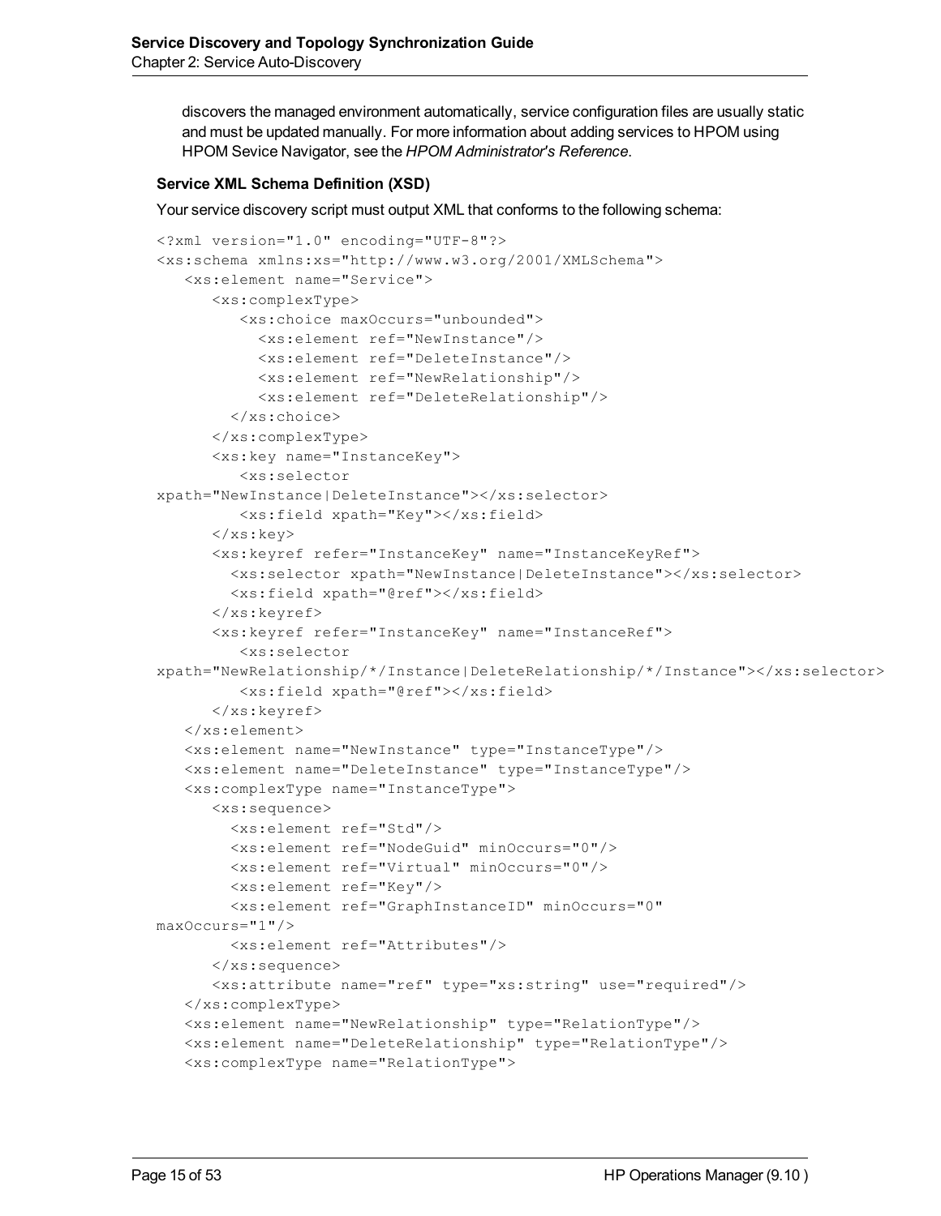discovers the managed environment automatically, service configuration files are usually static and must be updated manually. For more information about adding services to HPOM using HPOM Sevice Navigator, see the *HPOM Administrator's Reference*.

**Service XML Schema Definition (XSD)**

Your service discovery script must output XML that conforms to the following schema:

```
<?xml version="1.0" encoding="UTF-8"?>
<xs:schema xmlns:xs="http://www.w3.org/2001/XMLSchema">
   <xs:element name="Service">
      <xs:complexType>
         <xs:choice maxOccurs="unbounded">
           <xs:element ref="NewInstance"/>
           <xs:element ref="DeleteInstance"/>
           <xs:element ref="NewRelationship"/>
           <xs:element ref="DeleteRelationship"/>
        </xs:choice>
      </xs:complexType>
      <xs:key name="InstanceKey">
         <xs:selector
xpath="NewInstance|DeleteInstance"></xs:selector>
         <xs:field xpath="Key"></xs:field>
      </xs:key>
      <xs:keyref refer="InstanceKey" name="InstanceKeyRef">
        <xs:selector xpath="NewInstance|DeleteInstance"></xs:selector>
        <xs:field xpath="@ref"></xs:field>
      </xs:keyref>
      <xs:keyref refer="InstanceKey" name="InstanceRef">
         <xs:selector
xpath="NewRelationship/*/Instance|DeleteRelationship/*/Instance"></xs:selector>
         <xs:field xpath="@ref"></xs:field>
      </xs:keyref>
   </xs:element>
   <xs:element name="NewInstance" type="InstanceType"/>
   <xs:element name="DeleteInstance" type="InstanceType"/>
   <xs:complexType name="InstanceType">
      <xs:sequence>
        <xs:element ref="Std"/>
        <xs:element ref="NodeGuid" minOccurs="0"/>
        <xs:element ref="Virtual" minOccurs="0"/>
        <xs:element ref="Key"/>
        <xs:element ref="GraphInstanceID" minOccurs="0"
maxOccurs="1"/>
        <xs:element ref="Attributes"/>
      </xs:sequence>
      <xs:attribute name="ref" type="xs:string" use="required"/>
   </xs:complexType>
   <xs:element name="NewRelationship" type="RelationType"/>
   <xs:element name="DeleteRelationship" type="RelationType"/>
   <xs:complexType name="RelationType">
```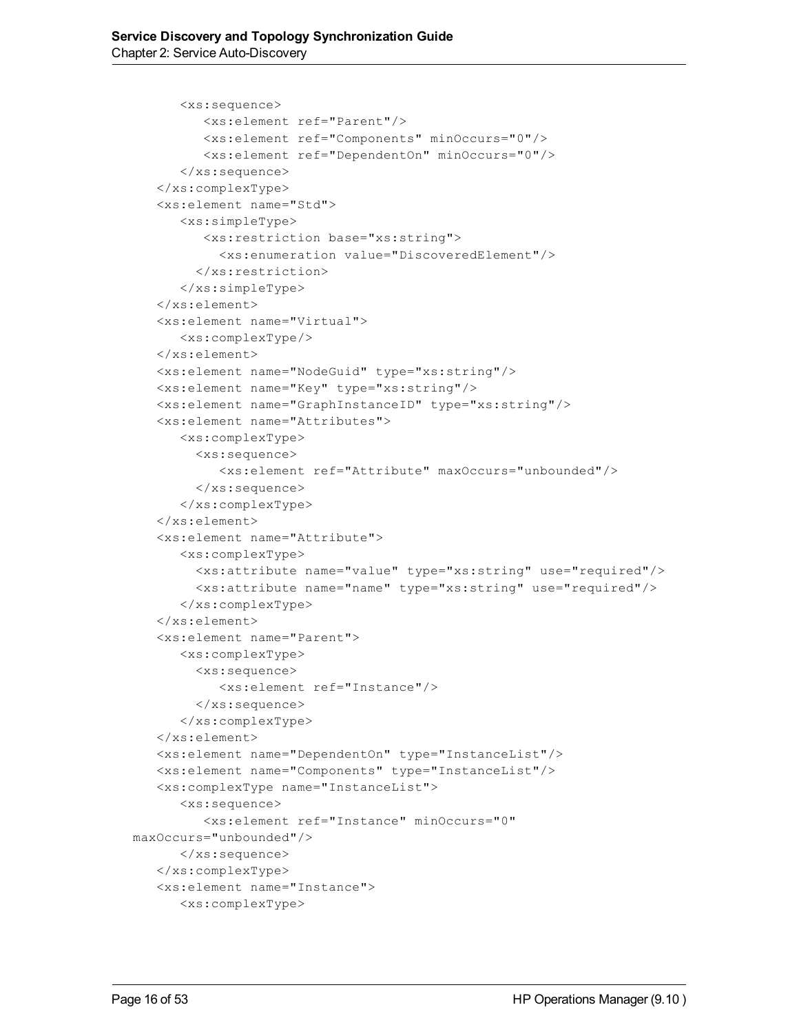```
      <xs:sequence>
         <xs:element ref="Parent"/>
         <xs:element ref="Components" minOccurs="0"/>
         <xs:element ref="DependentOn" minOccurs="0"/>
      </xs:sequence>
   </xs:complexType>
   <xs:element name="Std">
      <xs:simpleType>
         <xs:restriction base="xs:string">
            <xs:enumeration value="DiscoveredElement"/>
        </xs:restriction>
      </xs:simpleType>
   </xs:element>
   <xs:element name="Virtual">
      <xs:complexType/>
   </xs:element>
   <xs:element name="NodeGuid" type="xs:string"/>
   <xs:element name="Key" type="xs:string"/>
   <xs:element name="GraphInstanceID" type="xs:string"/>
   <xs:element name="Attributes">
      <xs:complexType>
        <xs:sequence>
           <xs:element ref="Attribute" maxOccurs="unbounded"/>
        </xs:sequence>
      </xs:complexType>
   </xs:element>
   <xs:element name="Attribute">
      <xs:complexType>
        <xs:attribute name="value" type="xs:string" use="required"/>
        <xs:attribute name="name" type="xs:string" use="required"/>
      </xs:complexType>
   </xs:element>
   <xs:element name="Parent">
      <xs:complexType>
        <xs:sequence>
           <xs:element ref="Instance"/>
        </xs:sequence>
      </xs:complexType>
   </xs:element>
   <xs:element name="DependentOn" type="InstanceList"/>
   <xs:element name="Components" type="InstanceList"/>
   <xs:complexType name="InstanceList">
      <xs:sequence>
         <xs:element ref="Instance" minOccurs="0"
maxOccurs="unbounded"/>
      </xs:sequence>
   </xs:complexType>
   <xs:element name="Instance">
      <xs:complexType>
```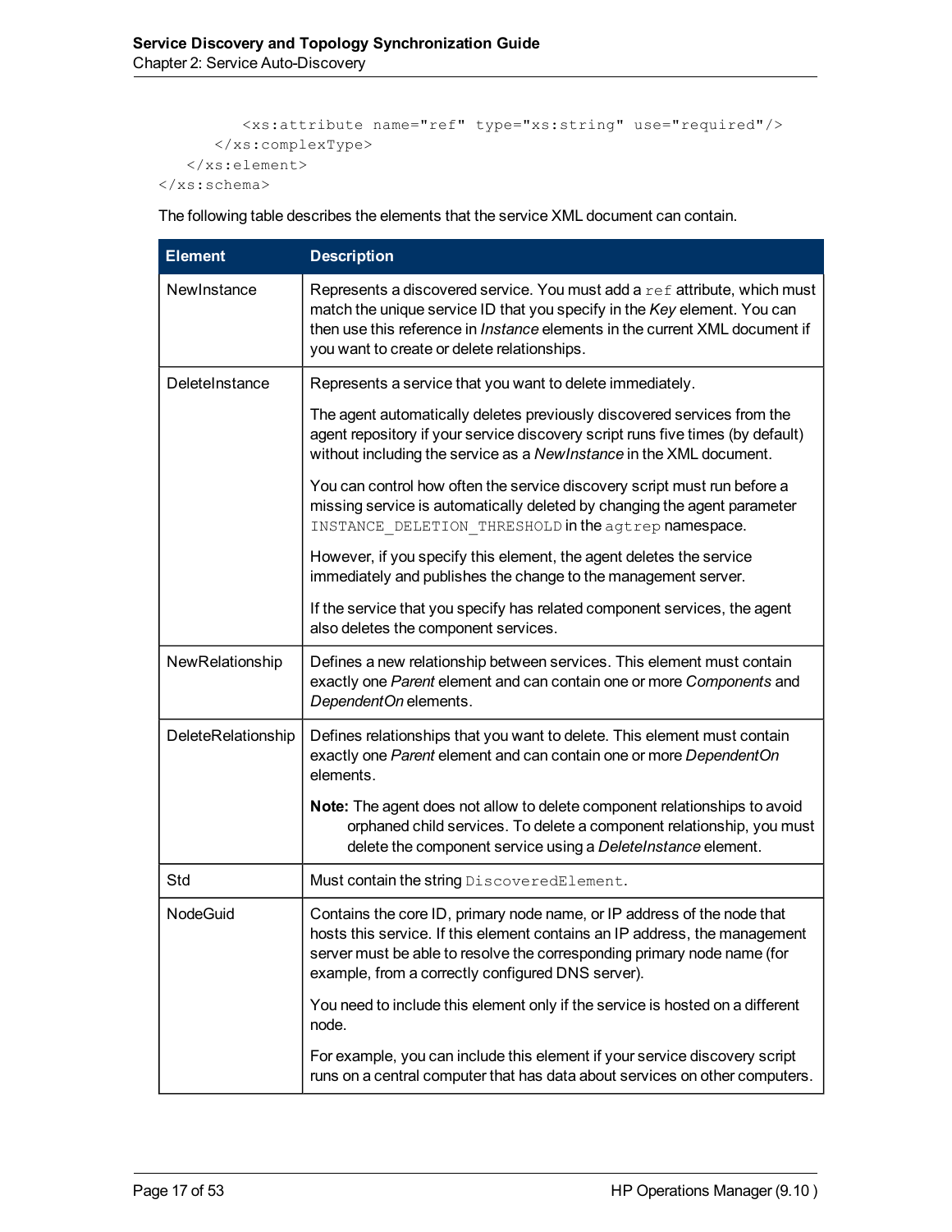```
            <xs:attribute name="ref" type="xs:string" use="required"/>
        </xs:complexType>
    </xs:element>
</xs:schema>
```

The following table describes the elements that the service XML document can contain.

| Element | Description |
| --- | --- |
| NewInstance | Represents a discovered service. You must add a `ref` attribute, which must match the unique service ID that you specify in the *Key* element. You can then use this reference in *Instance* elements in the current XML document if you want to create or delete relationships. |
| DeleteInstance | Represents a service that you want to delete immediately.<br><br>The agent automatically deletes previously discovered services from the agent repository if your service discovery script runs five times (by default) without including the service as a *NewInstance* in the XML document.<br><br>You can control how often the service discovery script must run before a missing service is automatically deleted by changing the agent parameter `INSTANCE_DELETION_THRESHOLD` in the `agtrep` namespace.<br><br>However, if you specify this element, the agent deletes the service immediately and publishes the change to the management server.<br><br>If the service that you specify has related component services, the agent also deletes the component services. |
| NewRelationship | Defines a new relationship between services. This element must contain exactly one *Parent* element and can contain one or more *Components* and *DependentOn* elements. |
| DeleteRelationship | Defines relationships that you want to delete. This element must contain exactly one *Parent* element and can contain one or more *DependentOn* elements.<br><br>**Note:** The agent does not allow to delete component relationships to avoid orphaned child services. To delete a component relationship, you must delete the component service using a *DeleteInstance* element. |
| Std | Must contain the string `DiscoveredElement`. |
| NodeGuid | Contains the core ID, primary node name, or IP address of the node that hosts this service. If this element contains an IP address, the management server must be able to resolve the corresponding primary node name (for example, from a correctly configured DNS server).<br><br>You need to include this element only if the service is hosted on a different node.<br><br>For example, you can include this element if your service discovery script runs on a central computer that has data about services on other computers. |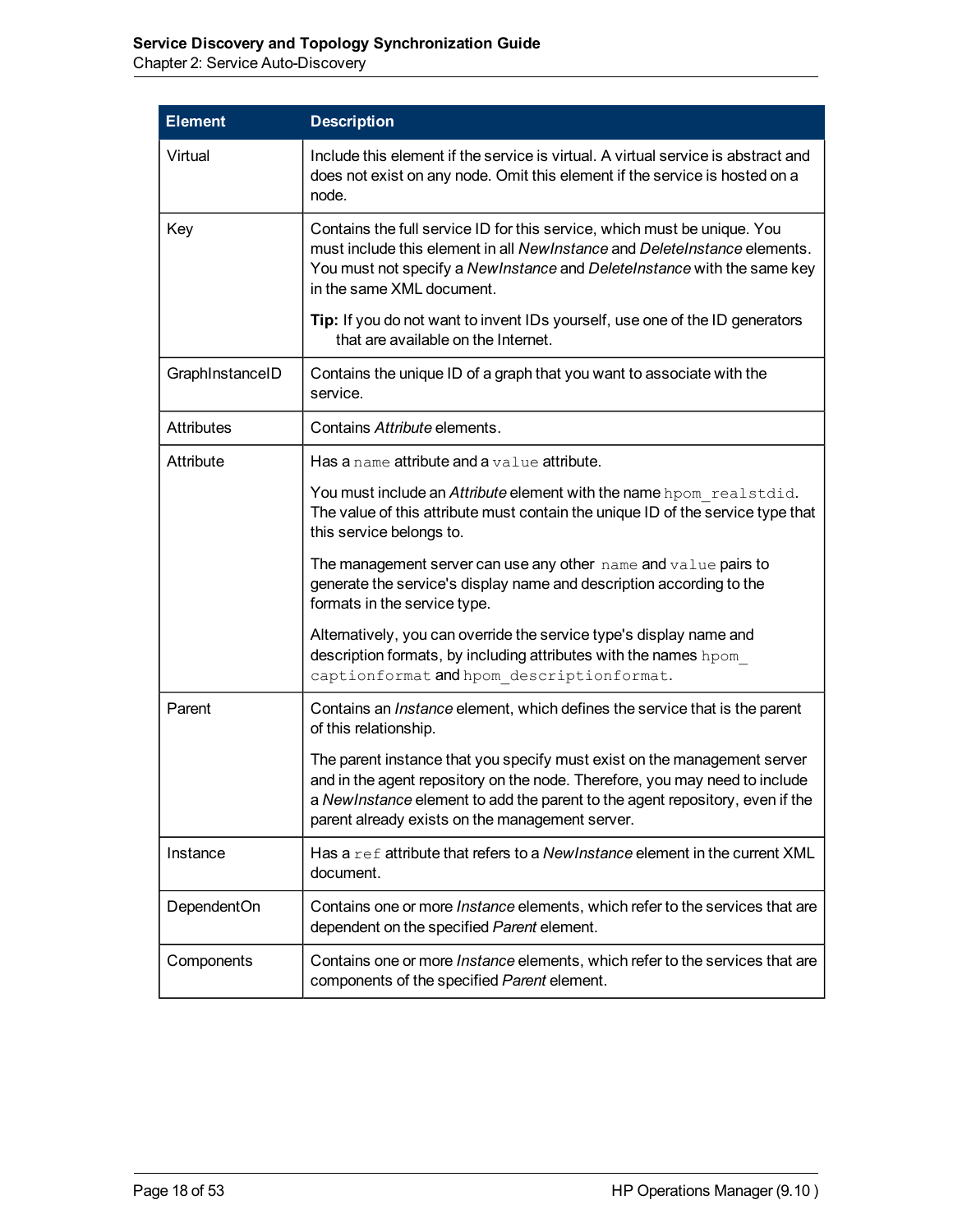| Element | Description |
|---|---|
| Virtual | Include this element if the service is virtual. A virtual service is abstract and does not exist on any node. Omit this element if the service is hosted on a node. |
| Key | Contains the full service ID for this service, which must be unique. You must include this element in all *NewInstance* and *DeleteInstance* elements. You must not specify a *NewInstance* and *DeleteInstance* with the same key in the same XML document.<br><br>**Tip:** If you do not want to invent IDs yourself, use one of the ID generators that are available on the Internet. |
| GraphInstanceID | Contains the unique ID of a graph that you want to associate with the service. |
| Attributes | Contains *Attribute* elements. |
| Attribute | Has a `name` attribute and a `value` attribute.<br><br>You must include an *Attribute* element with the name `hpom_realstdid`. The value of this attribute must contain the unique ID of the service type that this service belongs to.<br><br>The management server can use any other `name` and `value` pairs to generate the service's display name and description according to the formats in the service type.<br><br>Alternatively, you can override the service type's display name and description formats, by including attributes with the names `hpom_captionformat` and `hpom_descriptionformat`. |
| Parent | Contains an *Instance* element, which defines the service that is the parent of this relationship.<br><br>The parent instance that you specify must exist on the management server and in the agent repository on the node. Therefore, you may need to include a *NewInstance* element to add the parent to the agent repository, even if the parent already exists on the management server. |
| Instance | Has a `ref` attribute that refers to a *NewInstance* element in the current XML document. |
| DependentOn | Contains one or more *Instance* elements, which refer to the services that are dependent on the specified *Parent* element. |
| Components | Contains one or more *Instance* elements, which refer to the services that are components of the specified *Parent* element. |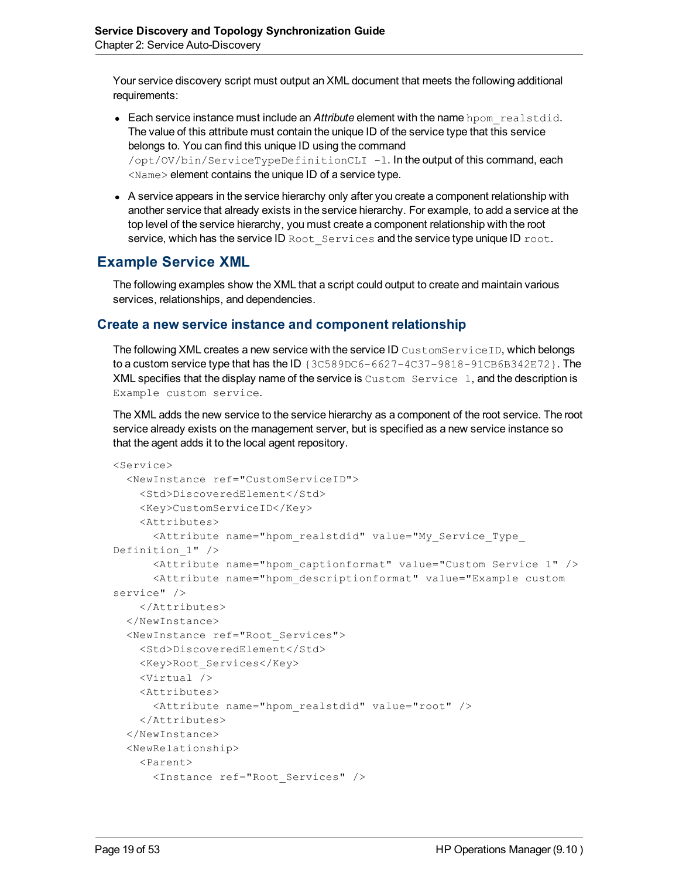Your service discovery script must output an XML document that meets the following additional requirements:

- Each service instance must include an *Attribute* element with the name `hpom_realstdid`. The value of this attribute must contain the unique ID of the service type that this service belongs to. You can find this unique ID using the command `/opt/OV/bin/ServiceTypeDefinitionCLI -l`. In the output of this command, each `<Name>` element contains the unique ID of a service type.
- A service appears in the service hierarchy only after you create a component relationship with another service that already exists in the service hierarchy. For example, to add a service at the top level of the service hierarchy, you must create a component relationship with the root service, which has the service ID `Root_Services` and the service type unique ID `root`.

## Example Service XML

The following examples show the XML that a script could output to create and maintain various services, relationships, and dependencies.

### Create a new service instance and component relationship

The following XML creates a new service with the service ID `CustomServiceID`, which belongs to a custom service type that has the ID `{3C589DC6-6627-4C37-9818-91CB6B342E72}`. The XML specifies that the display name of the service is `Custom Service 1`, and the description is `Example custom service`.

The XML adds the new service to the service hierarchy as a component of the root service. The root service already exists on the management server, but is specified as a new service instance so that the agent adds it to the local agent repository.

```
<Service>
  <NewInstance ref="CustomServiceID">
    <Std>DiscoveredElement</Std>
    <Key>CustomServiceID</Key>
    <Attributes>
      <Attribute name="hpom_realstdid" value="My_Service_Type_
Definition_1" />
      <Attribute name="hpom_captionformat" value="Custom Service 1" />
      <Attribute name="hpom_descriptionformat" value="Example custom
service" />
    </Attributes>
  </NewInstance>
  <NewInstance ref="Root_Services">
    <Std>DiscoveredElement</Std>
    <Key>Root_Services</Key>
    <Virtual />
    <Attributes>
      <Attribute name="hpom_realstdid" value="root" />
    </Attributes>
  </NewInstance>
  <NewRelationship>
    <Parent>
      <Instance ref="Root_Services" />
```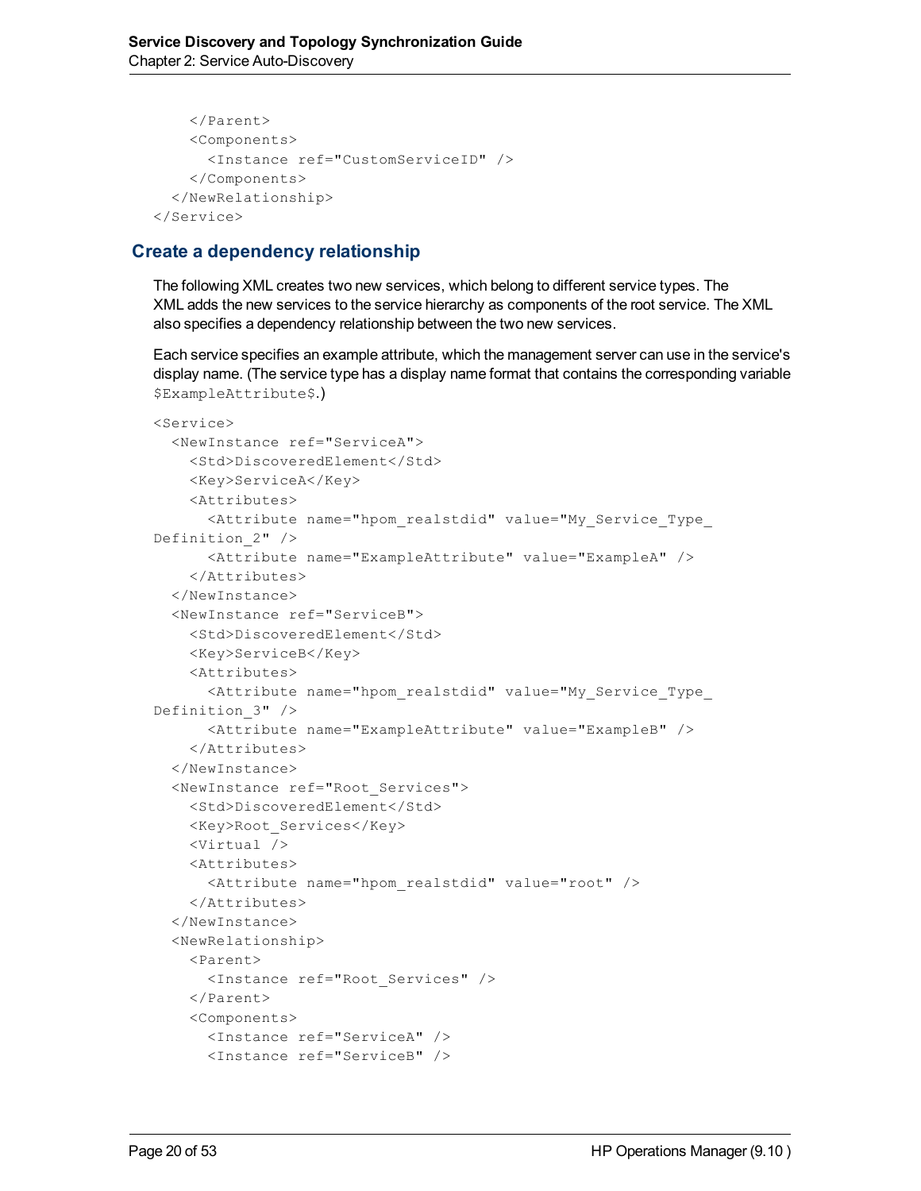```
    </Parent>
    <Components>
      <Instance ref="CustomServiceID" />
    </Components>
  </NewRelationship>
</Service>
```

### Create a dependency relationship

The following XML creates two new services, which belong to different service types. The XML adds the new services to the service hierarchy as components of the root service. The XML also specifies a dependency relationship between the two new services.

Each service specifies an example attribute, which the management server can use in the service's display name. (The service type has a display name format that contains the corresponding variable `$ExampleAttribute$`.)

```
<Service>
  <NewInstance ref="ServiceA">
    <Std>DiscoveredElement</Std>
    <Key>ServiceA</Key>
    <Attributes>
      <Attribute name="hpom_realstdid" value="My_Service_Type_
Definition_2" />
      <Attribute name="ExampleAttribute" value="ExampleA" />
    </Attributes>
  </NewInstance>
  <NewInstance ref="ServiceB">
    <Std>DiscoveredElement</Std>
    <Key>ServiceB</Key>
    <Attributes>
      <Attribute name="hpom_realstdid" value="My_Service_Type_
Definition_3" />
      <Attribute name="ExampleAttribute" value="ExampleB" />
    </Attributes>
  </NewInstance>
  <NewInstance ref="Root_Services">
    <Std>DiscoveredElement</Std>
    <Key>Root_Services</Key>
    <Virtual />
    <Attributes>
      <Attribute name="hpom_realstdid" value="root" />
    </Attributes>
  </NewInstance>
  <NewRelationship>
    <Parent>
      <Instance ref="Root_Services" />
    </Parent>
    <Components>
      <Instance ref="ServiceA" />
      <Instance ref="ServiceB" />
```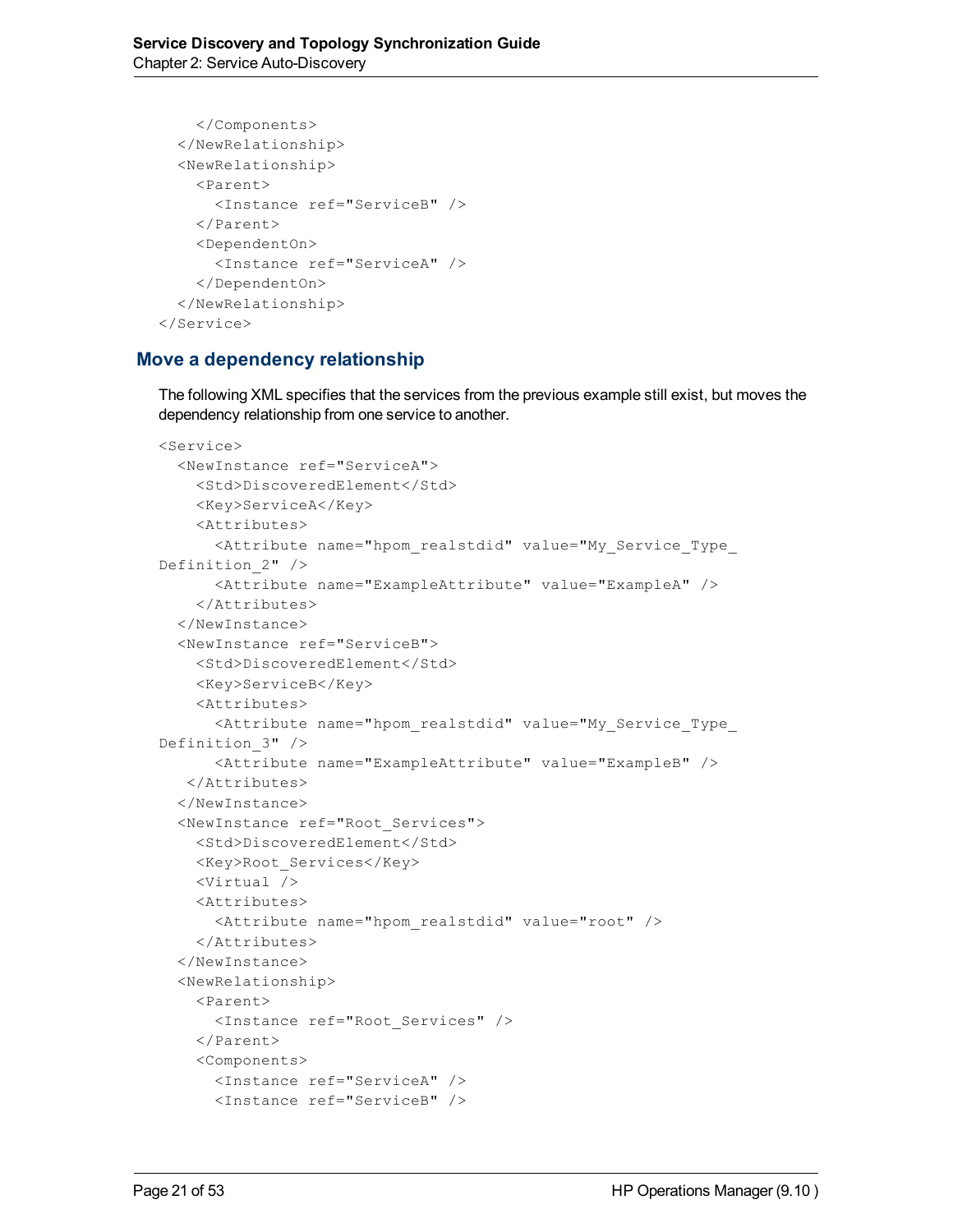```
    </Components>
  </NewRelationship>
  <NewRelationship>
    <Parent>
      <Instance ref="ServiceB" />
    </Parent>
    <DependentOn>
      <Instance ref="ServiceA" />
    </DependentOn>
  </NewRelationship>
</Service>
```

## Move a dependency relationship

The following XML specifies that the services from the previous example still exist, but moves the dependency relationship from one service to another.

```
<Service>
  <NewInstance ref="ServiceA">
    <Std>DiscoveredElement</Std>
    <Key>ServiceA</Key>
    <Attributes>
      <Attribute name="hpom_realstdid" value="My_Service_Type_
Definition_2" />
      <Attribute name="ExampleAttribute" value="ExampleA" />
    </Attributes>
  </NewInstance>
  <NewInstance ref="ServiceB">
    <Std>DiscoveredElement</Std>
    <Key>ServiceB</Key>
    <Attributes>
      <Attribute name="hpom_realstdid" value="My_Service_Type_
Definition_3" />
      <Attribute name="ExampleAttribute" value="ExampleB" />
   </Attributes>
  </NewInstance>
  <NewInstance ref="Root_Services">
    <Std>DiscoveredElement</Std>
    <Key>Root_Services</Key>
    <Virtual />
    <Attributes>
      <Attribute name="hpom_realstdid" value="root" />
    </Attributes>
  </NewInstance>
  <NewRelationship>
    <Parent>
      <Instance ref="Root_Services" />
    </Parent>
    <Components>
      <Instance ref="ServiceA" />
      <Instance ref="ServiceB" />
```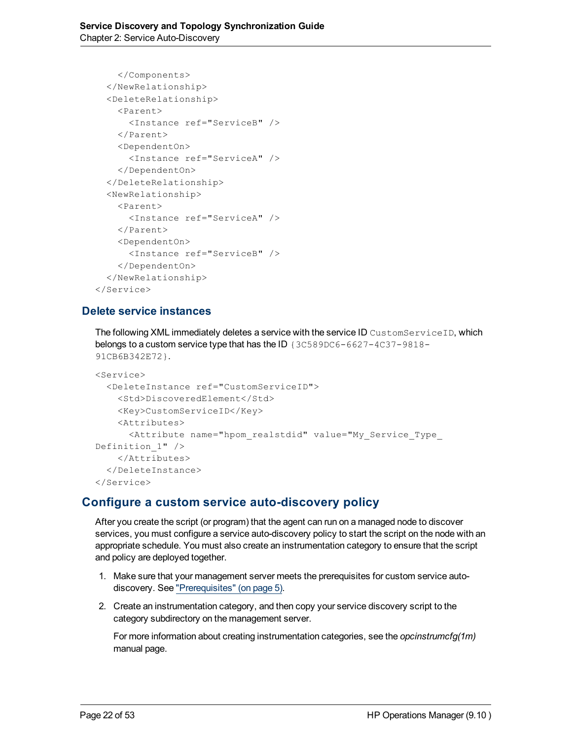```
    </Components>
  </NewRelationship>
  <DeleteRelationship>
    <Parent>
      <Instance ref="ServiceB" />
    </Parent>
    <DependentOn>
      <Instance ref="ServiceA" />
    </DependentOn>
  </DeleteRelationship>
  <NewRelationship>
    <Parent>
      <Instance ref="ServiceA" />
    </Parent>
    <DependentOn>
      <Instance ref="ServiceB" />
    </DependentOn>
  </NewRelationship>
</Service>
```

### Delete service instances

The following XML immediately deletes a service with the service ID `CustomServiceID`, which belongs to a custom service type that has the ID `{3C589DC6-6627-4C37-9818-91CB6B342E72}`.

```
<Service>
  <DeleteInstance ref="CustomServiceID">
    <Std>DiscoveredElement</Std>
    <Key>CustomServiceID</Key>
    <Attributes>
      <Attribute name="hpom_realstdid" value="My_Service_Type_
Definition_1" />
    </Attributes>
  </DeleteInstance>
</Service>
```

## Configure a custom service auto-discovery policy

After you create the script (or program) that the agent can run on a managed node to discover services, you must configure a service auto-discovery policy to start the script on the node with an appropriate schedule. You must also create an instrumentation category to ensure that the script and policy are deployed together.

1. Make sure that your management server meets the prerequisites for custom service auto-discovery. See "Prerequisites" (on page 5).
2. Create an instrumentation category, and then copy your service discovery script to the category subdirectory on the management server.

   For more information about creating instrumentation categories, see the *opcinstrumcfg(1m)* manual page.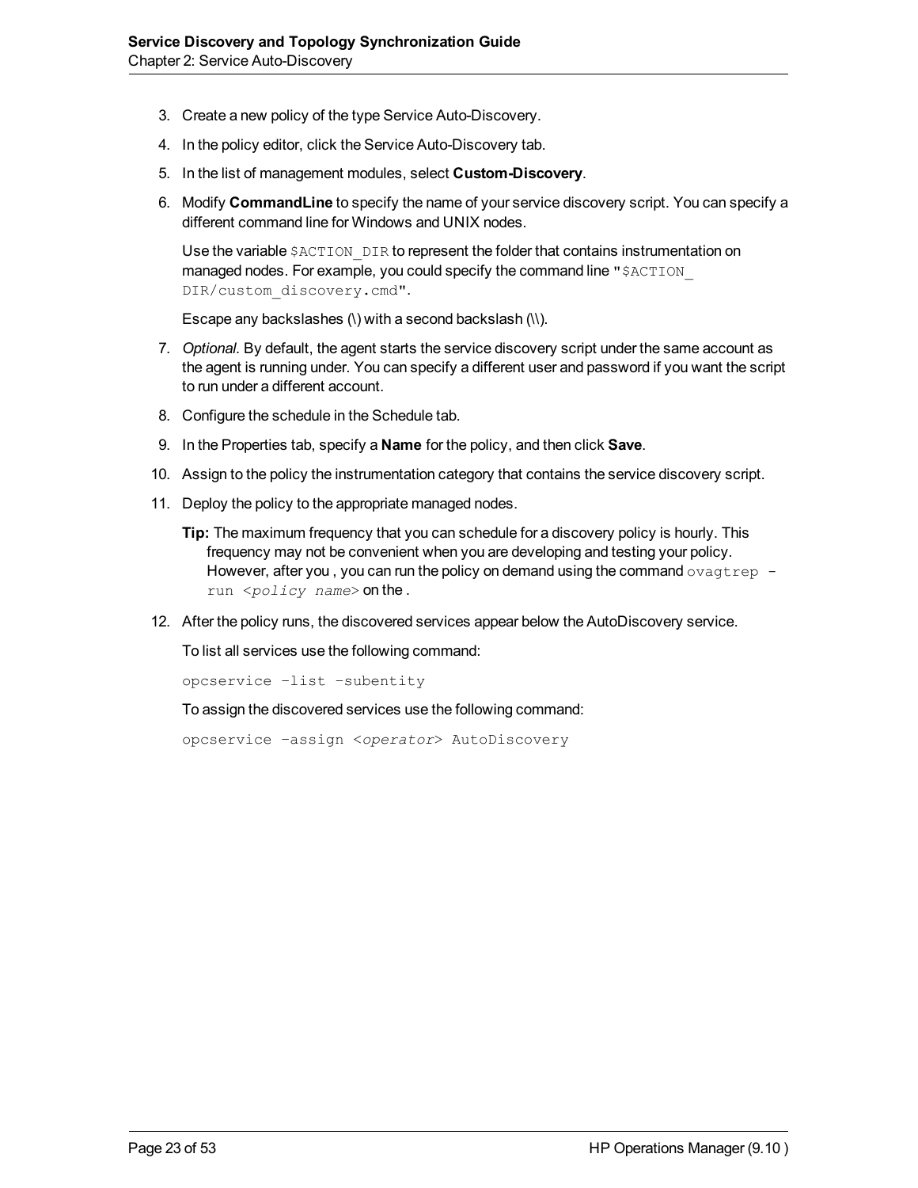3. Create a new policy of the type Service Auto-Discovery.
4. In the policy editor, click the Service Auto-Discovery tab.
5. In the list of management modules, select **Custom-Discovery**.
6. Modify **CommandLine** to specify the name of your service discovery script. You can specify a different command line for Windows and UNIX nodes.

   Use the variable `$ACTION_DIR` to represent the folder that contains instrumentation on managed nodes. For example, you could specify the command line `"$ACTION_DIR/custom_discovery.cmd"`.

   Escape any backslashes (\) with a second backslash (\\).
7. *Optional.* By default, the agent starts the service discovery script under the same account as the agent is running under. You can specify a different user and password if you want the script to run under a different account.
8. Configure the schedule in the Schedule tab.
9. In the Properties tab, specify a **Name** for the policy, and then click **Save**.
10. Assign to the policy the instrumentation category that contains the service discovery script.
11. Deploy the policy to the appropriate managed nodes.

    **Tip:** The maximum frequency that you can schedule for a discovery policy is hourly. This frequency may not be convenient when you are developing and testing your policy. However, after you , you can run the policy on demand using the command `ovagtrep -run <policy name>` on the .
12. After the policy runs, the discovered services appear below the AutoDiscovery service.

    To list all services use the following command:

    ```
    opcservice -list -subentity
    ```

    To assign the discovered services use the following command:

    ```
    opcservice -assign <operator> AutoDiscovery
    ```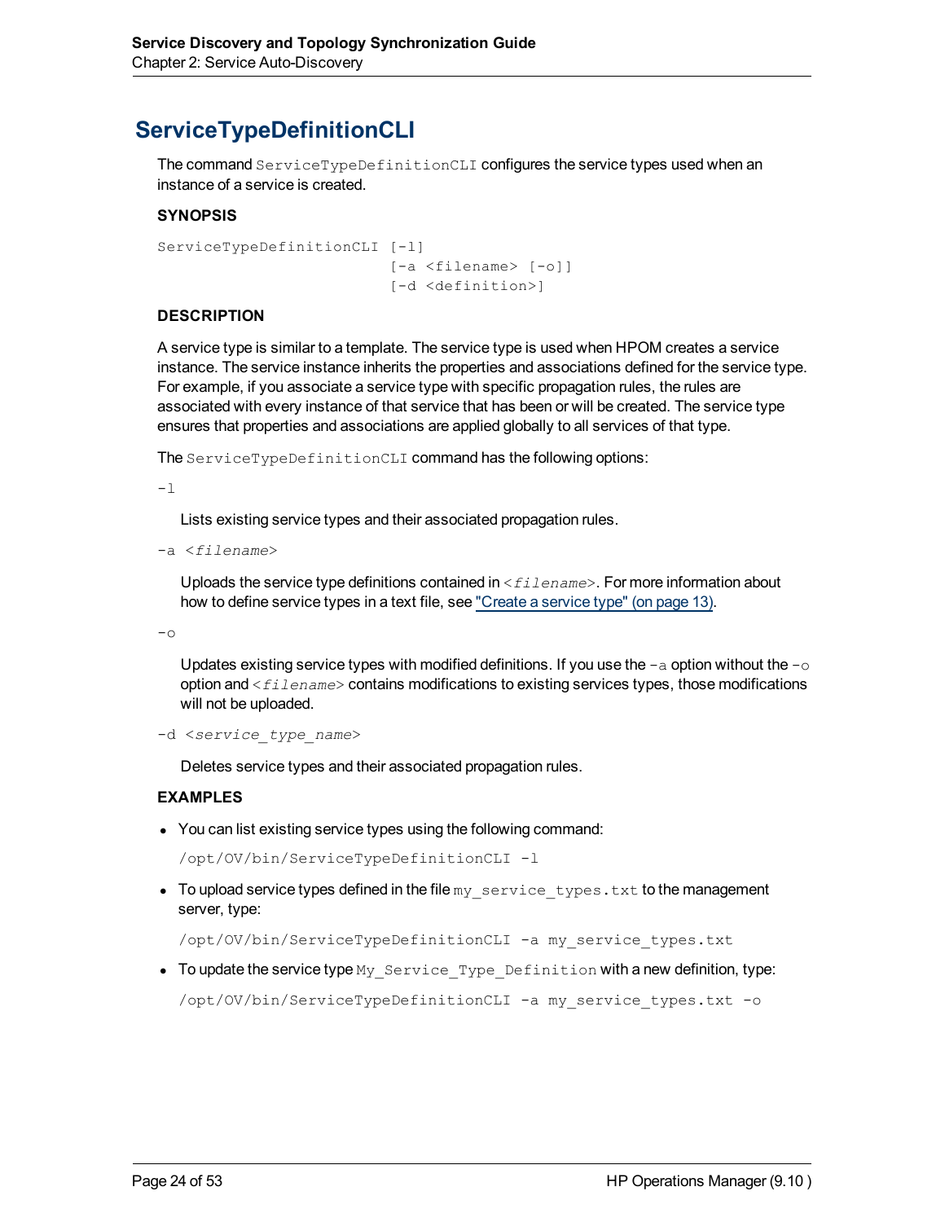# ServiceTypeDefinitionCLI

The command `ServiceTypeDefinitionCLI` configures the service types used when an instance of a service is created.

### SYNOPSIS

```
ServiceTypeDefinitionCLI [-l]
                         [-a <filename> [-o]]
                         [-d <definition>]
```

### DESCRIPTION

A service type is similar to a template. The service type is used when HPOM creates a service instance. The service instance inherits the properties and associations defined for the service type. For example, if you associate a service type with specific propagation rules, the rules are associated with every instance of that service that has been or will be created. The service type ensures that properties and associations are applied globally to all services of that type.

The `ServiceTypeDefinitionCLI` command has the following options:

`-l`

Lists existing service types and their associated propagation rules.

`-a <filename>`

Uploads the service type definitions contained in `<filename>`. For more information about how to define service types in a text file, see "Create a service type" (on page 13).

`-o`

Updates existing service types with modified definitions. If you use the `-a` option without the `-o` option and `<filename>` contains modifications to existing services types, those modifications will not be uploaded.

`-d <service_type_name>`

Deletes service types and their associated propagation rules.

### EXAMPLES

- You can list existing service types using the following command:

  ```
  /opt/OV/bin/ServiceTypeDefinitionCLI -l
  ```

- To upload service types defined in the file `my_service_types.txt` to the management server, type:

  ```
  /opt/OV/bin/ServiceTypeDefinitionCLI -a my_service_types.txt
  ```

- To update the service type `My_Service_Type_Definition` with a new definition, type:

  ```
  /opt/OV/bin/ServiceTypeDefinitionCLI -a my_service_types.txt -o
  ```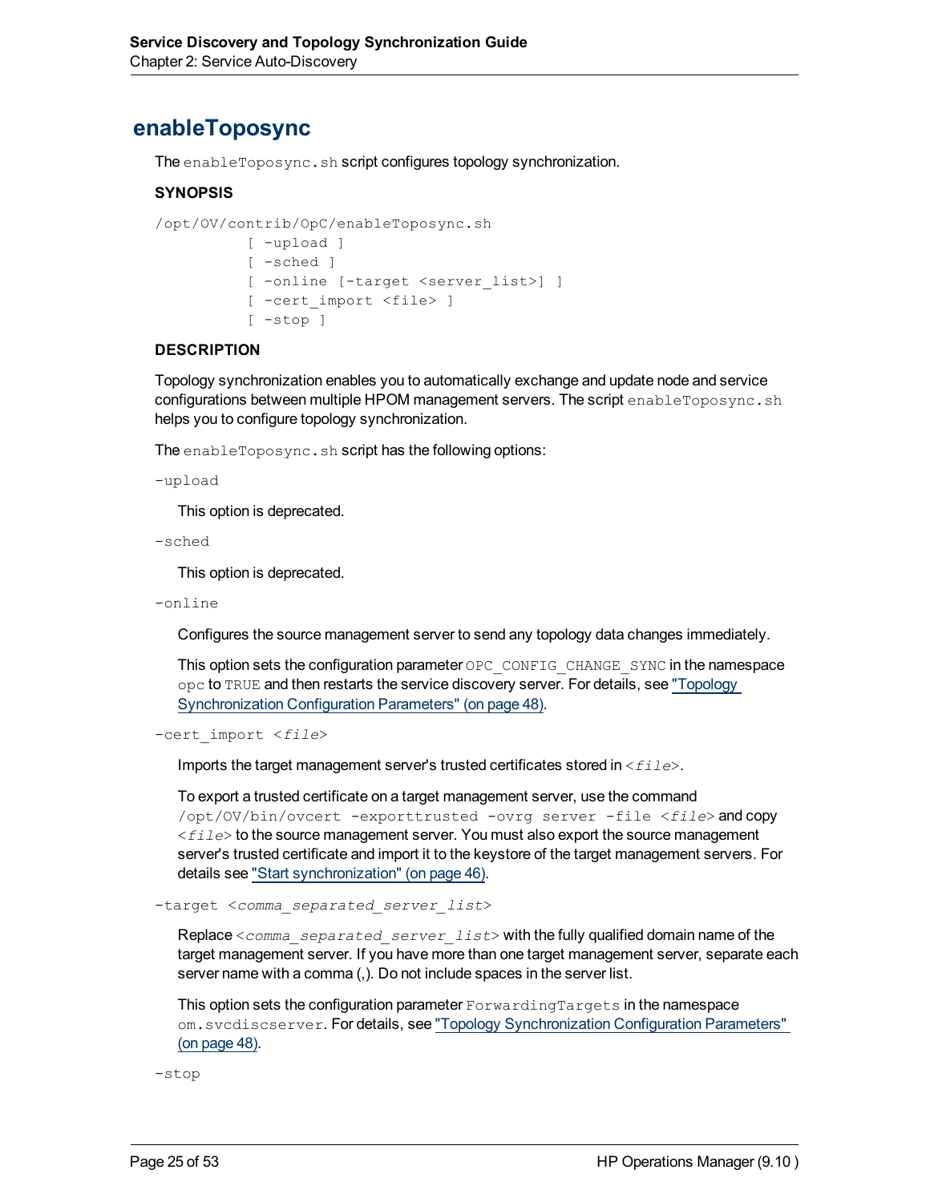# enableToposync

The `enableToposync.sh` script configures topology synchronization.

### SYNOPSIS

```
/opt/OV/contrib/OpC/enableToposync.sh
          [ -upload ]
          [ -sched ]
          [ -online [-target <server_list>] ]
          [ -cert_import <file> ]
          [ -stop ]
```

### DESCRIPTION

Topology synchronization enables you to automatically exchange and update node and service configurations between multiple HPOM management servers. The script `enableToposync.sh` helps you to configure topology synchronization.

The `enableToposync.sh` script has the following options:

`-upload`

This option is deprecated.

`-sched`

This option is deprecated.

`-online`

Configures the source management server to send any topology data changes immediately.

This option sets the configuration parameter `OPC_CONFIG_CHANGE_SYNC` in the namespace `opc` to `TRUE` and then restarts the service discovery server. For details, see "Topology Synchronization Configuration Parameters" (on page 48).

`-cert_import <file>`

Imports the target management server's trusted certificates stored in `<file>`.

To export a trusted certificate on a target management server, use the command `/opt/OV/bin/ovcert -exporttrusted -ovrg server -file <file>` and copy `<file>` to the source management server. You must also export the source management server's trusted certificate and import it to the keystore of the target management servers. For details see "Start synchronization" (on page 46).

`-target <comma_separated_server_list>`

Replace `<comma_separated_server_list>` with the fully qualified domain name of the target management server. If you have more than one target management server, separate each server name with a comma (,). Do not include spaces in the server list.

This option sets the configuration parameter `ForwardingTargets` in the namespace `om.svcdiscserver`. For details, see "Topology Synchronization Configuration Parameters" (on page 48).

`-stop`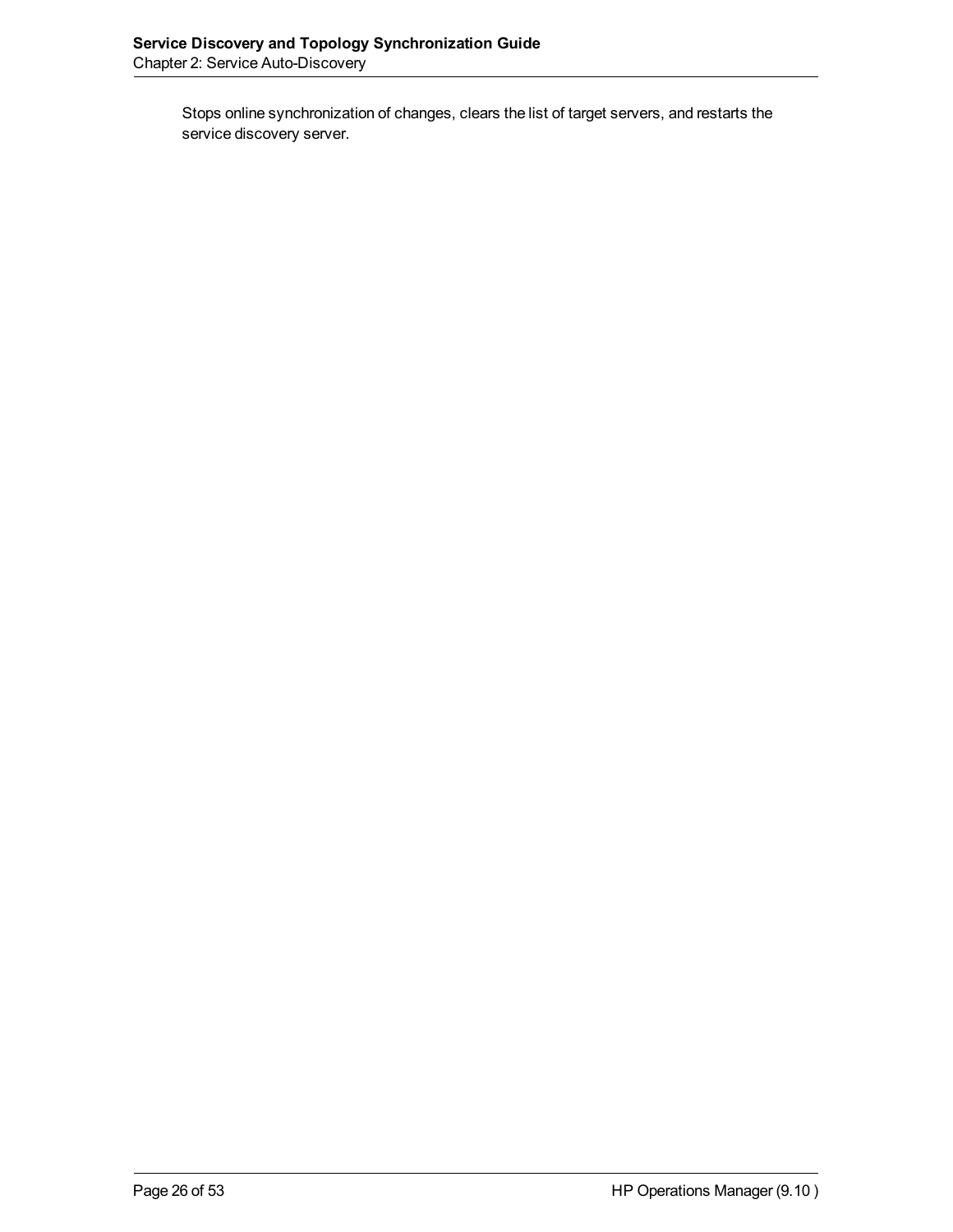Stops online synchronization of changes, clears the list of target servers, and restarts the service discovery server.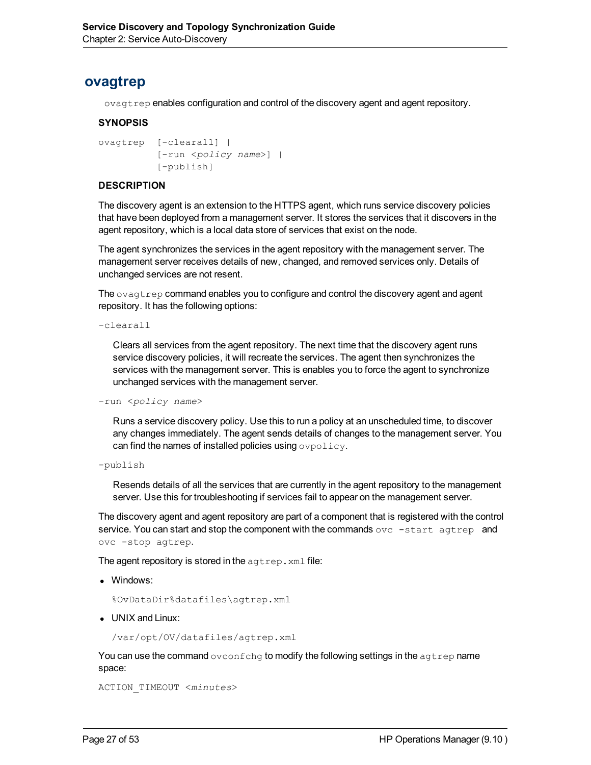# ovagtrep

`ovagtrep` enables configuration and control of the discovery agent and agent repository.

### SYNOPSIS

```
ovagtrep  [-clearall] |
          [-run <policy name>] |
          [-publish]
```

### DESCRIPTION

The discovery agent is an extension to the HTTPS agent, which runs service discovery policies that have been deployed from a management server. It stores the services that it discovers in the agent repository, which is a local data store of services that exist on the node.

The agent synchronizes the services in the agent repository with the management server. The management server receives details of new, changed, and removed services only. Details of unchanged services are not resent.

The `ovagtrep` command enables you to configure and control the discovery agent and agent repository. It has the following options:

`-clearall`

Clears all services from the agent repository. The next time that the discovery agent runs service discovery policies, it will recreate the services. The agent then synchronizes the services with the management server. This is enables you to force the agent to synchronize unchanged services with the management server.

`-run <policy name>`

Runs a service discovery policy. Use this to run a policy at an unscheduled time, to discover any changes immediately. The agent sends details of changes to the management server. You can find the names of installed policies using `ovpolicy`.

`-publish`

Resends details of all the services that are currently in the agent repository to the management server. Use this for troubleshooting if services fail to appear on the management server.

The discovery agent and agent repository are part of a component that is registered with the control service. You can start and stop the component with the commands `ovc -start agtrep` and `ovc -stop agtrep`.

The agent repository is stored in the `agtrep.xml` file:

- Windows:

  `%OvDataDir%datafiles\agtrep.xml`

- UNIX and Linux:

  `/var/opt/OV/datafiles/agtrep.xml`

You can use the command `ovconfchg` to modify the following settings in the `agtrep` name space:

`ACTION_TIMEOUT <minutes>`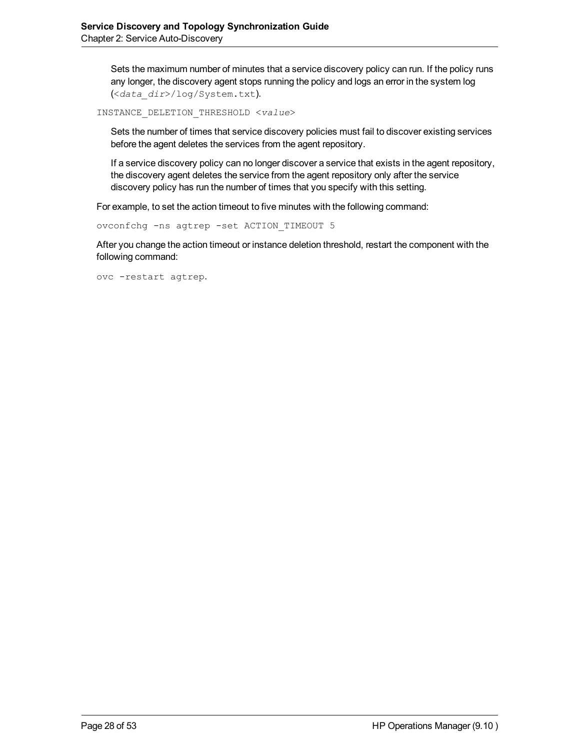Sets the maximum number of minutes that a service discovery policy can run. If the policy runs any longer, the discovery agent stops running the policy and logs an error in the system log (`<data_dir>/log/System.txt`).

`INSTANCE_DELETION_THRESHOLD <value>`

Sets the number of times that service discovery policies must fail to discover existing services before the agent deletes the services from the agent repository.

If a service discovery policy can no longer discover a service that exists in the agent repository, the discovery agent deletes the service from the agent repository only after the service discovery policy has run the number of times that you specify with this setting.

For example, to set the action timeout to five minutes with the following command:

```
ovconfchg -ns agtrep -set ACTION_TIMEOUT 5
```

After you change the action timeout or instance deletion threshold, restart the component with the following command:

```
ovc -restart agtrep.
```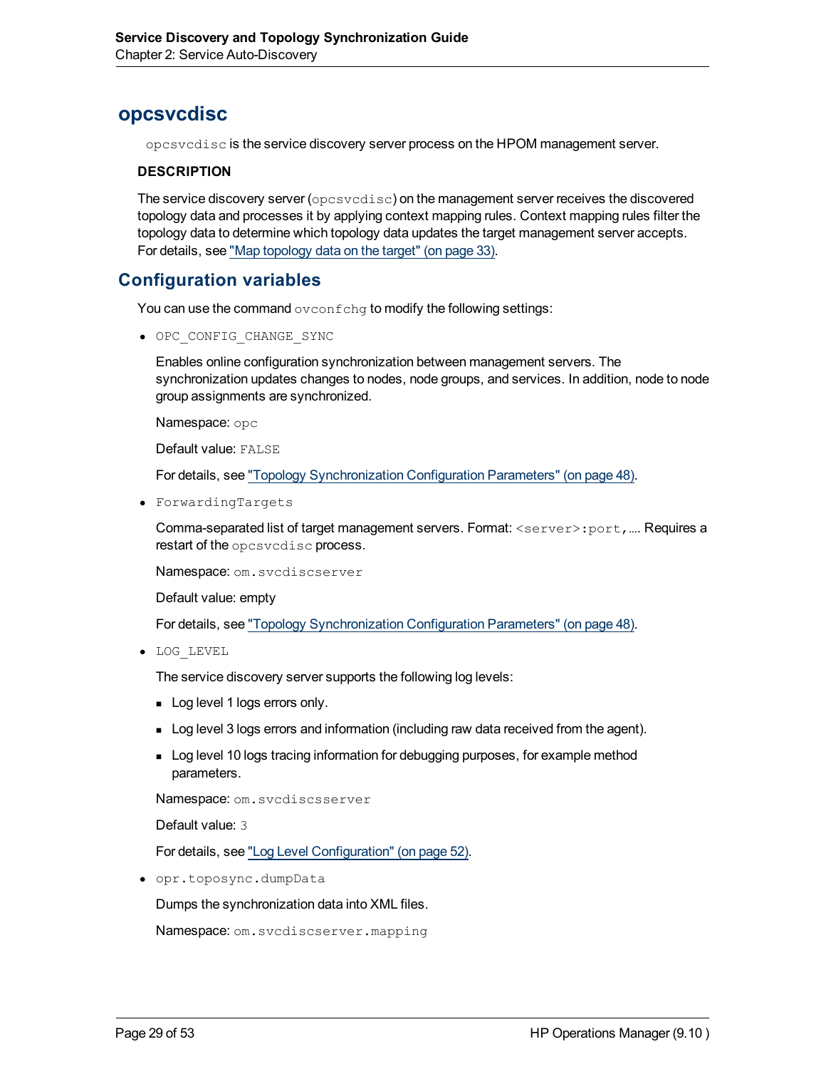## opcsvcdisc

`opcsvcdisc` is the service discovery server process on the HPOM management server.

**DESCRIPTION**

The service discovery server (`opcsvcdisc`) on the management server receives the discovered topology data and processes it by applying context mapping rules. Context mapping rules filter the topology data to determine which topology data updates the target management server accepts. For details, see "Map topology data on the target" (on page 33).

## Configuration variables

You can use the command `ovconfchg` to modify the following settings:

- `OPC_CONFIG_CHANGE_SYNC`

  Enables online configuration synchronization between management servers. The synchronization updates changes to nodes, node groups, and services. In addition, node to node group assignments are synchronized.

  Namespace: `opc`

  Default value: `FALSE`

  For details, see "Topology Synchronization Configuration Parameters" (on page 48).

- `ForwardingTargets`

  Comma-separated list of target management servers. Format: `<server>:port,`.... Requires a restart of the `opcsvcdisc` process.

  Namespace: `om.svcdiscserver`

  Default value: empty

  For details, see "Topology Synchronization Configuration Parameters" (on page 48).

- `LOG_LEVEL`

  The service discovery server supports the following log levels:

  - Log level 1 logs errors only.
  - Log level 3 logs errors and information (including raw data received from the agent).
  - Log level 10 logs tracing information for debugging purposes, for example method parameters.

  Namespace: `om.svcdiscsserver`

  Default value: `3`

  For details, see "Log Level Configuration" (on page 52).

- `opr.toposync.dumpData`

  Dumps the synchronization data into XML files.

  Namespace: `om.svcdiscserver.mapping`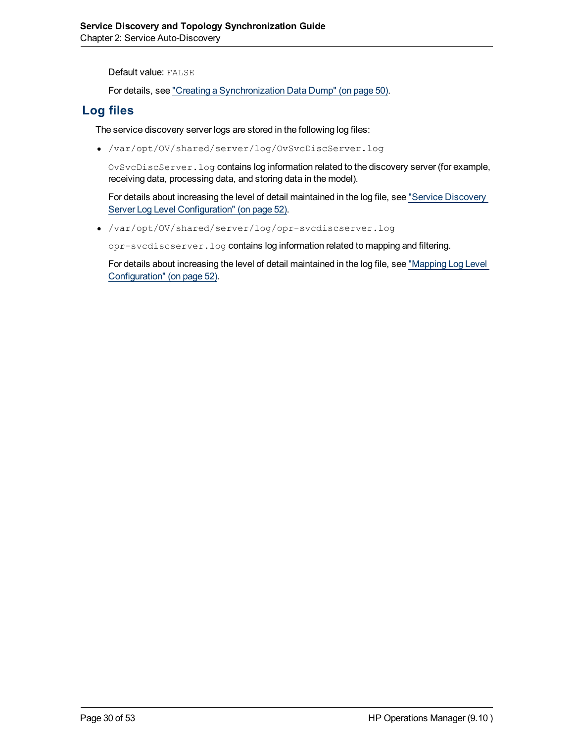Default value: `FALSE`

For details, see "Creating a Synchronization Data Dump" (on page 50).

## Log files

The service discovery server logs are stored in the following log files:

- `/var/opt/OV/shared/server/log/OvSvcDiscServer.log`

  `OvSvcDiscServer.log` contains log information related to the discovery server (for example, receiving data, processing data, and storing data in the model).

  For details about increasing the level of detail maintained in the log file, see "Service Discovery Server Log Level Configuration" (on page 52).

- `/var/opt/OV/shared/server/log/opr-svcdiscserver.log`

  `opr-svcdiscserver.log` contains log information related to mapping and filtering.

  For details about increasing the level of detail maintained in the log file, see "Mapping Log Level Configuration" (on page 52).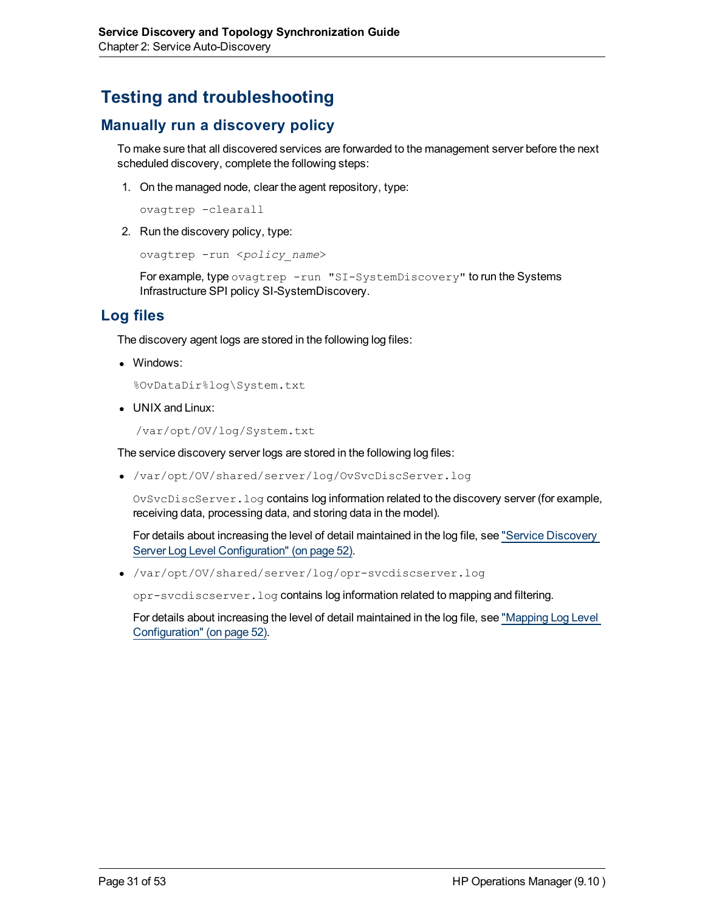# Testing and troubleshooting

## Manually run a discovery policy

To make sure that all discovered services are forwarded to the management server before the next scheduled discovery, complete the following steps:

1. On the managed node, clear the agent repository, type:

   ```
   ovagtrep -clearall
   ```

2. Run the discovery policy, type:

   ```
   ovagtrep -run <policy_name>
   ```

   For example, type `ovagtrep -run "SI-SystemDiscovery"` to run the Systems Infrastructure SPI policy SI-SystemDiscovery.

## Log files

The discovery agent logs are stored in the following log files:

- Windows:

  ```
  %OvDataDir%log\System.txt
  ```

- UNIX and Linux:

  ```
  /var/opt/OV/log/System.txt
  ```

The service discovery server logs are stored in the following log files:

- `/var/opt/OV/shared/server/log/OvSvcDiscServer.log`

  `OvSvcDiscServer.log` contains log information related to the discovery server (for example, receiving data, processing data, and storing data in the model).

  For details about increasing the level of detail maintained in the log file, see "Service Discovery Server Log Level Configuration" (on page 52).

- `/var/opt/OV/shared/server/log/opr-svcdiscserver.log`

  `opr-svcdiscserver.log` contains log information related to mapping and filtering.

  For details about increasing the level of detail maintained in the log file, see "Mapping Log Level Configuration" (on page 52).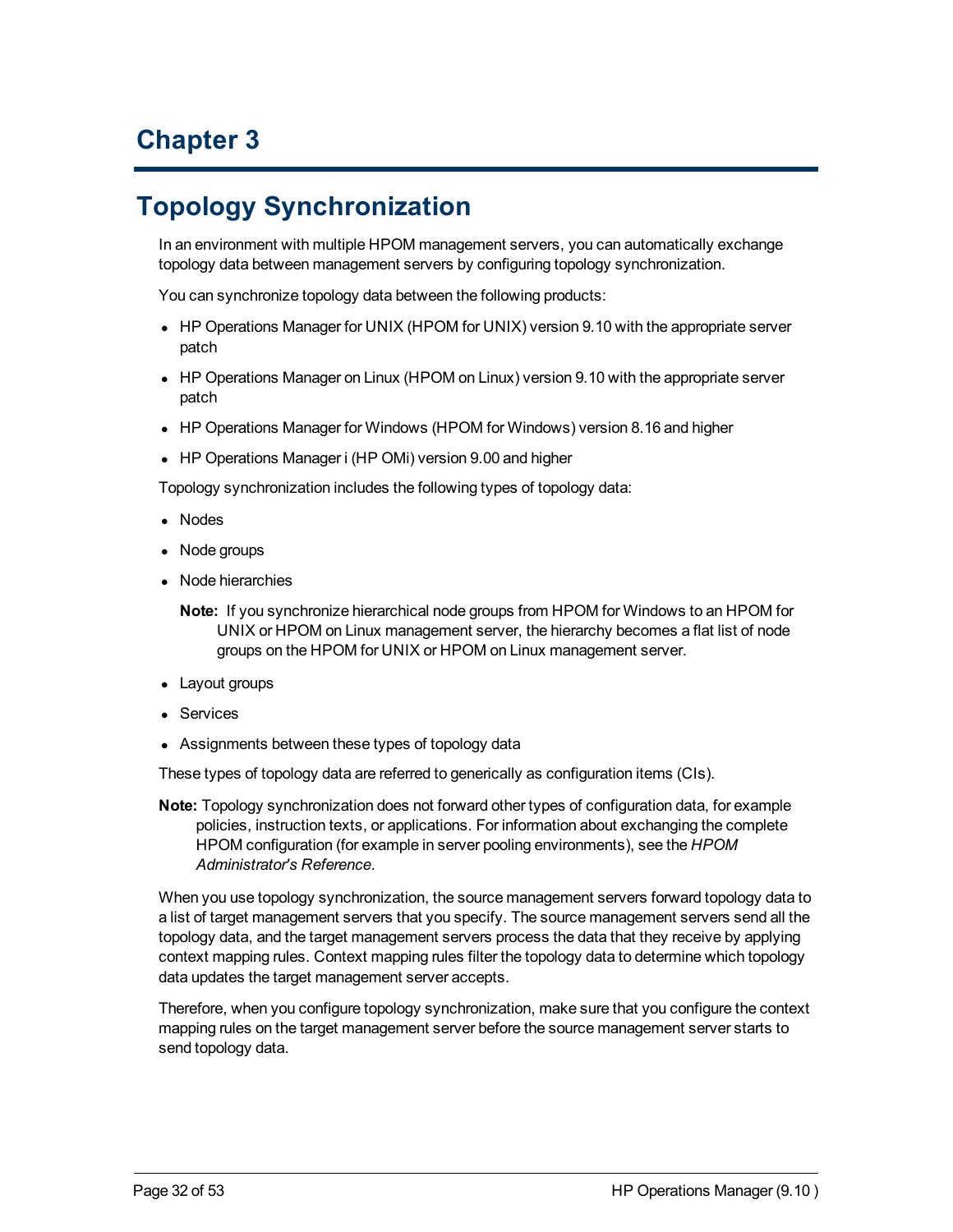# Chapter 3

## Topology Synchronization

In an environment with multiple HPOM management servers, you can automatically exchange topology data between management servers by configuring topology synchronization.

You can synchronize topology data between the following products:

- HP Operations Manager for UNIX (HPOM for UNIX) version 9.10 with the appropriate server patch
- HP Operations Manager on Linux (HPOM on Linux) version 9.10 with the appropriate server patch
- HP Operations Manager for Windows (HPOM for Windows) version 8.16 and higher
- HP Operations Manager i (HP OMi) version 9.00 and higher

Topology synchronization includes the following types of topology data:

- Nodes
- Node groups
- Node hierarchies

  **Note:** If you synchronize hierarchical node groups from HPOM for Windows to an HPOM for UNIX or HPOM on Linux management server, the hierarchy becomes a flat list of node groups on the HPOM for UNIX or HPOM on Linux management server.

- Layout groups
- Services
- Assignments between these types of topology data

These types of topology data are referred to generically as configuration items (CIs).

**Note:** Topology synchronization does not forward other types of configuration data, for example policies, instruction texts, or applications. For information about exchanging the complete HPOM configuration (for example in server pooling environments), see the *HPOM Administrator's Reference*.

When you use topology synchronization, the source management servers forward topology data to a list of target management servers that you specify. The source management servers send all the topology data, and the target management servers process the data that they receive by applying context mapping rules. Context mapping rules filter the topology data to determine which topology data updates the target management server accepts.

Therefore, when you configure topology synchronization, make sure that you configure the context mapping rules on the target management server before the source management server starts to send topology data.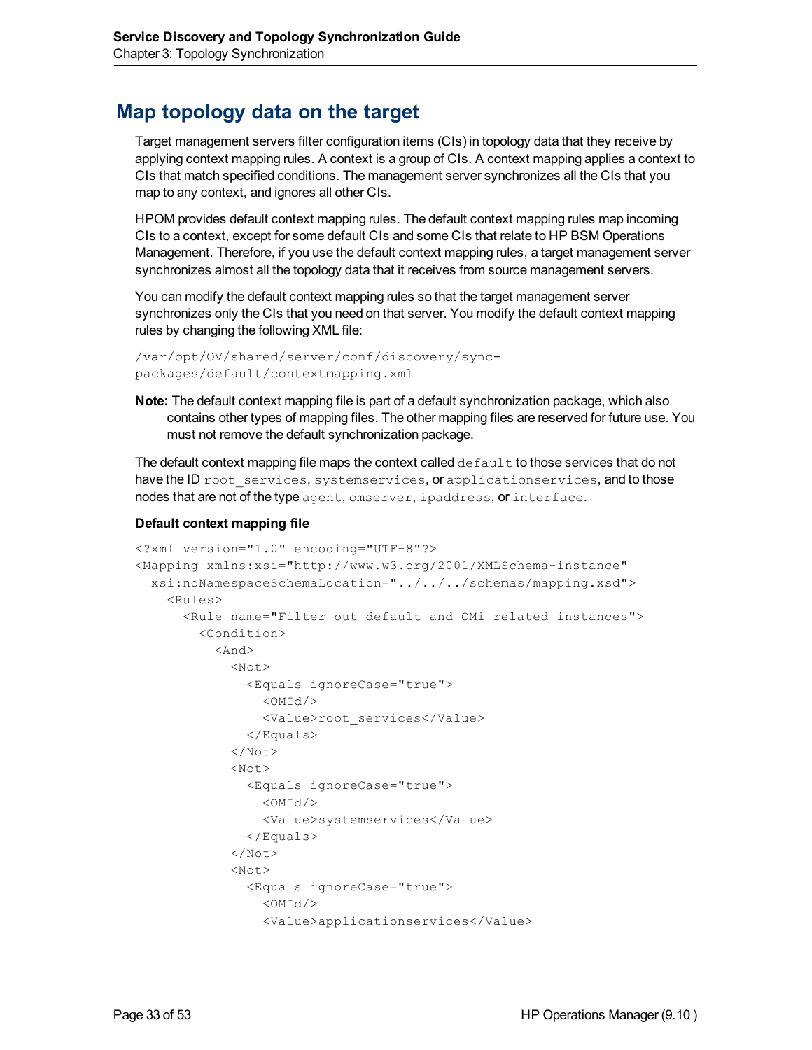# Map topology data on the target

Target management servers filter configuration items (CIs) in topology data that they receive by applying context mapping rules. A context is a group of CIs. A context mapping applies a context to CIs that match specified conditions. The management server synchronizes all the CIs that you map to any context, and ignores all other CIs.

HPOM provides default context mapping rules. The default context mapping rules map incoming CIs to a context, except for some default CIs and some CIs that relate to HP BSM Operations Management. Therefore, if you use the default context mapping rules, a target management server synchronizes almost all the topology data that it receives from source management servers.

You can modify the default context mapping rules so that the target management server synchronizes only the CIs that you need on that server. You modify the default context mapping rules by changing the following XML file:

```
/var/opt/OV/shared/server/conf/discovery/sync-
packages/default/contextmapping.xml
```

**Note:** The default context mapping file is part of a default synchronization package, which also contains other types of mapping files. The other mapping files are reserved for future use. You must not remove the default synchronization package.

The default context mapping file maps the context called `default` to those services that do not have the ID `root_services`, `systemservices`, or `applicationservices`, and to those nodes that are not of the type `agent`, `omserver`, `ipaddress`, or `interface`.

**Default context mapping file**

```
<?xml version="1.0" encoding="UTF-8"?>
<Mapping xmlns:xsi="http://www.w3.org/2001/XMLSchema-instance"
  xsi:noNamespaceSchemaLocation="../../../schemas/mapping.xsd">
    <Rules>
      <Rule name="Filter out default and OMi related instances">
        <Condition>
          <And>
            <Not>
              <Equals ignoreCase="true">
                <OMId/>
                <Value>root_services</Value>
              </Equals>
            </Not>
            <Not>
              <Equals ignoreCase="true">
                <OMId/>
                <Value>systemservices</Value>
              </Equals>
            </Not>
            <Not>
              <Equals ignoreCase="true">
                <OMId/>
                <Value>applicationservices</Value>
```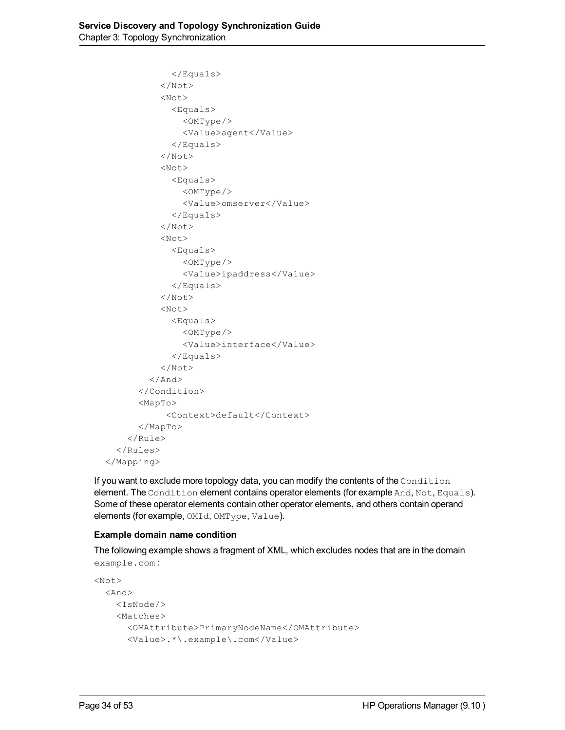```
              </Equals>
            </Not>
            <Not>
              <Equals>
                <OMType/>
                <Value>agent</Value>
              </Equals>
            </Not>
            <Not>
              <Equals>
                <OMType/>
                <Value>omserver</Value>
              </Equals>
            </Not>
            <Not>
              <Equals>
                <OMType/>
                <Value>ipaddress</Value>
              </Equals>
            </Not>
            <Not>
              <Equals>
                <OMType/>
                <Value>interface</Value>
              </Equals>
            </Not>
          </And>
        </Condition>
        <MapTo>
             <Context>default</Context>
        </MapTo>
      </Rule>
    </Rules>
  </Mapping>
```

If you want to exclude more topology data, you can modify the contents of the `Condition` element. The `Condition` element contains operator elements (for example `And`, `Not`, `Equals`). Some of these operator elements contain other operator elements, and others contain operand elements (for example, `OMId`, `OMType`, `Value`).

**Example domain name condition**

The following example shows a fragment of XML, which excludes nodes that are in the domain `example.com`:

```
<Not>
  <And>
    <IsNode/>
    <Matches>
      <OMAttribute>PrimaryNodeName</OMAttribute>
      <Value>.*\.example\.com</Value>
```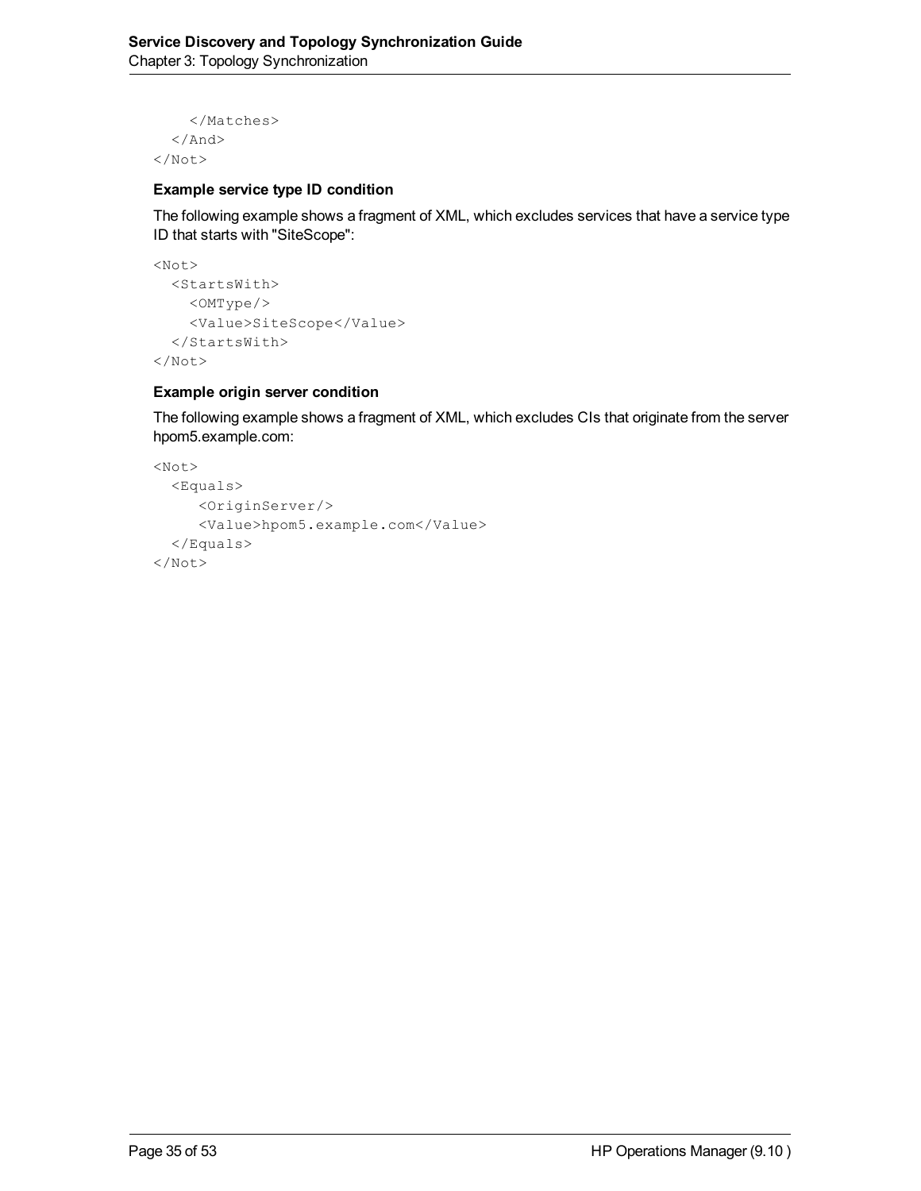```
    </Matches>
  </And>
</Not>
```

#### Example service type ID condition

The following example shows a fragment of XML, which excludes services that have a service type ID that starts with "SiteScope":

```
<Not>
  <StartsWith>
    <OMType/>
    <Value>SiteScope</Value>
  </StartsWith>
</Not>
```

#### Example origin server condition

The following example shows a fragment of XML, which excludes CIs that originate from the server hpom5.example.com:

```
<Not>
  <Equals>
     <OriginServer/>
     <Value>hpom5.example.com</Value>
  </Equals>
</Not>
```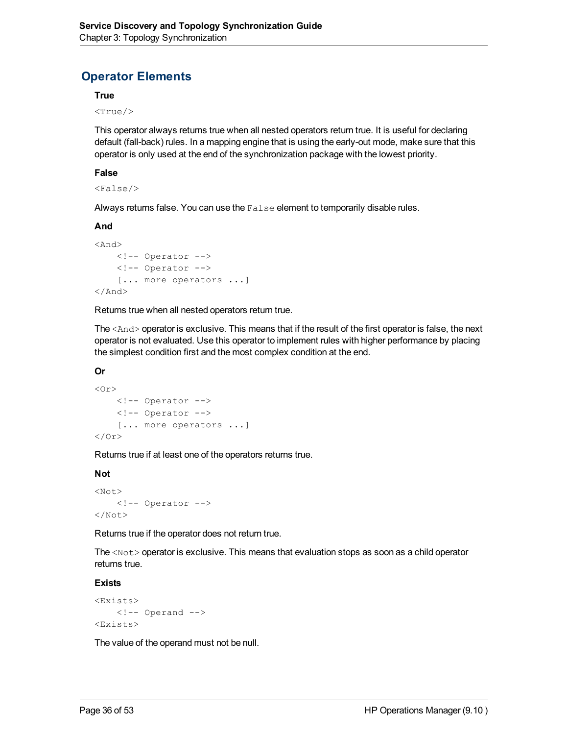## Operator Elements

**True**

```
<True/>
```

This operator always returns true when all nested operators return true. It is useful for declaring default (fall-back) rules. In a mapping engine that is using the early-out mode, make sure that this operator is only used at the end of the synchronization package with the lowest priority.

**False**

```
<False/>
```

Always returns false. You can use the `False` element to temporarily disable rules.

**And**

```
<And>
    <!-- Operator -->
    <!-- Operator -->
    [... more operators ...]
</And>
```

Returns true when all nested operators return true.

The `<And>` operator is exclusive. This means that if the result of the first operator is false, the next operator is not evaluated. Use this operator to implement rules with higher performance by placing the simplest condition first and the most complex condition at the end.

**Or**

```
<Or>
    <!-- Operator -->
    <!-- Operator -->
    [... more operators ...]
</Or>
```

Returns true if at least one of the operators returns true.

**Not**

```
<Not>
    <!-- Operator -->
</Not>
```

Returns true if the operator does not return true.

The `<Not>` operator is exclusive. This means that evaluation stops as soon as a child operator returns true.

**Exists**

```
<Exists>
    <!-- Operand -->
<Exists>
```

The value of the operand must not be null.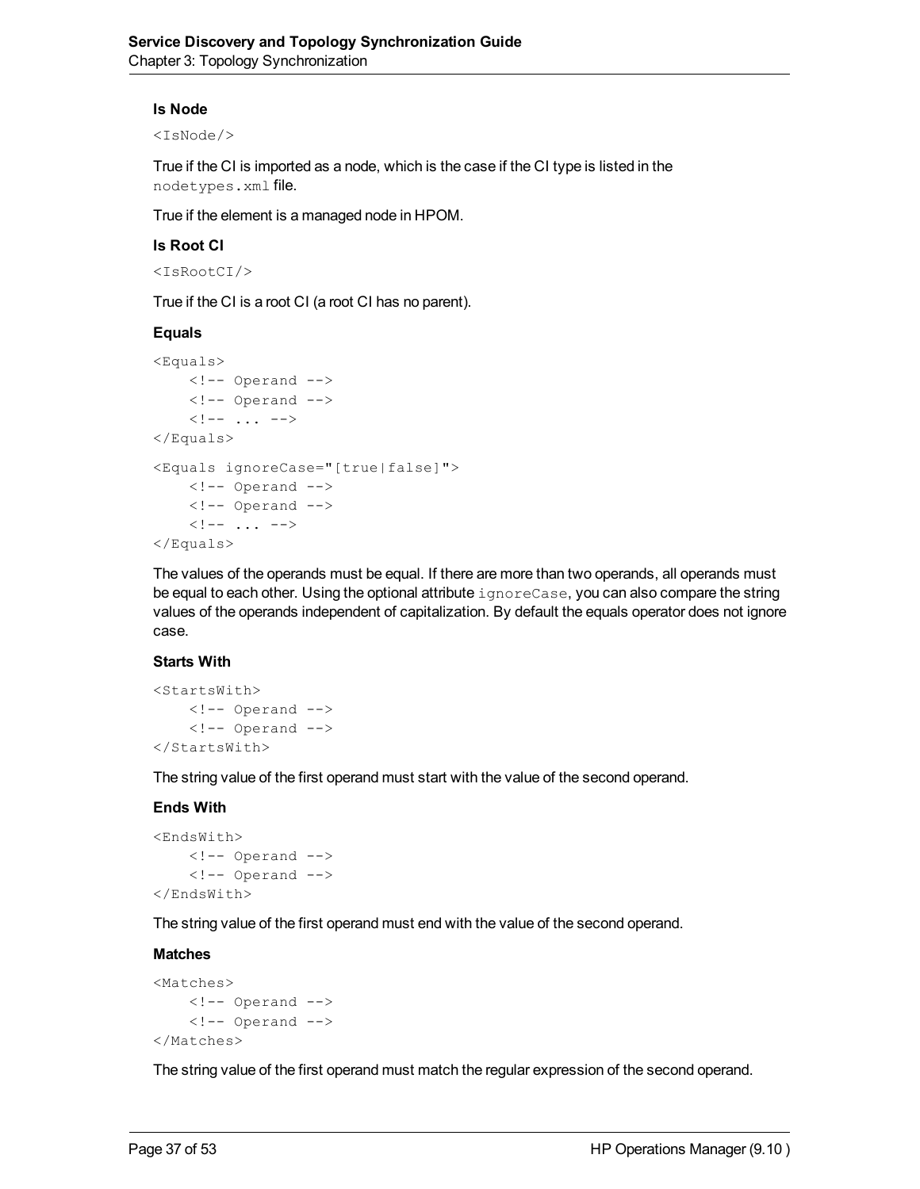### Is Node

```
<IsNode/>
```

True if the CI is imported as a node, which is the case if the CI type is listed in the `nodetypes.xml` file.

True if the element is a managed node in HPOM.

### Is Root CI

```
<IsRootCI/>
```

True if the CI is a root CI (a root CI has no parent).

### Equals

```
<Equals>
    <!-- Operand -->
    <!-- Operand -->
    <!-- ... -->
</Equals>
```

```
<Equals ignoreCase="[true|false]">
    <!-- Operand -->
    <!-- Operand -->
    <!-- ... -->
</Equals>
```

The values of the operands must be equal. If there are more than two operands, all operands must be equal to each other. Using the optional attribute `ignoreCase`, you can also compare the string values of the operands independent of capitalization. By default the equals operator does not ignore case.

### Starts With

```
<StartsWith>
    <!-- Operand -->
    <!-- Operand -->
</StartsWith>
```

The string value of the first operand must start with the value of the second operand.

### Ends With

```
<EndsWith>
    <!-- Operand -->
    <!-- Operand -->
</EndsWith>
```

The string value of the first operand must end with the value of the second operand.

### Matches

```
<Matches>
    <!-- Operand -->
    <!-- Operand -->
</Matches>
```

The string value of the first operand must match the regular expression of the second operand.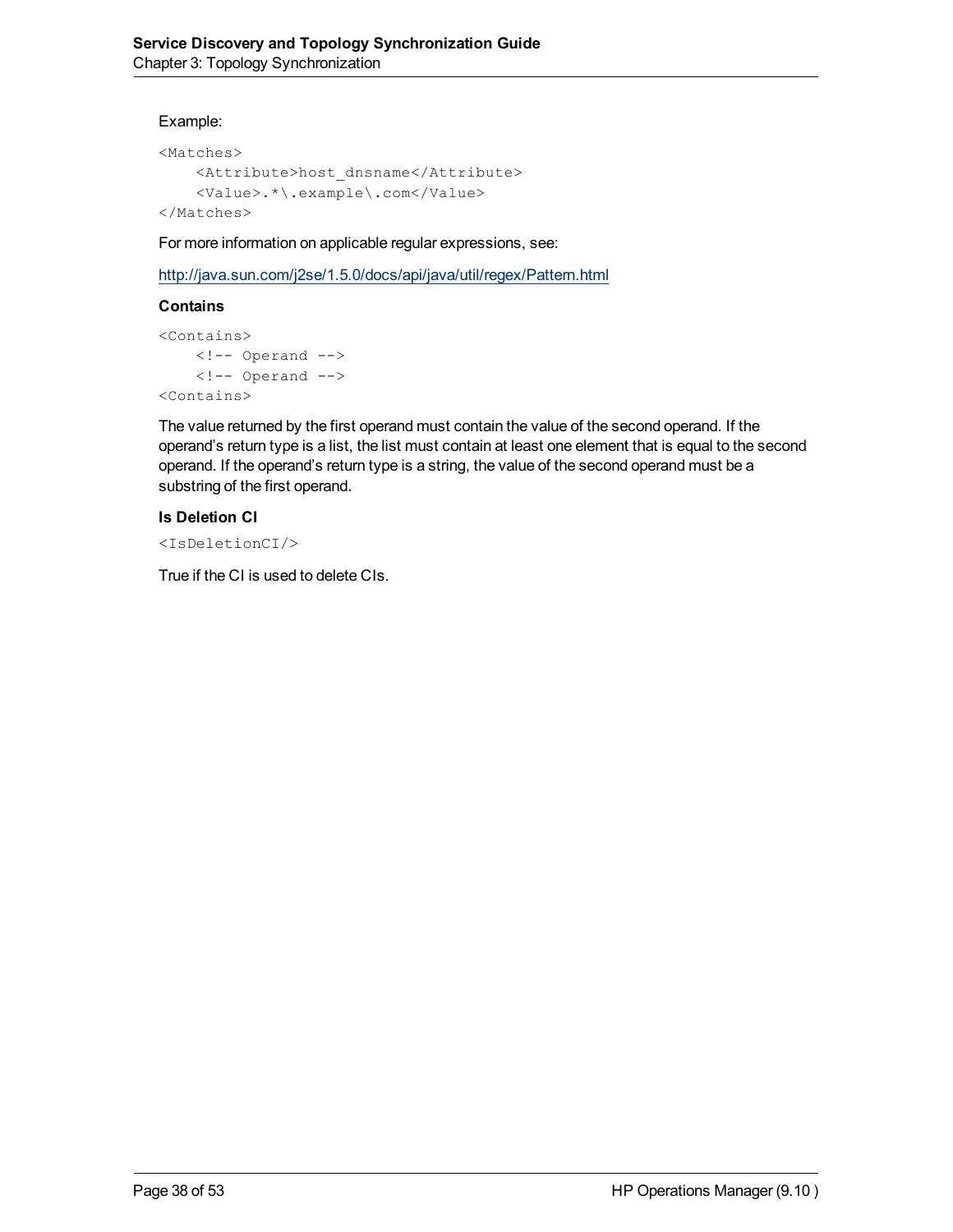Example:

```
<Matches>
    <Attribute>host_dnsname</Attribute>
    <Value>.*\.example\.com</Value>
</Matches>
```

For more information on applicable regular expressions, see:

http://java.sun.com/j2se/1.5.0/docs/api/java/util/regex/Pattern.html

**Contains**

```
<Contains>
    <!-- Operand -->
    <!-- Operand -->
<Contains>
```

The value returned by the first operand must contain the value of the second operand. If the operand's return type is a list, the list must contain at least one element that is equal to the second operand. If the operand's return type is a string, the value of the second operand must be a substring of the first operand.

**Is Deletion CI**

```
<IsDeletionCI/>
```

True if the CI is used to delete CIs.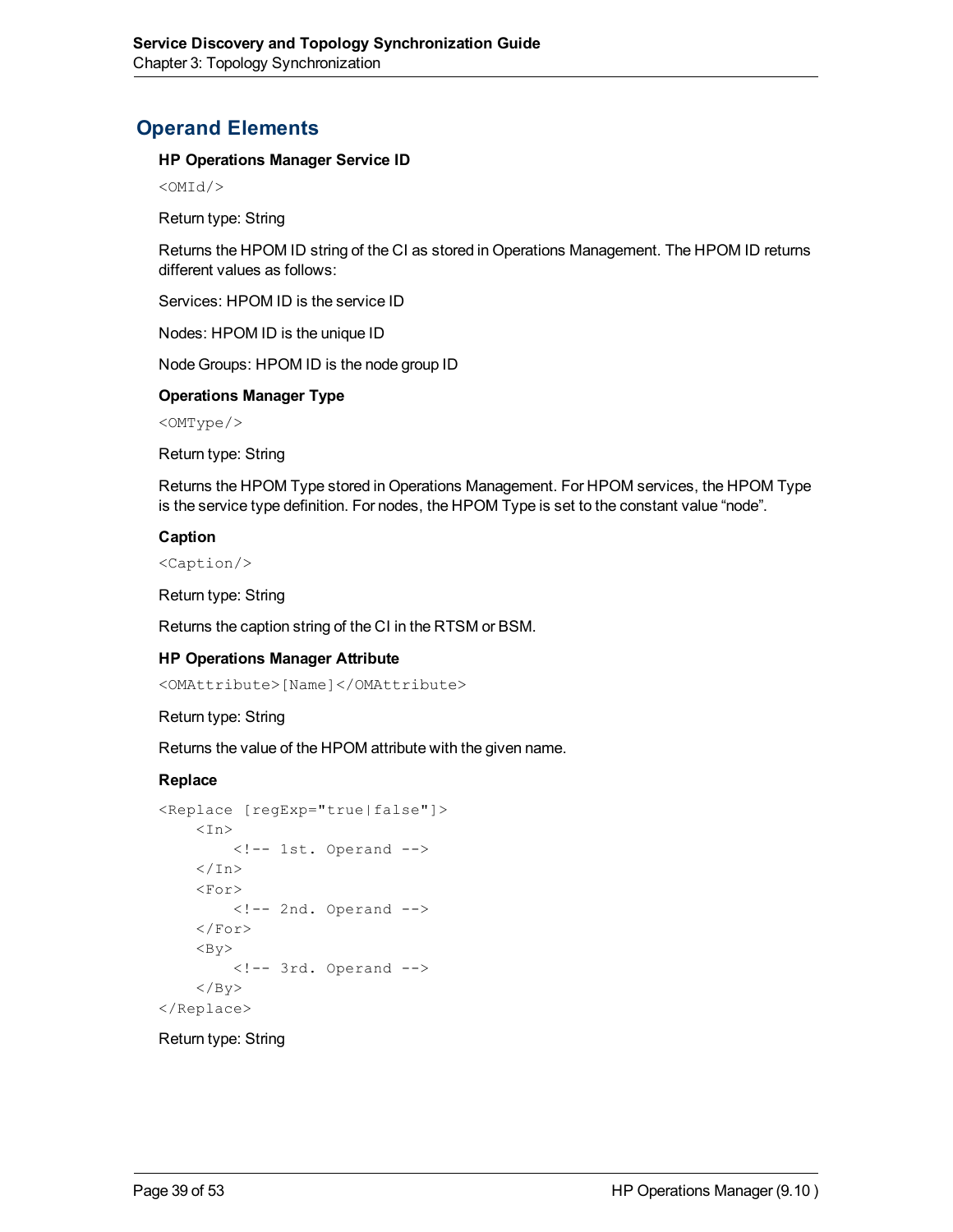## Operand Elements

**HP Operations Manager Service ID**

```
<OMId/>
```

Return type: String

Returns the HPOM ID string of the CI as stored in Operations Management. The HPOM ID returns different values as follows:

Services: HPOM ID is the service ID

Nodes: HPOM ID is the unique ID

Node Groups: HPOM ID is the node group ID

**Operations Manager Type**

```
<OMType/>
```

Return type: String

Returns the HPOM Type stored in Operations Management. For HPOM services, the HPOM Type is the service type definition. For nodes, the HPOM Type is set to the constant value “node”.

**Caption**

```
<Caption/>
```

Return type: String

Returns the caption string of the CI in the RTSM or BSM.

**HP Operations Manager Attribute**

```
<OMAttribute>[Name]</OMAttribute>
```

Return type: String

Returns the value of the HPOM attribute with the given name.

**Replace**

```
<Replace [regExp="true|false"]>
    <In>
        <!-- 1st. Operand -->
    </In>
    <For>
        <!-- 2nd. Operand -->
    </For>
    <By>
        <!-- 3rd. Operand -->
    </By>
</Replace>
```

Return type: String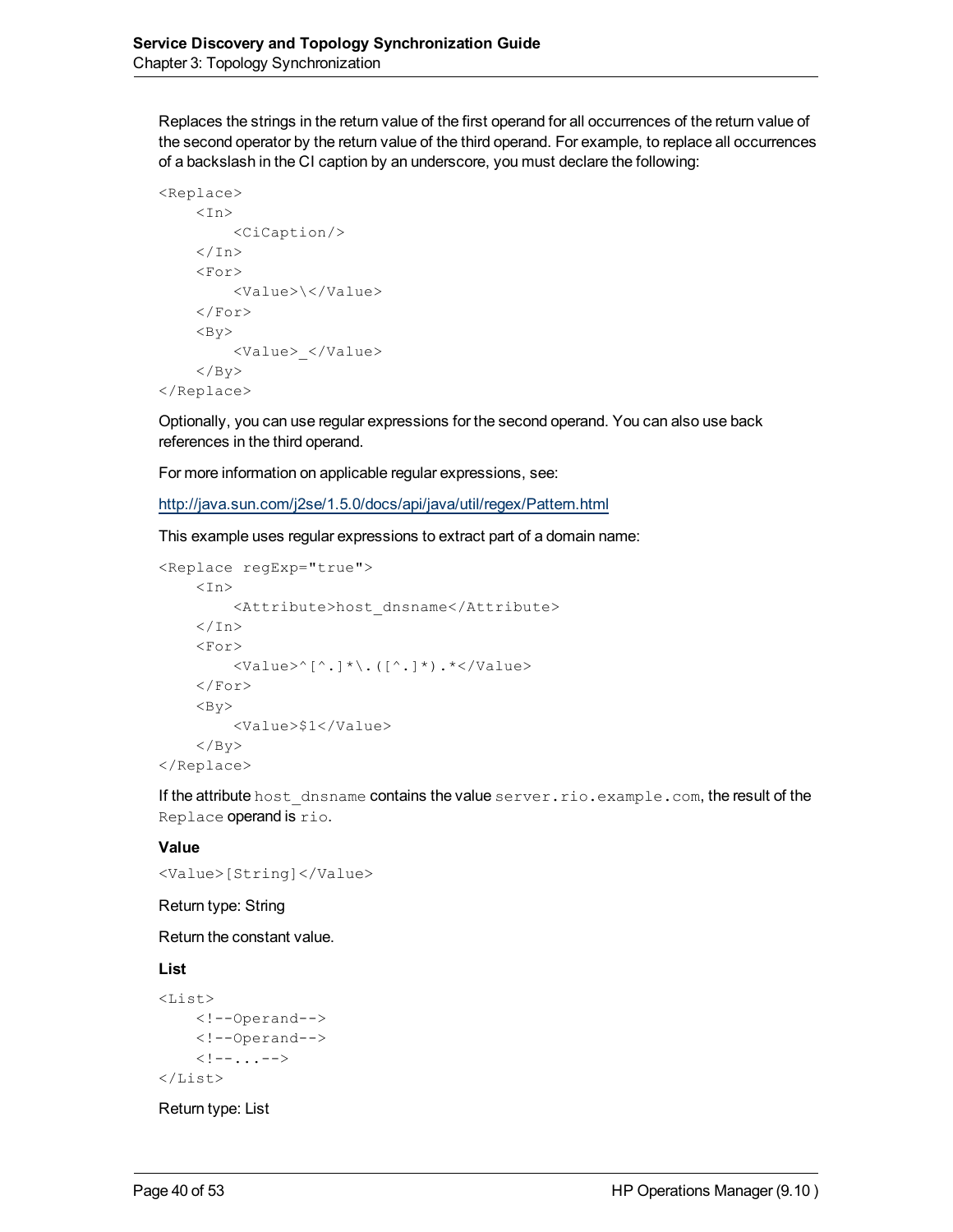Replaces the strings in the return value of the first operand for all occurrences of the return value of the second operator by the return value of the third operand. For example, to replace all occurrences of a backslash in the CI caption by an underscore, you must declare the following:

```
<Replace>
    <In>
        <CiCaption/>
    </In>
    <For>
        <Value>\</Value>
    </For>
    <By>
        <Value>_</Value>
    </By>
</Replace>
```

Optionally, you can use regular expressions for the second operand. You can also use back references in the third operand.

For more information on applicable regular expressions, see:

http://java.sun.com/j2se/1.5.0/docs/api/java/util/regex/Pattern.html

This example uses regular expressions to extract part of a domain name:

```
<Replace regExp="true">
    <In>
        <Attribute>host_dnsname</Attribute>
    </In>
    <For>
        <Value>^[^.]*\.([^.]*).*</Value>
    </For>
    <By>
        <Value>$1</Value>
    </By>
</Replace>
```

If the attribute `host_dnsname` contains the value `server.rio.example.com`, the result of the `Replace` operand is `rio`.

**Value**

```
<Value>[String]</Value>
```

Return type: String

Return the constant value.

**List**

```
<List>
    <!--Operand-->
    <!--Operand-->
    <!--...-->
</List>
```

Return type: List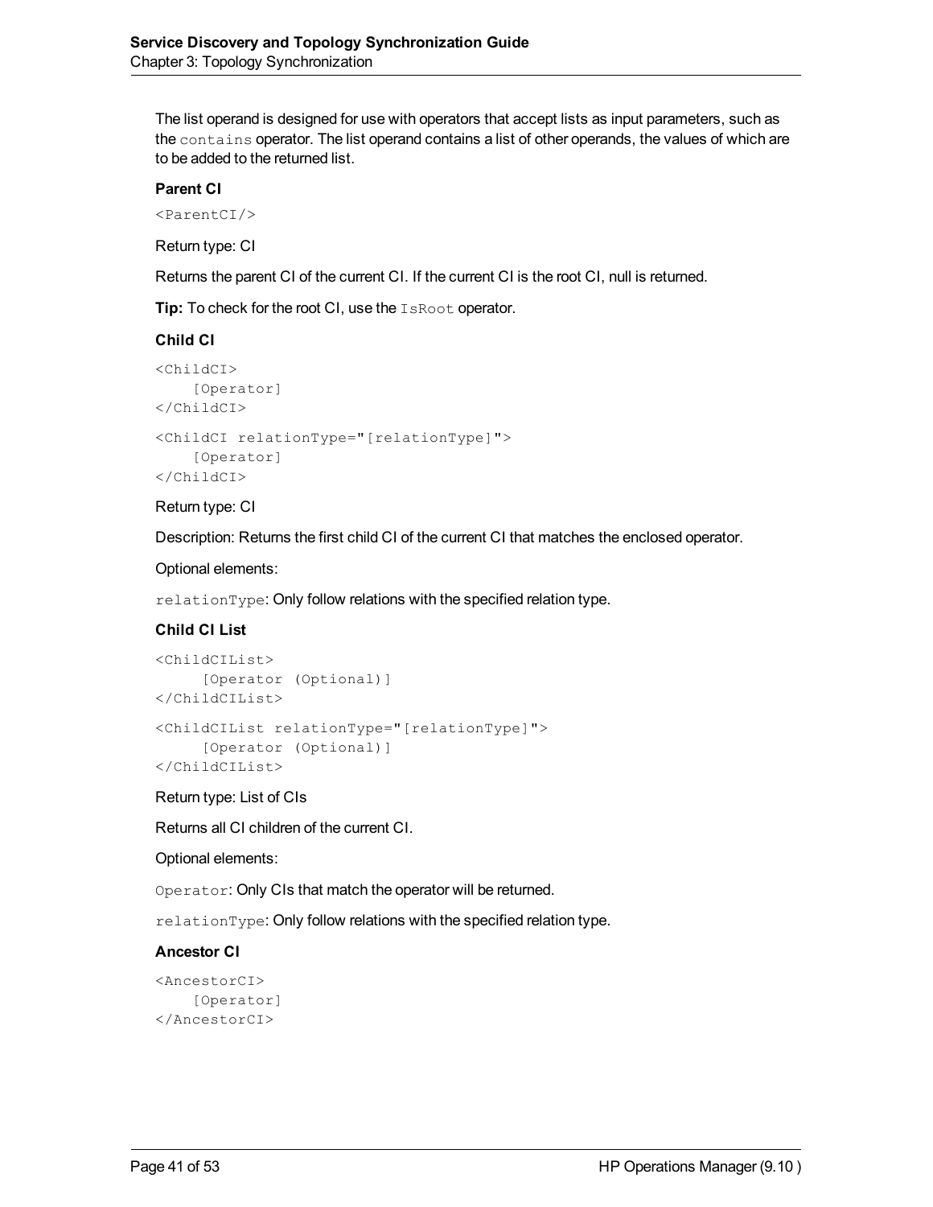The list operand is designed for use with operators that accept lists as input parameters, such as the `contains` operator. The list operand contains a list of other operands, the values of which are to be added to the returned list.

#### Parent CI

```
<ParentCI/>
```

Return type: CI

Returns the parent CI of the current CI. If the current CI is the root CI, null is returned.

**Tip:** To check for the root CI, use the `IsRoot` operator.

#### Child CI

```
<ChildCI>
    [Operator]
</ChildCI>
```

```
<ChildCI relationType="[relationType]">
    [Operator]
</ChildCI>
```

Return type: CI

Description: Returns the first child CI of the current CI that matches the enclosed operator.

Optional elements:

`relationType`: Only follow relations with the specified relation type.

#### Child CI List

```
<ChildCIList>
     [Operator (Optional)]
</ChildCIList>
```

```
<ChildCIList relationType="[relationType]">
     [Operator (Optional)]
</ChildCIList>
```

Return type: List of CIs

Returns all CI children of the current CI.

Optional elements:

`Operator`: Only CIs that match the operator will be returned.

`relationType`: Only follow relations with the specified relation type.

#### Ancestor CI

```
<AncestorCI>
    [Operator]
</AncestorCI>
```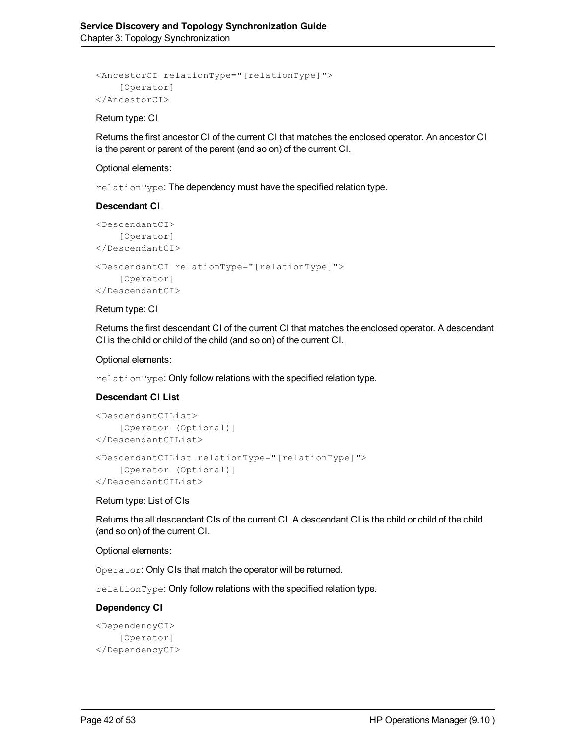```
<AncestorCI relationType="[relationType]">
    [Operator]
</AncestorCI>
```

Return type: CI

Returns the first ancestor CI of the current CI that matches the enclosed operator. An ancestor CI is the parent or parent of the parent (and so on) of the current CI.

Optional elements:

`relationType`: The dependency must have the specified relation type.

**Descendant CI**

```
<DescendantCI>
    [Operator]
</DescendantCI>
```

```
<DescendantCI relationType="[relationType]">
    [Operator]
</DescendantCI>
```

Return type: CI

Returns the first descendant CI of the current CI that matches the enclosed operator. A descendant CI is the child or child of the child (and so on) of the current CI.

Optional elements:

`relationType`: Only follow relations with the specified relation type.

**Descendant CI List**

```
<DescendantCIList>
    [Operator (Optional)]
</DescendantCIList>
```

```
<DescendantCIList relationType="[relationType]">
    [Operator (Optional)]
</DescendantCIList>
```

Return type: List of CIs

Returns the all descendant CIs of the current CI. A descendant CI is the child or child of the child (and so on) of the current CI.

Optional elements:

`Operator`: Only CIs that match the operator will be returned.

`relationType`: Only follow relations with the specified relation type.

**Dependency CI**

```
<DependencyCI>
    [Operator]
</DependencyCI>
```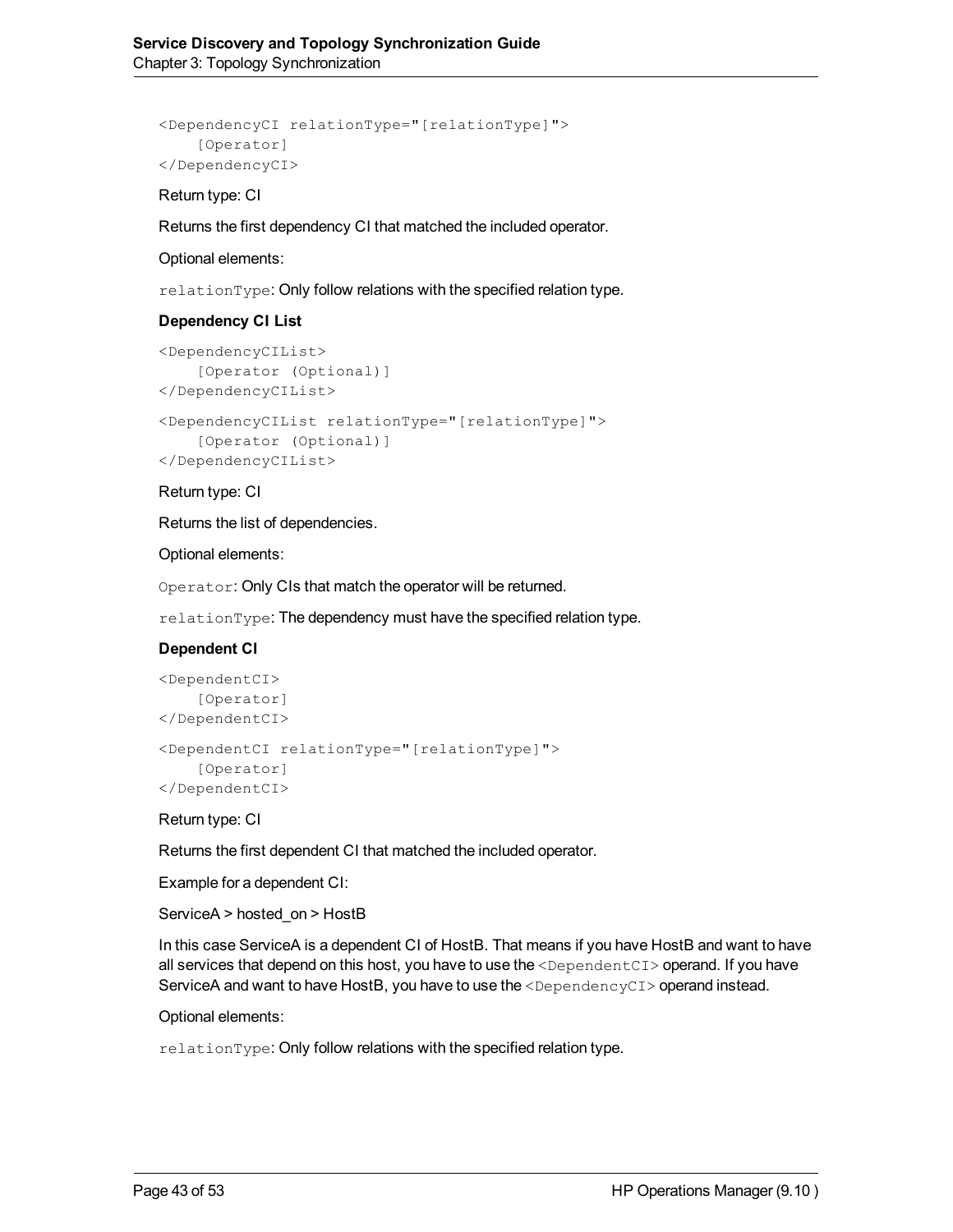```
<DependencyCI relationType="[relationType]">
    [Operator]
</DependencyCI>
```

Return type: CI

Returns the first dependency CI that matched the included operator.

Optional elements:

`relationType`: Only follow relations with the specified relation type.

**Dependency CI List**

```
<DependencyCIList>
    [Operator (Optional)]
</DependencyCIList>
```

```
<DependencyCIList relationType="[relationType]">
    [Operator (Optional)]
</DependencyCIList>
```

Return type: CI

Returns the list of dependencies.

Optional elements:

`Operator`: Only CIs that match the operator will be returned.

`relationType`: The dependency must have the specified relation type.

**Dependent CI**

```
<DependentCI>
    [Operator]
</DependentCI>
```

```
<DependentCI relationType="[relationType]">
    [Operator]
</DependentCI>
```

Return type: CI

Returns the first dependent CI that matched the included operator.

Example for a dependent CI:

ServiceA > hosted_on > HostB

In this case ServiceA is a dependent CI of HostB. That means if you have HostB and want to have all services that depend on this host, you have to use the `<DependentCI>` operand. If you have ServiceA and want to have HostB, you have to use the `<DependencyCI>` operand instead.

Optional elements:

`relationType`: Only follow relations with the specified relation type.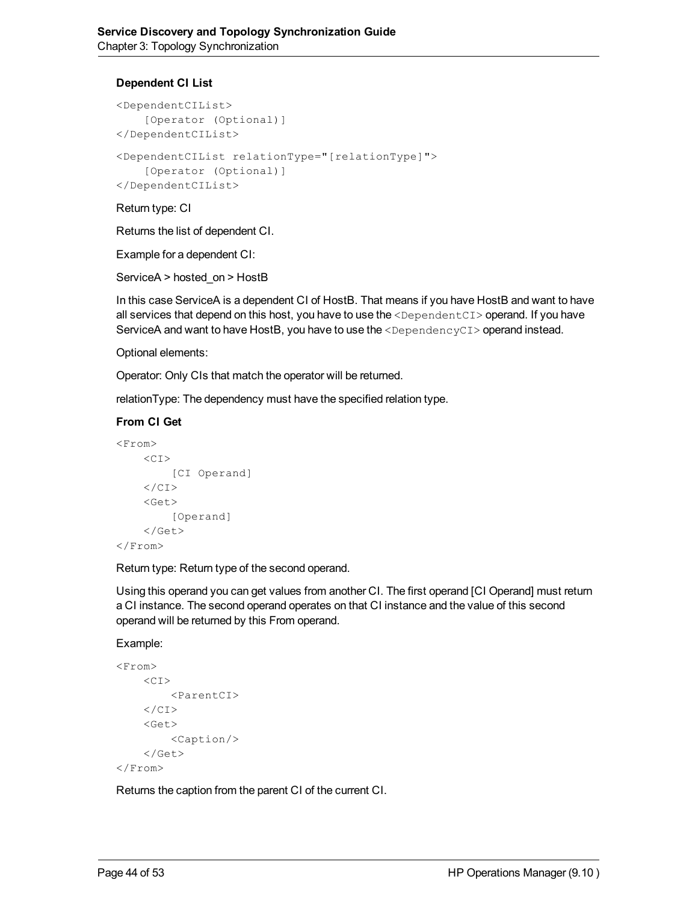**Dependent CI List**

```
<DependentCIList>
    [Operator (Optional)]
</DependentCIList>
```

```
<DependentCIList relationType="[relationType]">
    [Operator (Optional)]
</DependentCIList>
```

Return type: CI

Returns the list of dependent CI.

Example for a dependent CI:

ServiceA > hosted_on > HostB

In this case ServiceA is a dependent CI of HostB. That means if you have HostB and want to have all services that depend on this host, you have to use the `<DependentCI>` operand. If you have ServiceA and want to have HostB, you have to use the `<DependencyCI>` operand instead.

Optional elements:

Operator: Only CIs that match the operator will be returned.

relationType: The dependency must have the specified relation type.

**From CI Get**

```
<From>
    <CI>
        [CI Operand]
    </CI>
    <Get>
        [Operand]
    </Get>
</From>
```

Return type: Return type of the second operand.

Using this operand you can get values from another CI. The first operand [CI Operand] must return a CI instance. The second operand operates on that CI instance and the value of this second operand will be returned by this From operand.

Example:

```
<From>
    <CI>
        <ParentCI>
    </CI>
    <Get>
        <Caption/>
    </Get>
</From>
```

Returns the caption from the parent CI of the current CI.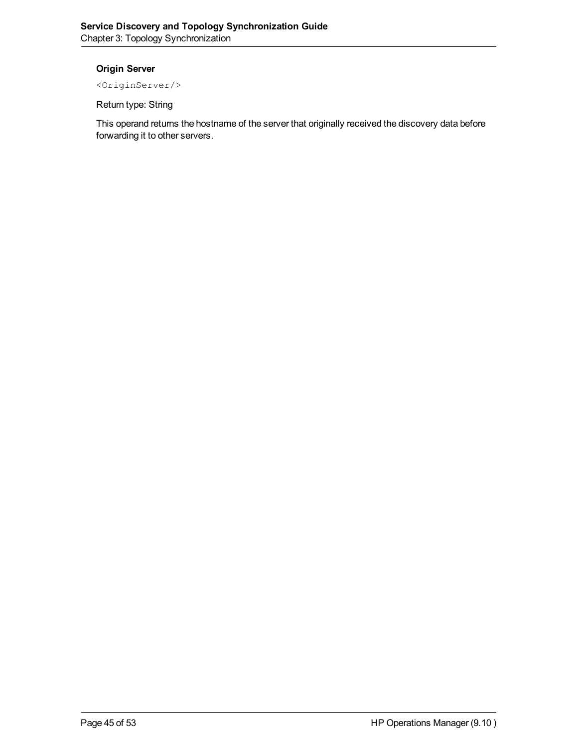#### Origin Server

```
<OriginServer/>
```

Return type: String

This operand returns the hostname of the server that originally received the discovery data before forwarding it to other servers.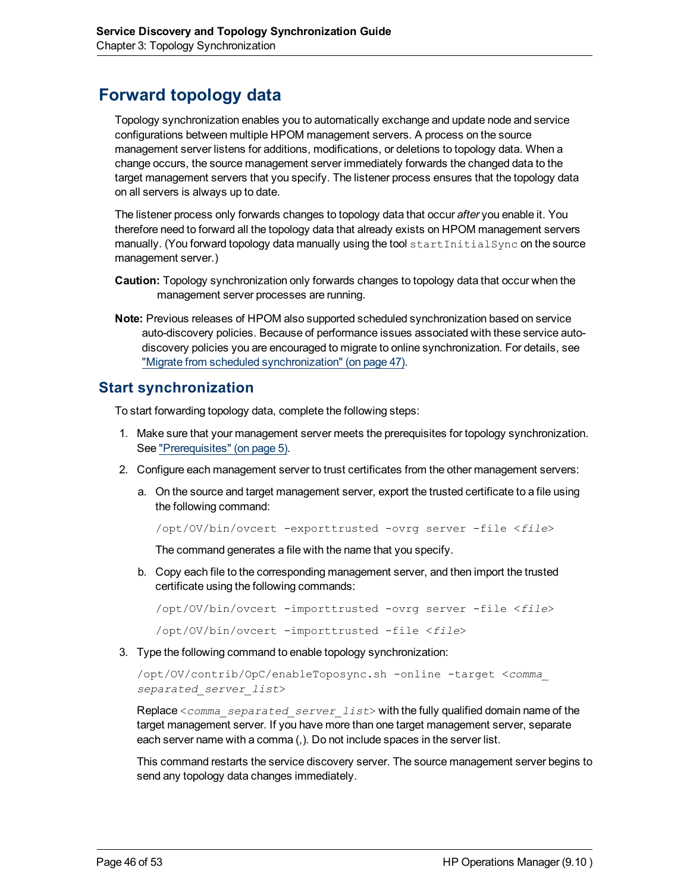# Forward topology data

Topology synchronization enables you to automatically exchange and update node and service configurations between multiple HPOM management servers. A process on the source management server listens for additions, modifications, or deletions to topology data. When a change occurs, the source management server immediately forwards the changed data to the target management servers that you specify. The listener process ensures that the topology data on all servers is always up to date.

The listener process only forwards changes to topology data that occur *after* you enable it. You therefore need to forward all the topology data that already exists on HPOM management servers manually. (You forward topology data manually using the tool `startInitialSync` on the source management server.)

**Caution:** Topology synchronization only forwards changes to topology data that occur when the management server processes are running.

**Note:** Previous releases of HPOM also supported scheduled synchronization based on service auto-discovery policies. Because of performance issues associated with these service auto-discovery policies you are encouraged to migrate to online synchronization. For details, see "Migrate from scheduled synchronization" (on page 47).

## Start synchronization

To start forwarding topology data, complete the following steps:

1. Make sure that your management server meets the prerequisites for topology synchronization. See "Prerequisites" (on page 5).
2. Configure each management server to trust certificates from the other management servers:
   a. On the source and target management server, export the trusted certificate to a file using the following command:

      ```
      /opt/OV/bin/ovcert -exporttrusted -ovrg server -file <file>
      ```

      The command generates a file with the name that you specify.

   b. Copy each file to the corresponding management server, and then import the trusted certificate using the following commands:

      ```
      /opt/OV/bin/ovcert -importtrusted -ovrg server -file <file>
      ```

      ```
      /opt/OV/bin/ovcert -importtrusted -file <file>
      ```

3. Type the following command to enable topology synchronization:

   ```
   /opt/OV/contrib/OpC/enableToposync.sh -online -target <comma_
   separated_server_list>
   ```

   Replace `<comma_separated_server_list>` with the fully qualified domain name of the target management server. If you have more than one target management server, separate each server name with a comma (,). Do not include spaces in the server list.

   This command restarts the service discovery server. The source management server begins to send any topology data changes immediately.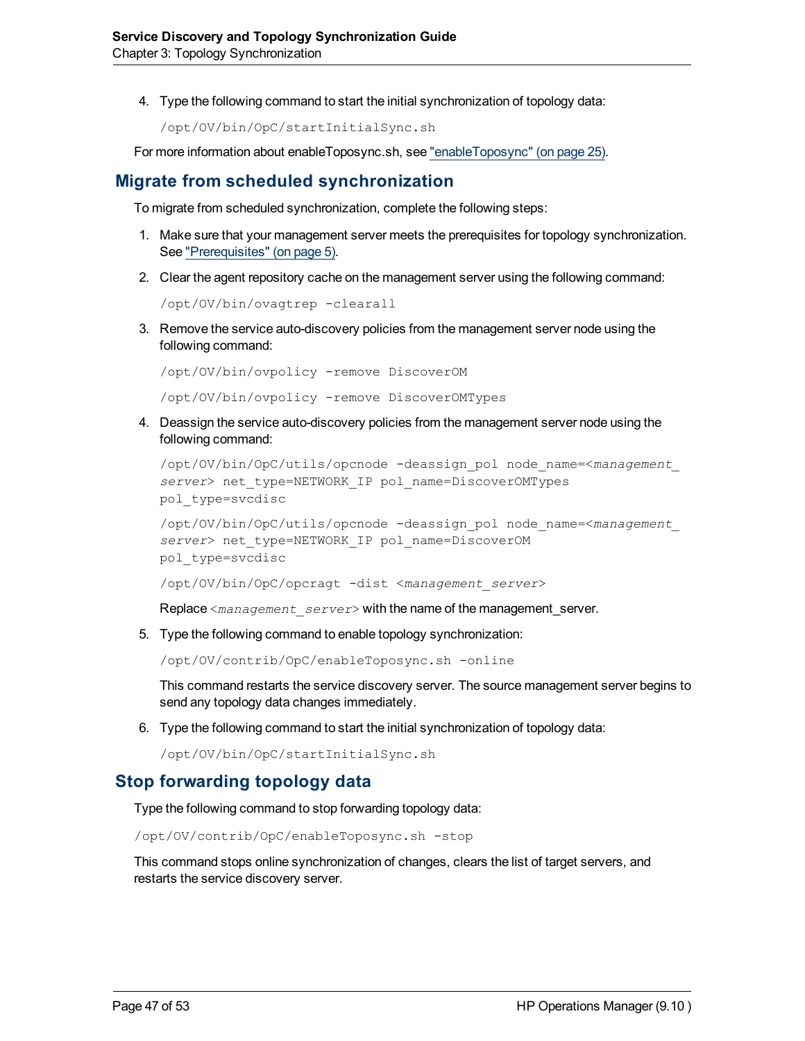4. Type the following command to start the initial synchronization of topology data:

   ```
   /opt/OV/bin/OpC/startInitialSync.sh
   ```

For more information about enableToposync.sh, see "enableToposync" (on page 25).

## Migrate from scheduled synchronization

To migrate from scheduled synchronization, complete the following steps:

1. Make sure that your management server meets the prerequisites for topology synchronization. See "Prerequisites" (on page 5).

2. Clear the agent repository cache on the management server using the following command:

   ```
   /opt/OV/bin/ovagtrep -clearall
   ```

3. Remove the service auto-discovery policies from the management server node using the following command:

   ```
   /opt/OV/bin/ovpolicy -remove DiscoverOM
   ```

   ```
   /opt/OV/bin/ovpolicy -remove DiscoverOMTypes
   ```

4. Deassign the service auto-discovery policies from the management server node using the following command:

   ```
   /opt/OV/bin/OpC/utils/opcnode -deassign_pol node_name=<management_server> net_type=NETWORK_IP pol_name=DiscoverOMTypes pol_type=svcdisc
   ```

   ```
   /opt/OV/bin/OpC/utils/opcnode -deassign_pol node_name=<management_server> net_type=NETWORK_IP pol_name=DiscoverOM pol_type=svcdisc
   ```

   ```
   /opt/OV/bin/OpC/opcragt -dist <management_server>
   ```

   Replace `<management_server>` with the name of the management_server.

5. Type the following command to enable topology synchronization:

   ```
   /opt/OV/contrib/OpC/enableToposync.sh -online
   ```

   This command restarts the service discovery server. The source management server begins to send any topology data changes immediately.

6. Type the following command to start the initial synchronization of topology data:

   ```
   /opt/OV/bin/OpC/startInitialSync.sh
   ```

## Stop forwarding topology data

Type the following command to stop forwarding topology data:

```
/opt/OV/contrib/OpC/enableToposync.sh -stop
```

This command stops online synchronization of changes, clears the list of target servers, and restarts the service discovery server.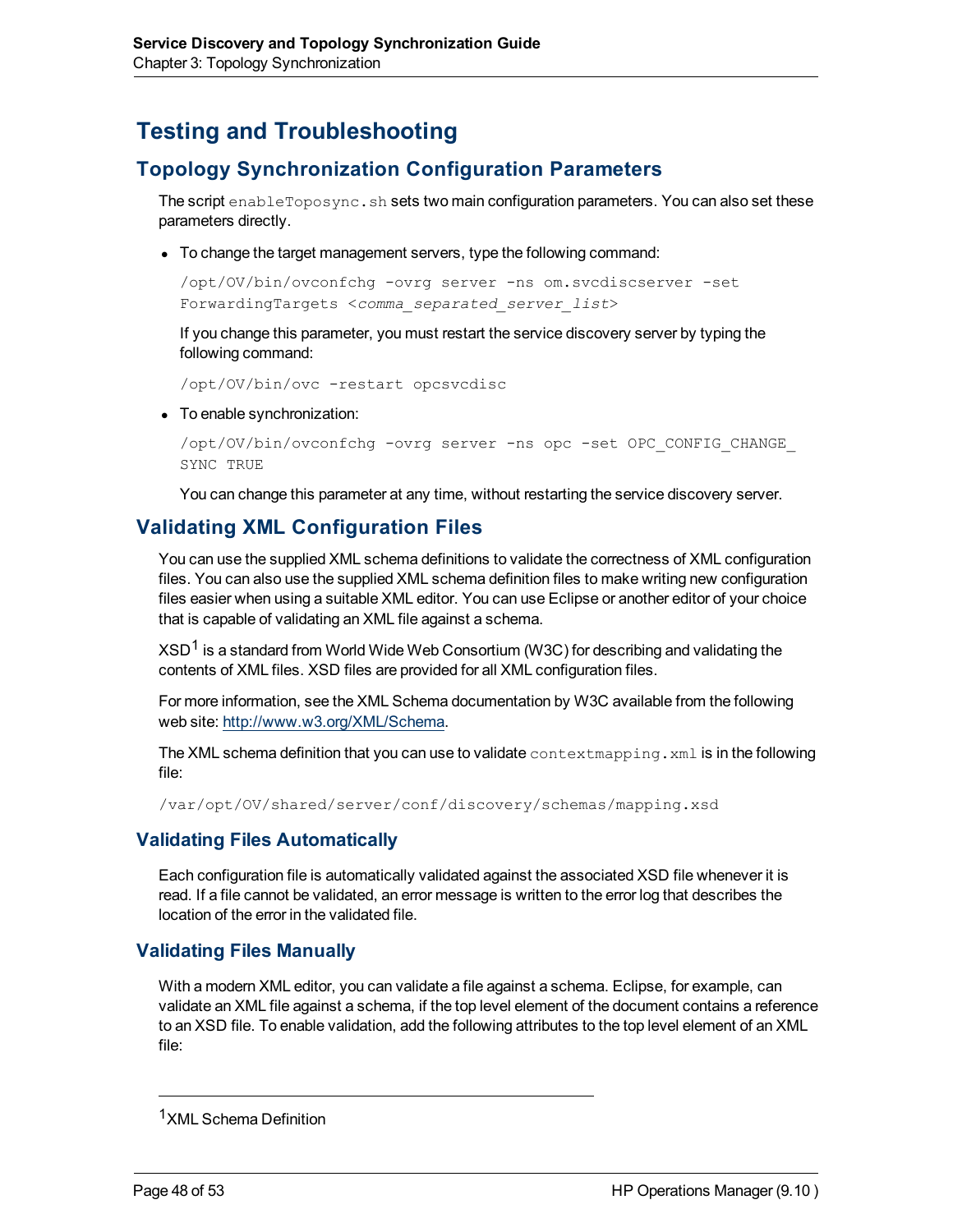# Testing and Troubleshooting

## Topology Synchronization Configuration Parameters

The script `enableToposync.sh` sets two main configuration parameters. You can also set these parameters directly.

- To change the target management servers, type the following command:

  ```
  /opt/OV/bin/ovconfchg -ovrg server -ns om.svcdiscserver -set
  ForwardingTargets <comma_separated_server_list>
  ```

  If you change this parameter, you must restart the service discovery server by typing the following command:

  ```
  /opt/OV/bin/ovc -restart opcsvcdisc
  ```

- To enable synchronization:

  ```
  /opt/OV/bin/ovconfchg -ovrg server -ns opc -set OPC_CONFIG_CHANGE_
  SYNC TRUE
  ```

  You can change this parameter at any time, without restarting the service discovery server.

## Validating XML Configuration Files

You can use the supplied XML schema definitions to validate the correctness of XML configuration files. You can also use the supplied XML schema definition files to make writing new configuration files easier when using a suitable XML editor. You can use Eclipse or another editor of your choice that is capable of validating an XML file against a schema.

XSD[1] is a standard from World Wide Web Consortium (W3C) for describing and validating the contents of XML files. XSD files are provided for all XML configuration files.

For more information, see the XML Schema documentation by W3C available from the following web site: http://www.w3.org/XML/Schema.

The XML schema definition that you can use to validate `contextmapping.xml` is in the following file:

```
/var/opt/OV/shared/server/conf/discovery/schemas/mapping.xsd
```

### Validating Files Automatically

Each configuration file is automatically validated against the associated XSD file whenever it is read. If a file cannot be validated, an error message is written to the error log that describes the location of the error in the validated file.

### Validating Files Manually

With a modern XML editor, you can validate a file against a schema. Eclipse, for example, can validate an XML file against a schema, if the top level element of the document contains a reference to an XSD file. To enable validation, add the following attributes to the top level element of an XML file:

---

[1] XML Schema Definition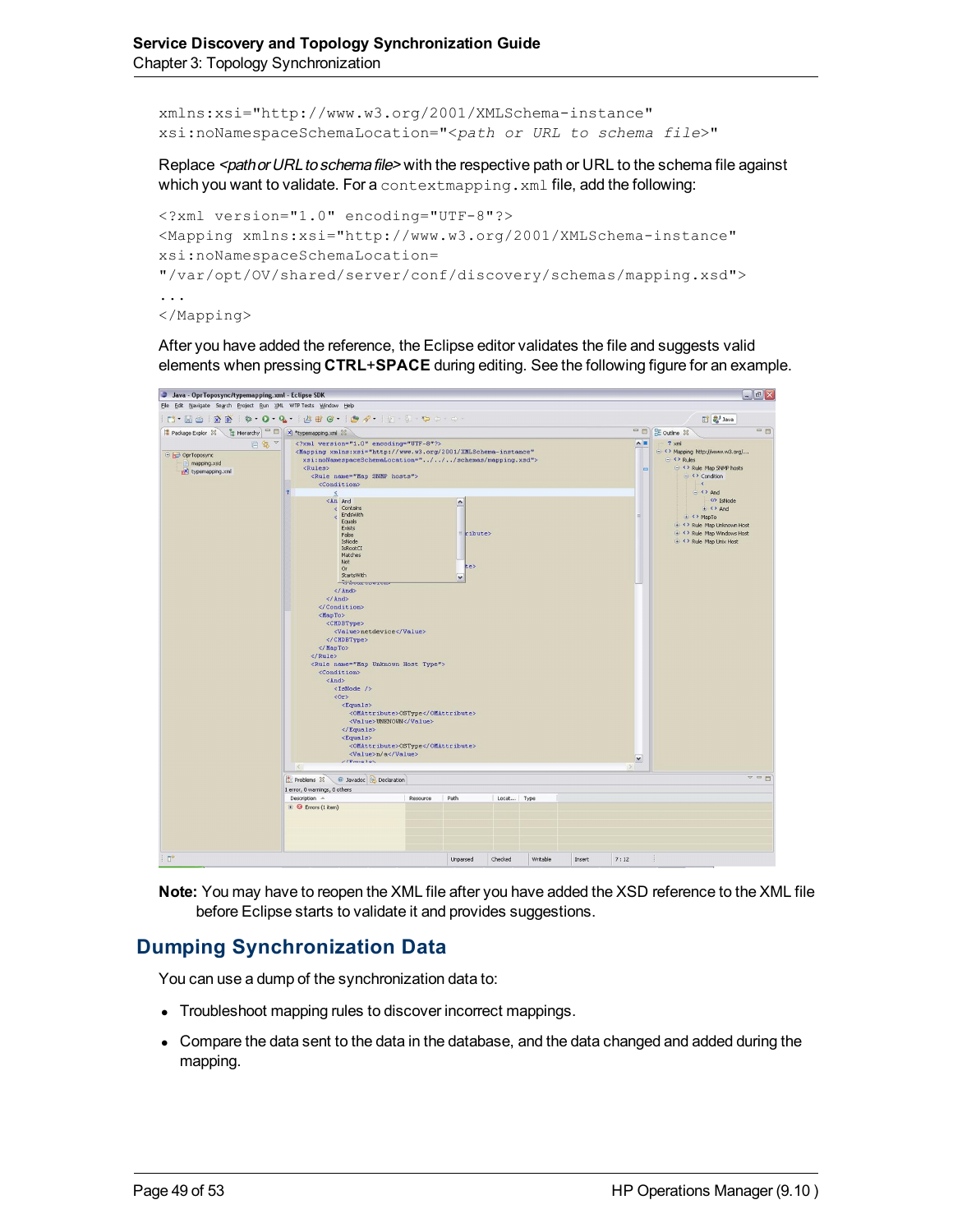```
xmlns:xsi="http://www.w3.org/2001/XMLSchema-instance"
xsi:noNamespaceSchemaLocation="<path or URL to schema file>"
```

Replace *<path or URL to schema file>* with the respective path or URL to the schema file against which you want to validate. For a `contextmapping.xml` file, add the following:

```
<?xml version="1.0" encoding="UTF-8"?>
<Mapping xmlns:xsi="http://www.w3.org/2001/XMLSchema-instance"
xsi:noNamespaceSchemaLocation=
"/var/opt/OV/shared/server/conf/discovery/schemas/mapping.xsd">
...
</Mapping>
```

After you have added the reference, the Eclipse editor validates the file and suggests valid elements when pressing **CTRL+SPACE** during editing. See the following figure for an example.

**Note:** You may have to reopen the XML file after you have added the XSD reference to the XML file before Eclipse starts to validate it and provides suggestions.

## Dumping Synchronization Data

You can use a dump of the synchronization data to:

- Troubleshoot mapping rules to discover incorrect mappings.
- Compare the data sent to the data in the database, and the data changed and added during the mapping.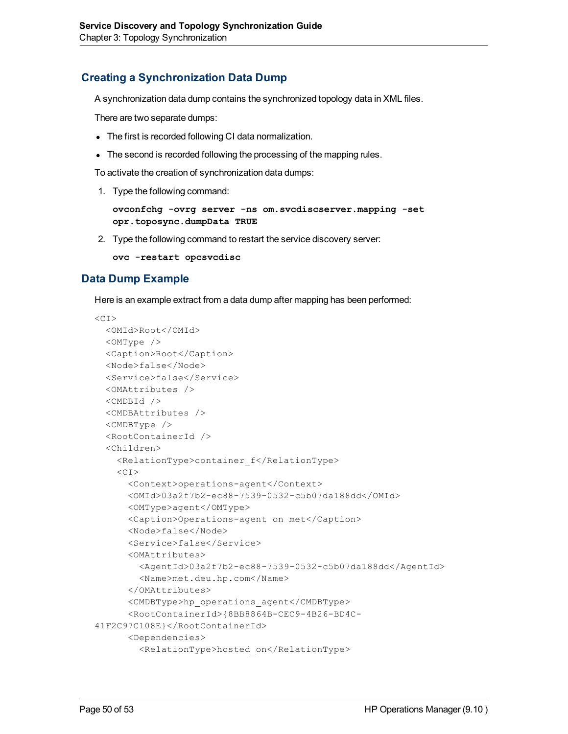## Creating a Synchronization Data Dump

A synchronization data dump contains the synchronized topology data in XML files.

There are two separate dumps:

- The first is recorded following CI data normalization.
- The second is recorded following the processing of the mapping rules.

To activate the creation of synchronization data dumps:

1. Type the following command:

   **ovconfchg -ovrg server -ns om.svcdiscserver.mapping -set opr.toposync.dumpData TRUE**

2. Type the following command to restart the service discovery server:

   **ovc -restart opcsvcdisc**

## Data Dump Example

Here is an example extract from a data dump after mapping has been performed:

```
<CI>
  <OMId>Root</OMId>
  <OMType />
  <Caption>Root</Caption>
  <Node>false</Node>
  <Service>false</Service>
  <OMAttributes />
  <CMDBId />
  <CMDBAttributes />
  <CMDBType />
  <RootContainerId />
  <Children>
    <RelationType>container_f</RelationType>
    <CI>
      <Context>operations-agent</Context>
      <OMId>03a2f7b2-ec88-7539-0532-c5b07da188dd</OMId>
      <OMType>agent</OMType>
      <Caption>Operations-agent on met</Caption>
      <Node>false</Node>
      <Service>false</Service>
      <OMAttributes>
        <AgentId>03a2f7b2-ec88-7539-0532-c5b07da188dd</AgentId>
        <Name>met.deu.hp.com</Name>
      </OMAttributes>
      <CMDBType>hp_operations_agent</CMDBType>
      <RootContainerId>{8BB8864B-CEC9-4B26-BD4C-
41F2C97C108E}</RootContainerId>
      <Dependencies>
        <RelationType>hosted_on</RelationType>
```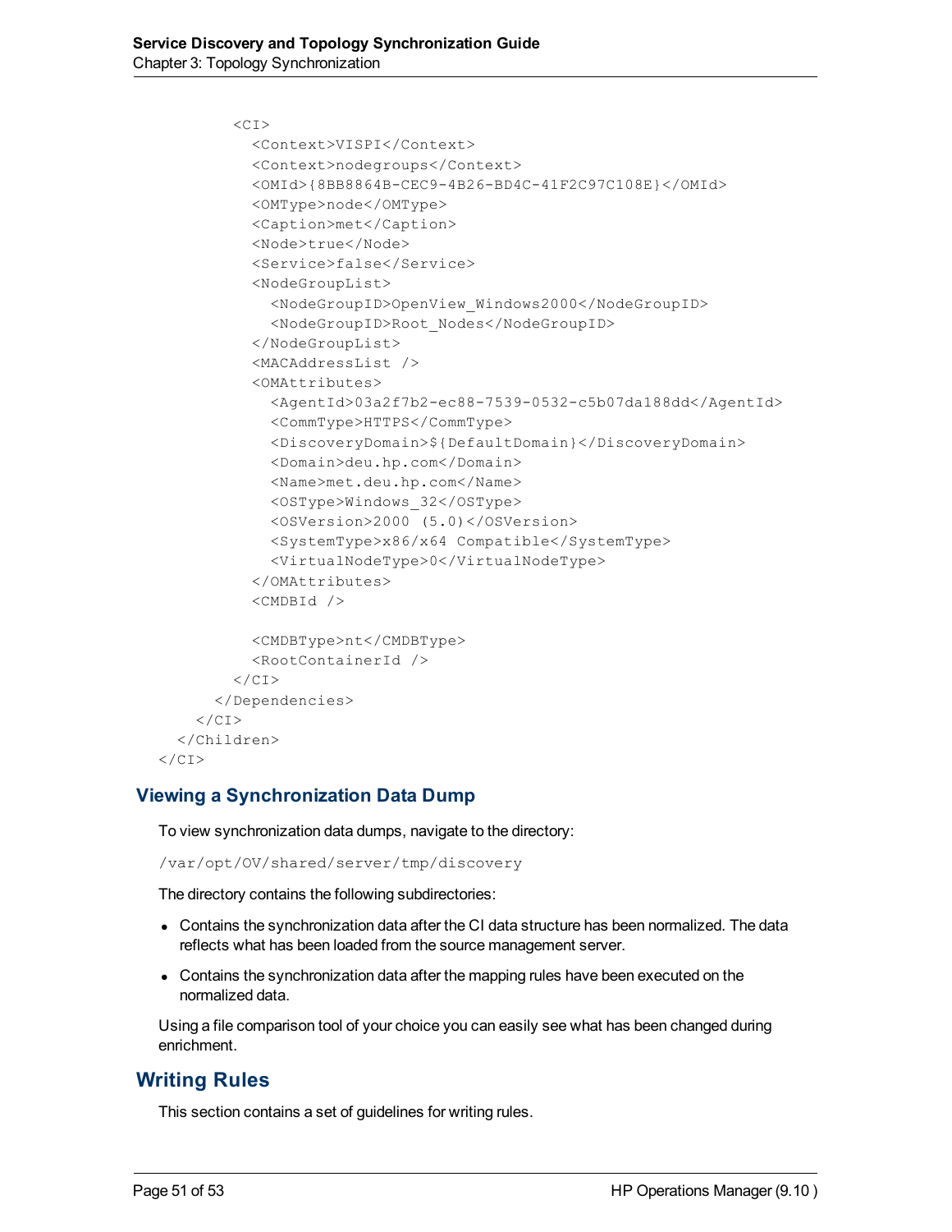```
        <CI>
          <Context>VISPI</Context>
          <Context>nodegroups</Context>
          <OMId>{8BB8864B-CEC9-4B26-BD4C-41F2C97C108E}</OMId>
          <OMType>node</OMType>
          <Caption>met</Caption>
          <Node>true</Node>
          <Service>false</Service>
          <NodeGroupList>
            <NodeGroupID>OpenView_Windows2000</NodeGroupID>
            <NodeGroupID>Root_Nodes</NodeGroupID>
          </NodeGroupList>
          <MACAddressList />
          <OMAttributes>
            <AgentId>03a2f7b2-ec88-7539-0532-c5b07da188dd</AgentId>
            <CommType>HTTPS</CommType>
            <DiscoveryDomain>${DefaultDomain}</DiscoveryDomain>
            <Domain>deu.hp.com</Domain>
            <Name>met.deu.hp.com</Name>
            <OSType>Windows_32</OSType>
            <OSVersion>2000 (5.0)</OSVersion>
            <SystemType>x86/x64 Compatible</SystemType>
            <VirtualNodeType>0</VirtualNodeType>
          </OMAttributes>
          <CMDBId />

          <CMDBType>nt</CMDBType>
          <RootContainerId />
        </CI>
      </Dependencies>
    </CI>
  </Children>
</CI>
```

## Viewing a Synchronization Data Dump

To view synchronization data dumps, navigate to the directory:

```
/var/opt/OV/shared/server/tmp/discovery
```

The directory contains the following subdirectories:

- Contains the synchronization data after the CI data structure has been normalized. The data reflects what has been loaded from the source management server.
- Contains the synchronization data after the mapping rules have been executed on the normalized data.

Using a file comparison tool of your choice you can easily see what has been changed during enrichment.

# Writing Rules

This section contains a set of guidelines for writing rules.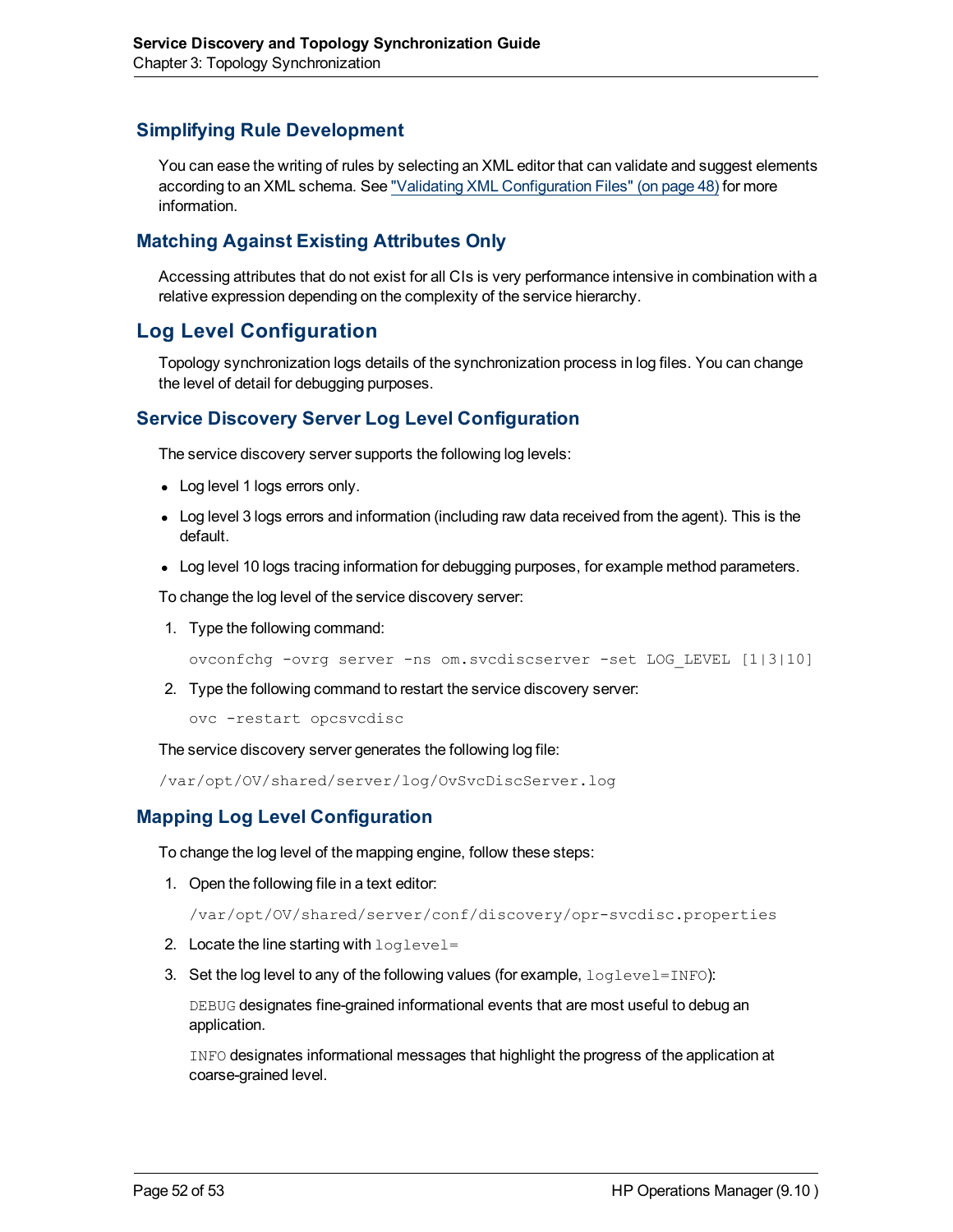## Simplifying Rule Development

You can ease the writing of rules by selecting an XML editor that can validate and suggest elements according to an XML schema. See "Validating XML Configuration Files" (on page 48) for more information.

## Matching Against Existing Attributes Only

Accessing attributes that do not exist for all CIs is very performance intensive in combination with a relative expression depending on the complexity of the service hierarchy.

# Log Level Configuration

Topology synchronization logs details of the synchronization process in log files. You can change the level of detail for debugging purposes.

## Service Discovery Server Log Level Configuration

The service discovery server supports the following log levels:

- Log level 1 logs errors only.
- Log level 3 logs errors and information (including raw data received from the agent). This is the default.
- Log level 10 logs tracing information for debugging purposes, for example method parameters.

To change the log level of the service discovery server:

1. Type the following command:

   ```
   ovconfchg -ovrg server -ns om.svcdiscserver -set LOG_LEVEL [1|3|10]
   ```

2. Type the following command to restart the service discovery server:

   ```
   ovc -restart opcsvcdisc
   ```

The service discovery server generates the following log file:

```
/var/opt/OV/shared/server/log/OvSvcDiscServer.log
```

## Mapping Log Level Configuration

To change the log level of the mapping engine, follow these steps:

1. Open the following file in a text editor:

   ```
   /var/opt/OV/shared/server/conf/discovery/opr-svcdisc.properties
   ```

2. Locate the line starting with `loglevel=`
3. Set the log level to any of the following values (for example, `loglevel=INFO`):

   `DEBUG` designates fine-grained informational events that are most useful to debug an application.

   `INFO` designates informational messages that highlight the progress of the application at coarse-grained level.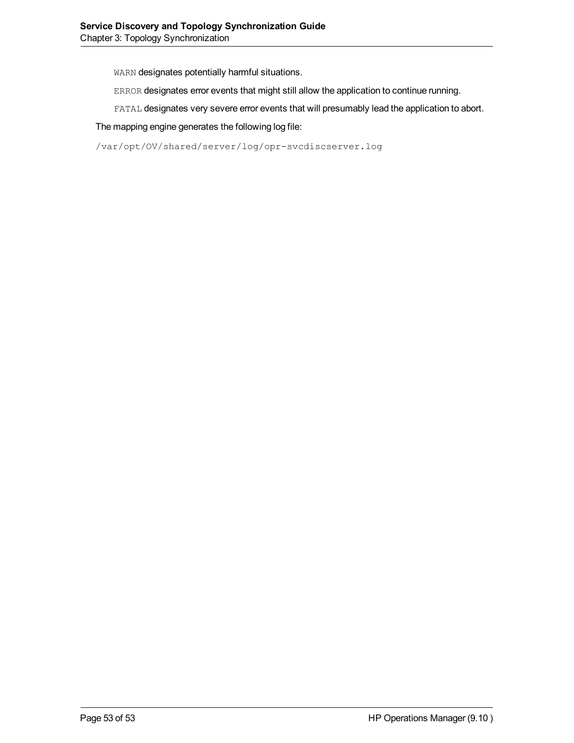`WARN` designates potentially harmful situations.

`ERROR` designates error events that might still allow the application to continue running.

`FATAL` designates very severe error events that will presumably lead the application to abort.

The mapping engine generates the following log file:

```
/var/opt/OV/shared/server/log/opr-svcdiscserver.log
```